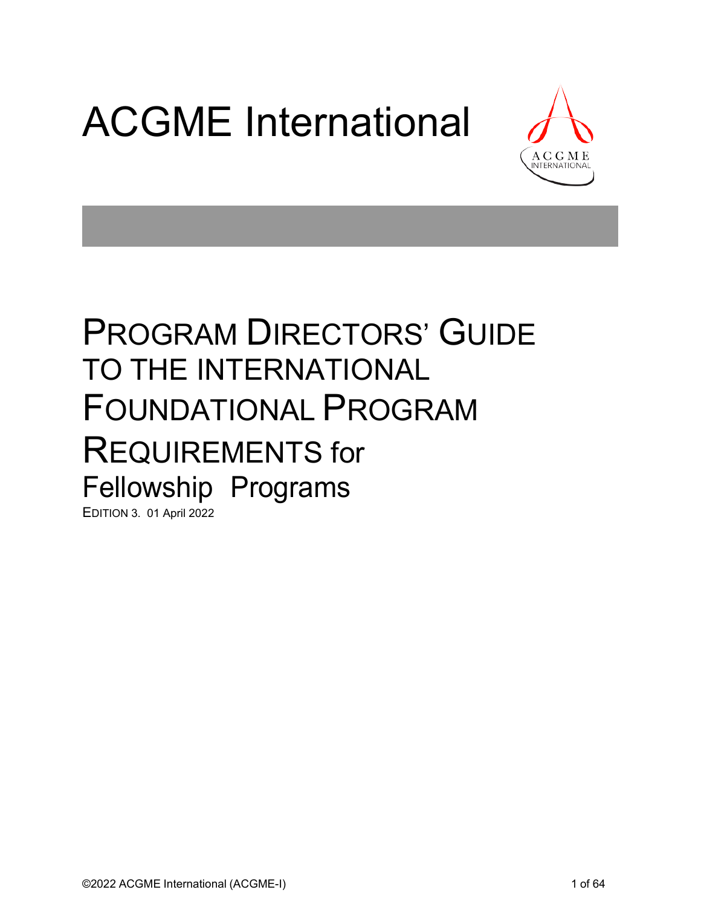# ACGME International

# PROGRAM DIRECTORS' GUIDE TO THE INTERNATIONAL FOUNDATIONAL PROGRAM REQUIREMENTS for Fellowship Programs

EDITION 3. 01 April 2022

©2022 ACGME International (ACGME-I)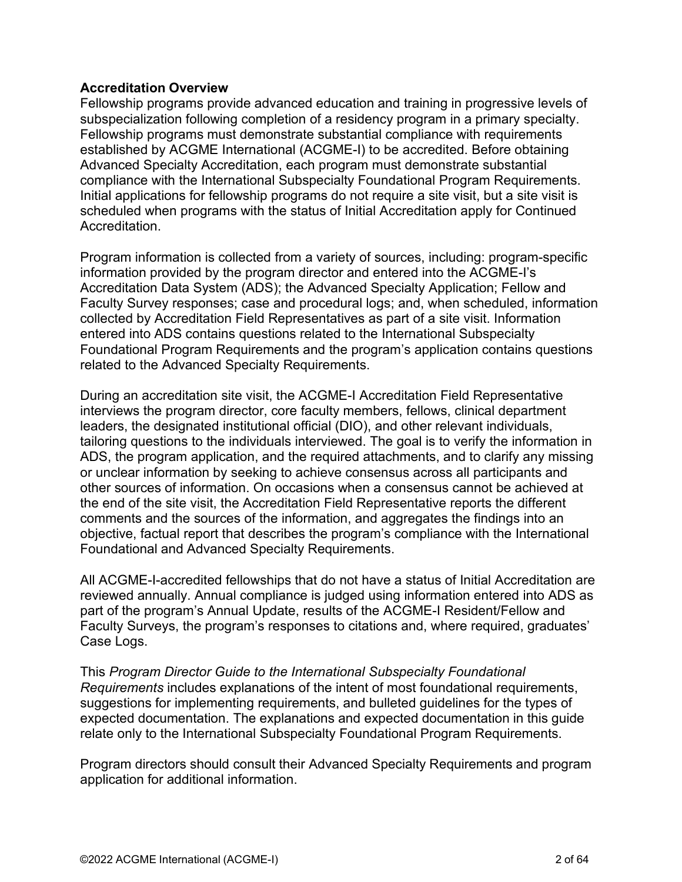## Accreditation Overview

Fellowship programs provide advanced education and training in progressive levels of subspecialization following completion of a residency program in a primary specialty. Fellowship programs must demonstrate substantial compliance with requirements established by ACGME International (ACGME-I) to be accredited. Before obtaining Advanced Specialty Accreditation, each program must demonstrate substantial compliance with the International Subspecialty Foundational Program Requirements. Initial applications for fellowship programs do not require a site visit, but a site visit is scheduled when programs with the status of Initial Accreditation apply for Continued Accreditation.

Program information is collected from a variety of sources, including: program-specific information provided by the program director and entered into the ACGME-I's Accreditation Data System (ADS); the Advanced Specialty Application; Fellow and Faculty Survey responses; case and procedural logs; and, when scheduled, information collected by Accreditation Field Representatives as part of a site visit. Information entered into ADS contains questions related to the International Subspecialty Foundational Program Requirements and the program's application contains questions related to the Advanced Specialty Requirements.

During an accreditation site visit, the ACGME-I Accreditation Field Representative interviews the program director, core faculty members, fellows, clinical department leaders, the designated institutional official (DIO), and other relevant individuals, tailoring questions to the individuals interviewed. The goal is to verify the information in ADS, the program application, and the required attachments, and to clarify any missing or unclear information by seeking to achieve consensus across all participants and other sources of information. On occasions when a consensus cannot be achieved at the end of the site visit, the Accreditation Field Representative reports the different comments and the sources of the information, and aggregates the findings into an objective, factual report that describes the program's compliance with the International Foundational and Advanced Specialty Requirements.

All ACGME-I-accredited fellowships that do not have a status of Initial Accreditation are reviewed annually. Annual compliance is judged using information entered into ADS as part of the program's Annual Update, results of the ACGME-I Resident/Fellow and Faculty Surveys, the program's responses to citations and, where required, graduates' Case Logs.

This *Program Director Guide to the International Subspecialty Foundational Requirements* includes explanations of the intent of most foundational requirements, suggestions for implementing requirements, and bulleted guidelines for the types of expected documentation. The explanations and expected documentation in this guide relate only to the International Subspecialty Foundational Program Requirements.

Program directors should consult their Advanced Specialty Requirements and program application for additional information.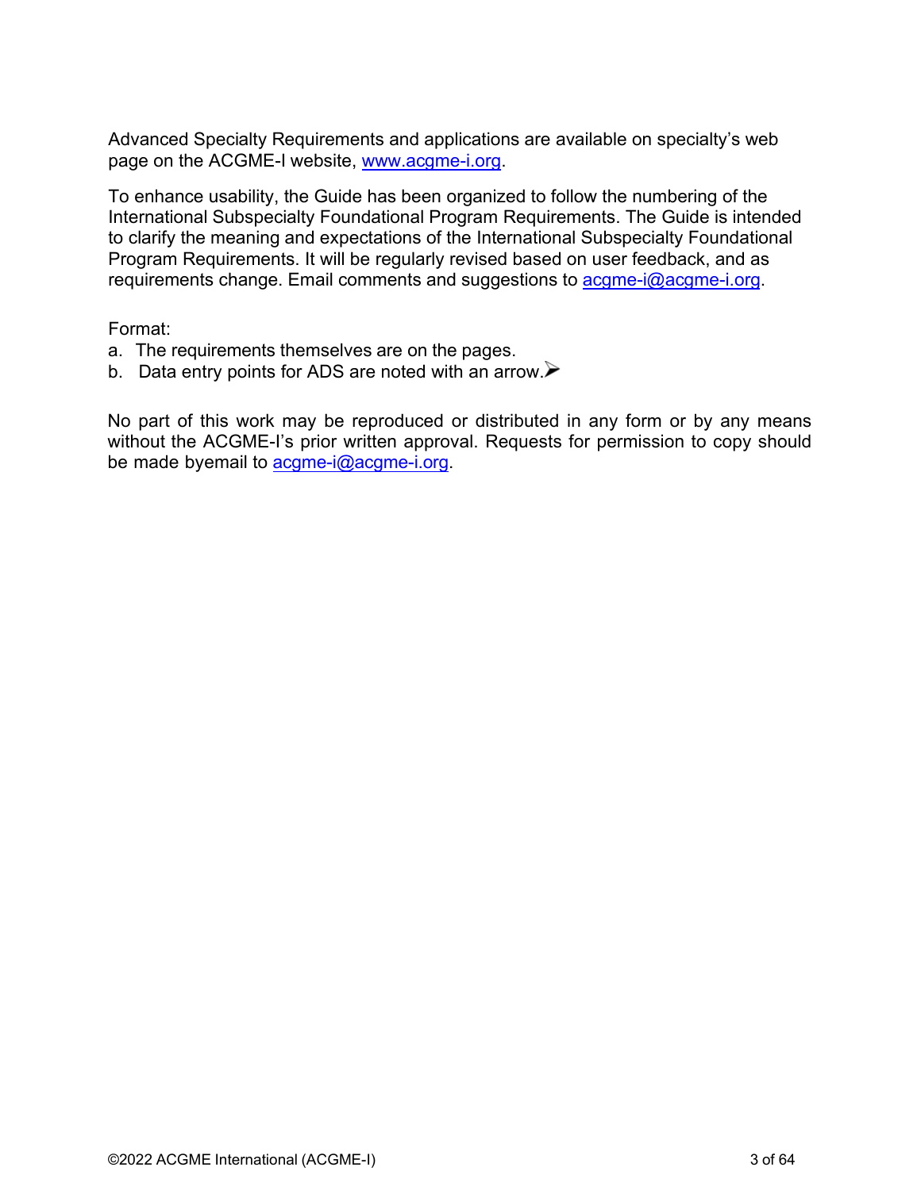Advanced Specialty Requirements and applications are available on specialty's web page on the ACGME-I website, [www.acgme-i.org](http://www.acgme-i.org).

To enhance usability, the Guide has been organized to follow the numbering of the International Subspecialty Foundational Program Requirements. The Guide is intended to clarify the meaning and expectations of the International Subspecialty Foundational Program Requirements. It will be regularly revised based on user feedback, and as requirements change. Email comments and suggestions to [acgme-i@acgme-i.org](mailto:acgme-i@acgme-i.org).

Format:

a. The requirements themselves are on the pages.
b. Data entry points for ADS are noted with an arrow.➢

No part of this work may be reproduced or distributed in any form or by any means without the ACGME-I's prior written approval. Requests for permission to copy should be made byemail to [acgme-i@acgme-i.org](mailto:acgme-i@acgme-i.org).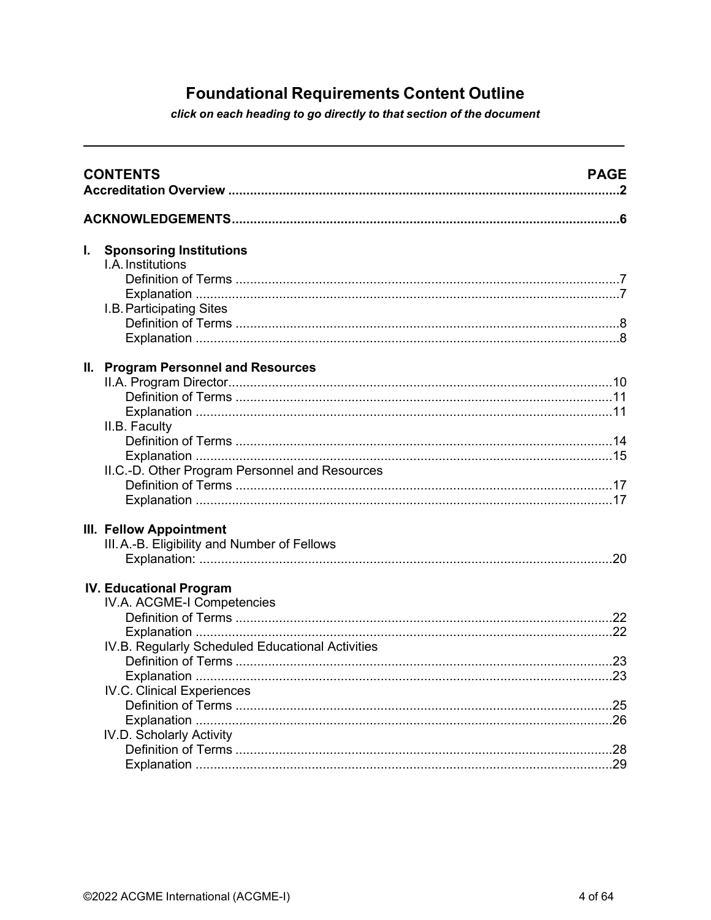# Foundational Requirements Content Outline

***click on each heading to go directly to that section of the document***

---

| CONTENTS | PAGE |
|---|---|
| **Accreditation Overview** | **2** |
| **ACKNOWLEDGEMENTS** | **6** |
| **I. Sponsoring Institutions** | |
| I.A. Institutions | |
| Definition of Terms | 7 |
| Explanation | 7 |
| I.B. Participating Sites | |
| Definition of Terms | 8 |
| Explanation | 8 |
| **II. Program Personnel and Resources** | |
| II.A. Program Director | 10 |
| Definition of Terms | 11 |
| Explanation | 11 |
| II.B. Faculty | |
| Definition of Terms | 14 |
| Explanation | 15 |
| II.C.-D. Other Program Personnel and Resources | |
| Definition of Terms | 17 |
| Explanation | 17 |
| **III. Fellow Appointment** | |
| III.A.-B. Eligibility and Number of Fellows | |
| Explanation: | 20 |
| **IV. Educational Program** | |
| IV.A. ACGME-I Competencies | |
| Definition of Terms | 22 |
| Explanation | 22 |
| IV.B. Regularly Scheduled Educational Activities | |
| Definition of Terms | 23 |
| Explanation | 23 |
| IV.C. Clinical Experiences | |
| Definition of Terms | 25 |
| Explanation | 26 |
| IV.D. Scholarly Activity | |
| Definition of Terms | 28 |
| Explanation | 29 |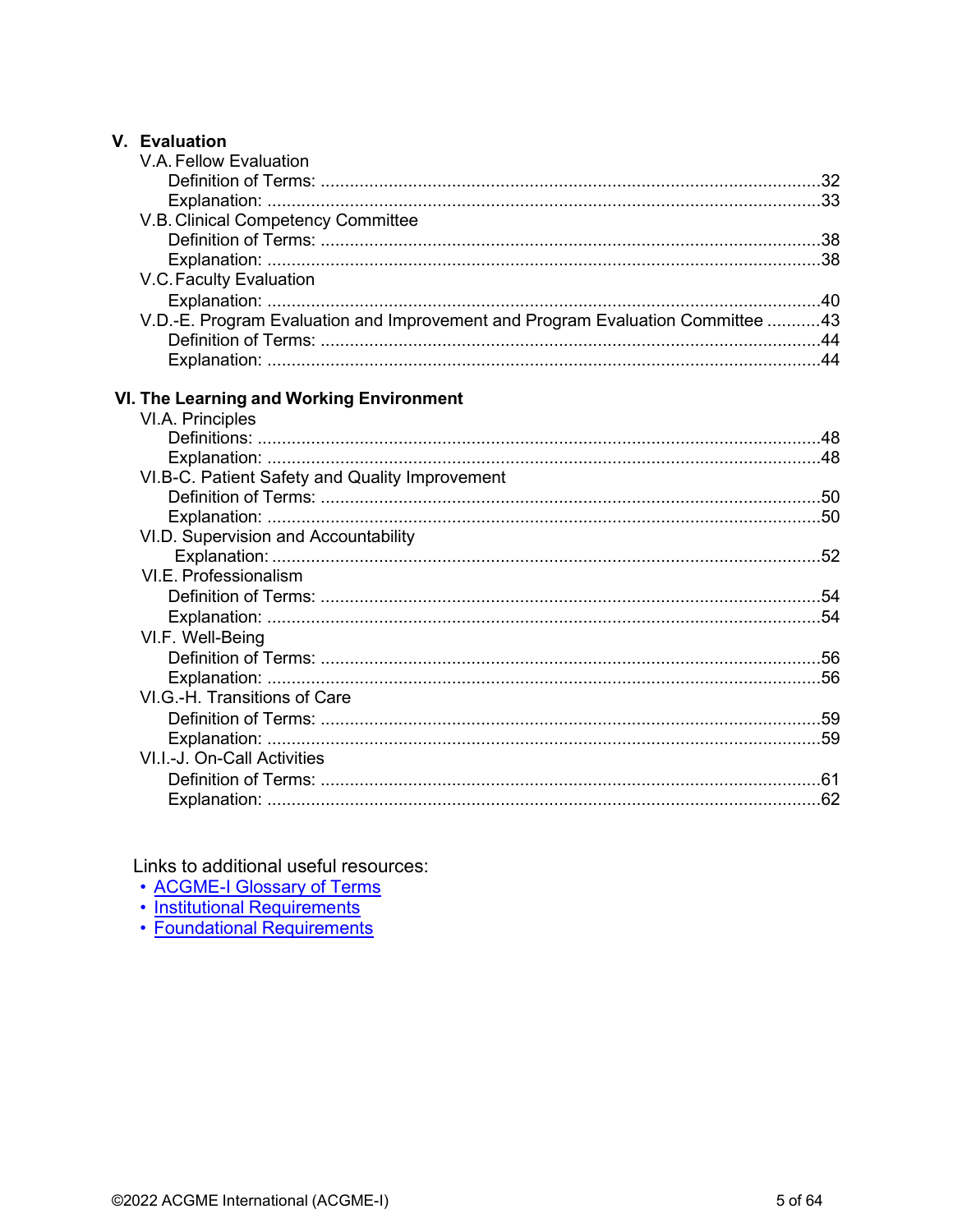**V. Evaluation**

- V.A. Fellow Evaluation
  - Definition of Terms: ......................................................................................................32
  - Explanation: ..................................................................................................................33
- V.B. Clinical Competency Committee
  - Definition of Terms: ......................................................................................................38
  - Explanation: ..................................................................................................................38
- V.C. Faculty Evaluation
  - Explanation: ..................................................................................................................40
- V.D.-E. Program Evaluation and Improvement and Program Evaluation Committee ...........43
  - Definition of Terms: ......................................................................................................44
  - Explanation: ..................................................................................................................44

**VI. The Learning and Working Environment**

- VI.A. Principles
  - Definitions: ...................................................................................................................48
  - Explanation: ..................................................................................................................48
- VI.B-C. Patient Safety and Quality Improvement
  - Definition of Terms: ......................................................................................................50
  - Explanation: ..................................................................................................................50
- VI.D. Supervision and Accountability
  - Explanation: ..................................................................................................................52
- VI.E. Professionalism
  - Definition of Terms: ......................................................................................................54
  - Explanation: ..................................................................................................................54
- VI.F. Well-Being
  - Definition of Terms: ......................................................................................................56
  - Explanation: ..................................................................................................................56
- VI.G.-H. Transitions of Care
  - Definition of Terms: ......................................................................................................59
  - Explanation: ..................................................................................................................59
- VI.I.-J. On-Call Activities
  - Definition of Terms: ......................................................................................................61
  - Explanation: ..................................................................................................................62

Links to additional useful resources:

- ACGME-I Glossary of Terms
- Institutional Requirements
- Foundational Requirements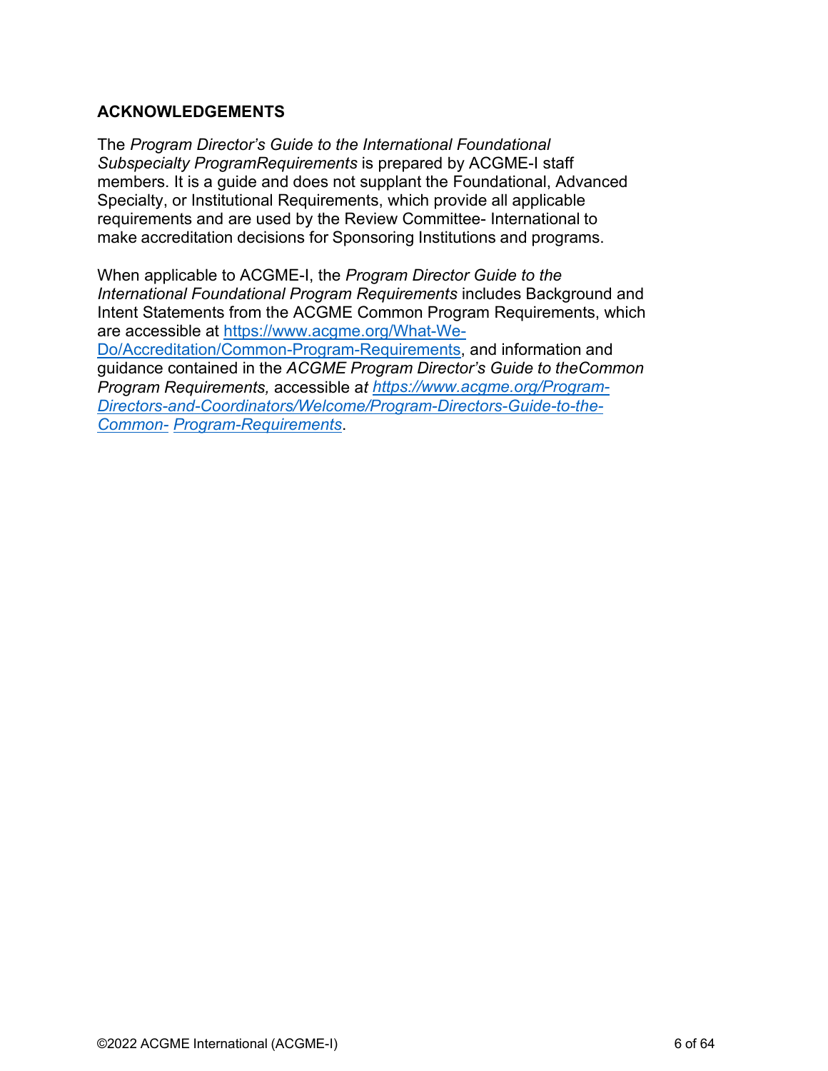## ACKNOWLEDGEMENTS

The *Program Director's Guide to the International Foundational Subspecialty ProgramRequirements* is prepared by ACGME-I staff members. It is a guide and does not supplant the Foundational, Advanced Specialty, or Institutional Requirements, which provide all applicable requirements and are used by the Review Committee- International to make accreditation decisions for Sponsoring Institutions and programs.

When applicable to ACGME-I, the *Program Director Guide to the International Foundational Program Requirements* includes Background and Intent Statements from the ACGME Common Program Requirements, which are accessible at [https://www.acgme.org/What-We-Do/Accreditation/Common-Program-Requirements](https://www.acgme.org/What-We-Do/Accreditation/Common-Program-Requirements), and information and guidance contained in the *ACGME Program Director's Guide to theCommon Program Requirements,* accessible a*t [https://www.acgme.org/Program-Directors-and-Coordinators/Welcome/Program-Directors-Guide-to-the-Common- Program-Requirements](https://www.acgme.org/Program-Directors-and-Coordinators/Welcome/Program-Directors-Guide-to-the-Common-Program-Requirements)*.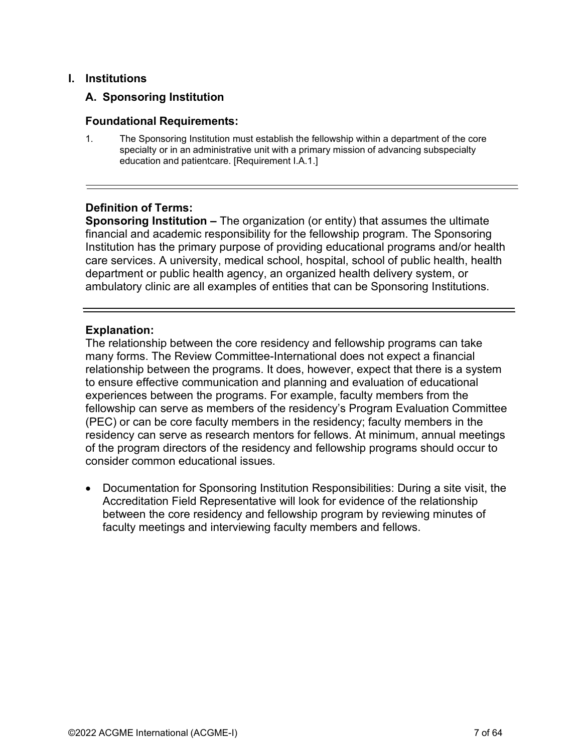# I. Institutions

## A. Sponsoring Institution

### Foundational Requirements:

1. The Sponsoring Institution must establish the fellowship within a department of the core specialty or in an administrative unit with a primary mission of advancing subspecialty education and patientcare. [Requirement I.A.1.]

---

### Definition of Terms:

**Sponsoring Institution –** The organization (or entity) that assumes the ultimate financial and academic responsibility for the fellowship program. The Sponsoring Institution has the primary purpose of providing educational programs and/or health care services. A university, medical school, hospital, school of public health, health department or public health agency, an organized health delivery system, or ambulatory clinic are all examples of entities that can be Sponsoring Institutions.

---

### Explanation:

The relationship between the core residency and fellowship programs can take many forms. The Review Committee-International does not expect a financial relationship between the programs. It does, however, expect that there is a system to ensure effective communication and planning and evaluation of educational experiences between the programs. For example, faculty members from the fellowship can serve as members of the residency's Program Evaluation Committee (PEC) or can be core faculty members in the residency; faculty members in the residency can serve as research mentors for fellows. At minimum, annual meetings of the program directors of the residency and fellowship programs should occur to consider common educational issues.

- Documentation for Sponsoring Institution Responsibilities: During a site visit, the Accreditation Field Representative will look for evidence of the relationship between the core residency and fellowship program by reviewing minutes of faculty meetings and interviewing faculty members and fellows.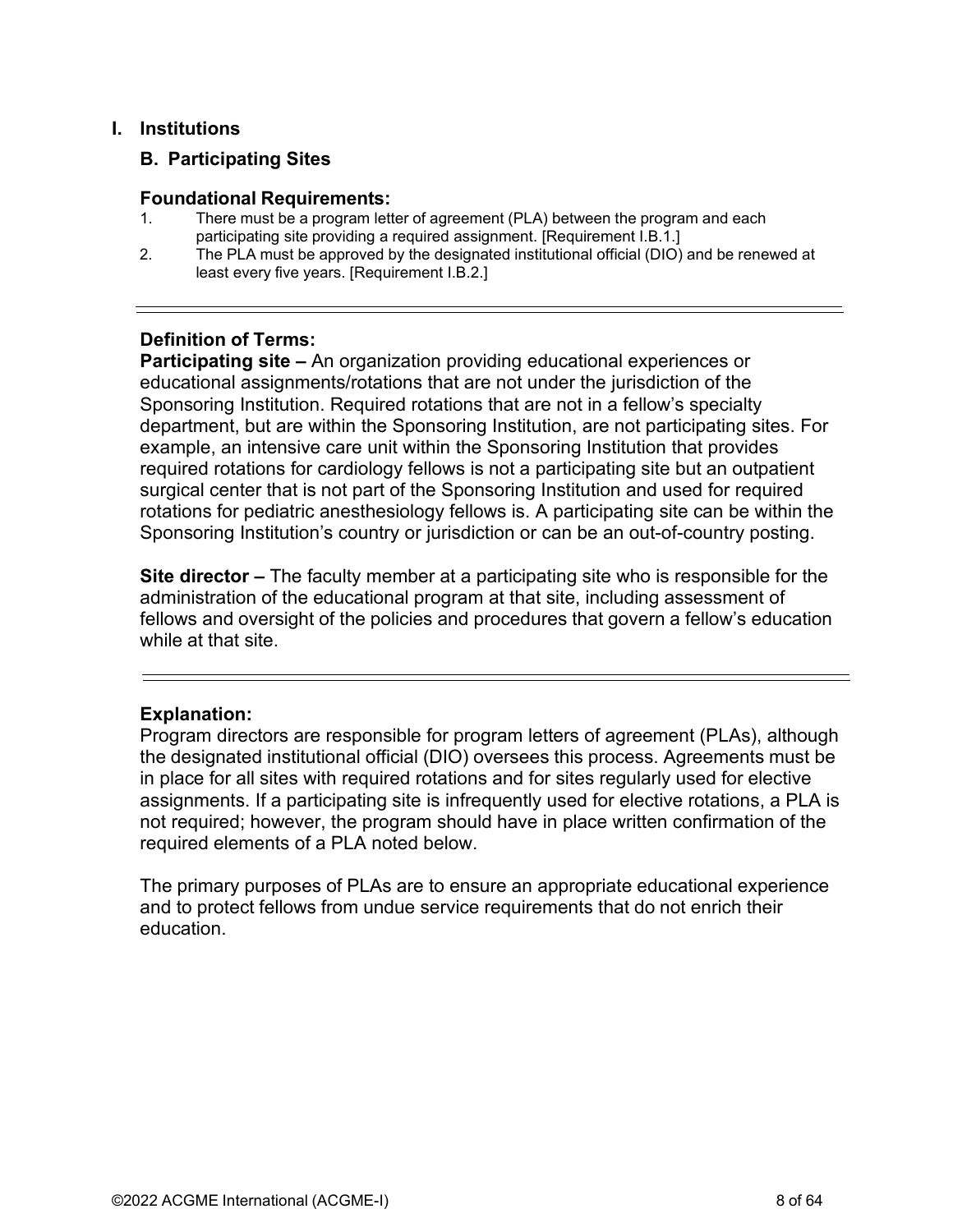# I. Institutions

## B. Participating Sites

### Foundational Requirements:

1. There must be a program letter of agreement (PLA) between the program and each participating site providing a required assignment. [Requirement I.B.1.]
2. The PLA must be approved by the designated institutional official (DIO) and be renewed at least every five years. [Requirement I.B.2.]

---

### Definition of Terms:

**Participating site –** An organization providing educational experiences or educational assignments/rotations that are not under the jurisdiction of the Sponsoring Institution. Required rotations that are not in a fellow's specialty department, but are within the Sponsoring Institution, are not participating sites. For example, an intensive care unit within the Sponsoring Institution that provides required rotations for cardiology fellows is not a participating site but an outpatient surgical center that is not part of the Sponsoring Institution and used for required rotations for pediatric anesthesiology fellows is. A participating site can be within the Sponsoring Institution's country or jurisdiction or can be an out-of-country posting.

**Site director –** The faculty member at a participating site who is responsible for the administration of the educational program at that site, including assessment of fellows and oversight of the policies and procedures that govern a fellow's education while at that site.

---

### Explanation:

Program directors are responsible for program letters of agreement (PLAs), although the designated institutional official (DIO) oversees this process. Agreements must be in place for all sites with required rotations and for sites regularly used for elective assignments. If a participating site is infrequently used for elective rotations, a PLA is not required; however, the program should have in place written confirmation of the required elements of a PLA noted below.

The primary purposes of PLAs are to ensure an appropriate educational experience and to protect fellows from undue service requirements that do not enrich their education.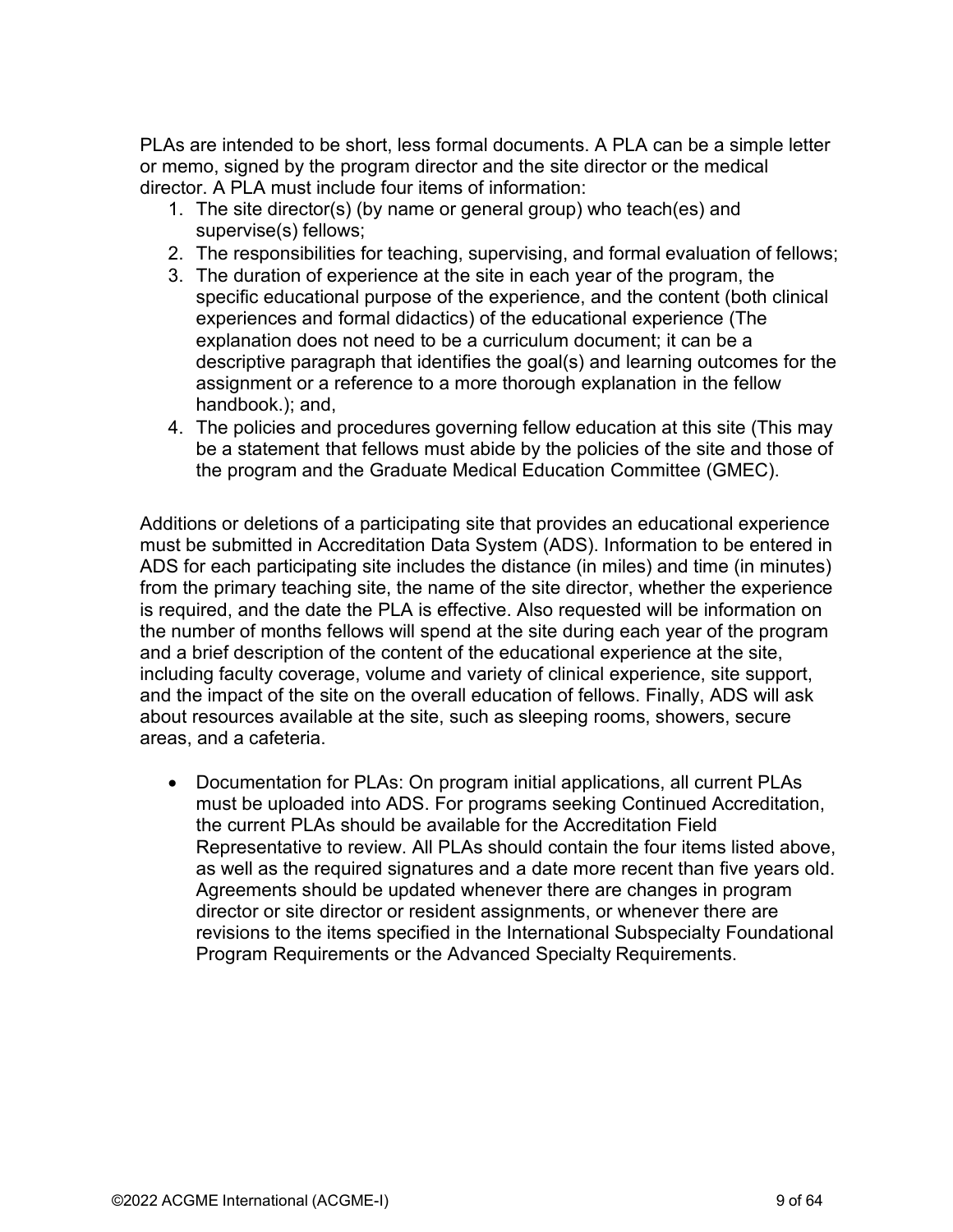PLAs are intended to be short, less formal documents. A PLA can be a simple letter or memo, signed by the program director and the site director or the medical director. A PLA must include four items of information:

1. The site director(s) (by name or general group) who teach(es) and supervise(s) fellows;
2. The responsibilities for teaching, supervising, and formal evaluation of fellows;
3. The duration of experience at the site in each year of the program, the specific educational purpose of the experience, and the content (both clinical experiences and formal didactics) of the educational experience (The explanation does not need to be a curriculum document; it can be a descriptive paragraph that identifies the goal(s) and learning outcomes for the assignment or a reference to a more thorough explanation in the fellow handbook.); and,
4. The policies and procedures governing fellow education at this site (This may be a statement that fellows must abide by the policies of the site and those of the program and the Graduate Medical Education Committee (GMEC).

Additions or deletions of a participating site that provides an educational experience must be submitted in Accreditation Data System (ADS). Information to be entered in ADS for each participating site includes the distance (in miles) and time (in minutes) from the primary teaching site, the name of the site director, whether the experience is required, and the date the PLA is effective. Also requested will be information on the number of months fellows will spend at the site during each year of the program and a brief description of the content of the educational experience at the site, including faculty coverage, volume and variety of clinical experience, site support, and the impact of the site on the overall education of fellows. Finally, ADS will ask about resources available at the site, such as sleeping rooms, showers, secure areas, and a cafeteria.

- Documentation for PLAs: On program initial applications, all current PLAs must be uploaded into ADS. For programs seeking Continued Accreditation, the current PLAs should be available for the Accreditation Field Representative to review. All PLAs should contain the four items listed above, as well as the required signatures and a date more recent than five years old. Agreements should be updated whenever there are changes in program director or site director or resident assignments, or whenever there are revisions to the items specified in the International Subspecialty Foundational Program Requirements or the Advanced Specialty Requirements.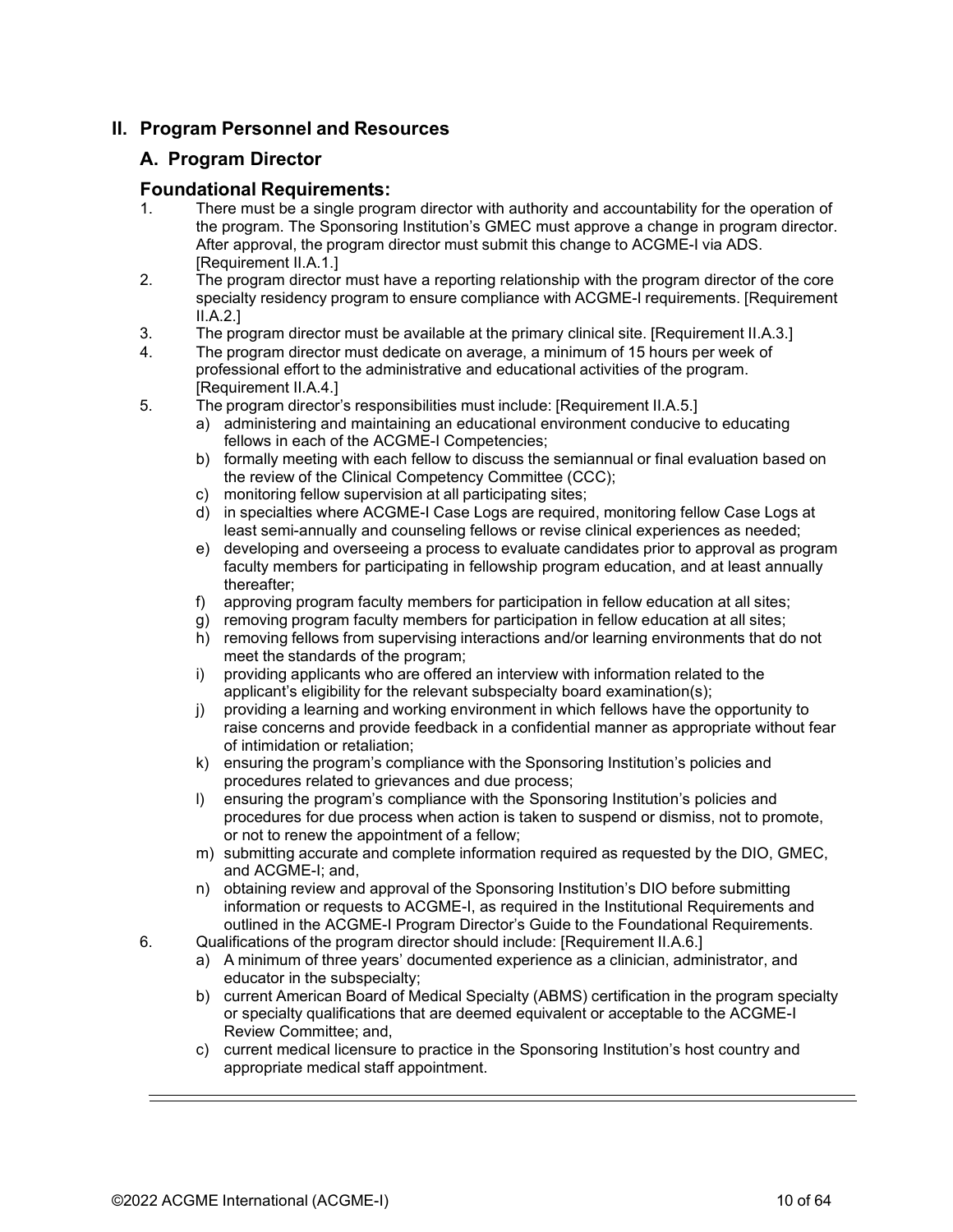# II. Program Personnel and Resources

## A. Program Director

### Foundational Requirements:

1. There must be a single program director with authority and accountability for the operation of the program. The Sponsoring Institution's GMEC must approve a change in program director. After approval, the program director must submit this change to ACGME-I via ADS. [Requirement II.A.1.]
2. The program director must have a reporting relationship with the program director of the core specialty residency program to ensure compliance with ACGME-I requirements. [Requirement II.A.2.]
3. The program director must be available at the primary clinical site. [Requirement II.A.3.]
4. The program director must dedicate on average, a minimum of 15 hours per week of professional effort to the administrative and educational activities of the program. [Requirement II.A.4.]
5. The program director's responsibilities must include: [Requirement II.A.5.]
    a) administering and maintaining an educational environment conducive to educating fellows in each of the ACGME-I Competencies;
    b) formally meeting with each fellow to discuss the semiannual or final evaluation based on the review of the Clinical Competency Committee (CCC);
    c) monitoring fellow supervision at all participating sites;
    d) in specialties where ACGME-I Case Logs are required, monitoring fellow Case Logs at least semi-annually and counseling fellows or revise clinical experiences as needed;
    e) developing and overseeing a process to evaluate candidates prior to approval as program faculty members for participating in fellowship program education, and at least annually thereafter;
    f) approving program faculty members for participation in fellow education at all sites;
    g) removing program faculty members for participation in fellow education at all sites;
    h) removing fellows from supervising interactions and/or learning environments that do not meet the standards of the program;
    i) providing applicants who are offered an interview with information related to the applicant's eligibility for the relevant subspecialty board examination(s);
    j) providing a learning and working environment in which fellows have the opportunity to raise concerns and provide feedback in a confidential manner as appropriate without fear of intimidation or retaliation;
    k) ensuring the program's compliance with the Sponsoring Institution's policies and procedures related to grievances and due process;
    l) ensuring the program's compliance with the Sponsoring Institution's policies and procedures for due process when action is taken to suspend or dismiss, not to promote, or not to renew the appointment of a fellow;
    m) submitting accurate and complete information required as requested by the DIO, GMEC, and ACGME-I; and,
    n) obtaining review and approval of the Sponsoring Institution's DIO before submitting information or requests to ACGME-I, as required in the Institutional Requirements and outlined in the ACGME-I Program Director's Guide to the Foundational Requirements.
6. Qualifications of the program director should include: [Requirement II.A.6.]
    a) A minimum of three years' documented experience as a clinician, administrator, and educator in the subspecialty;
    b) current American Board of Medical Specialty (ABMS) certification in the program specialty or specialty qualifications that are deemed equivalent or acceptable to the ACGME-I Review Committee; and,
    c) current medical licensure to practice in the Sponsoring Institution's host country and appropriate medical staff appointment.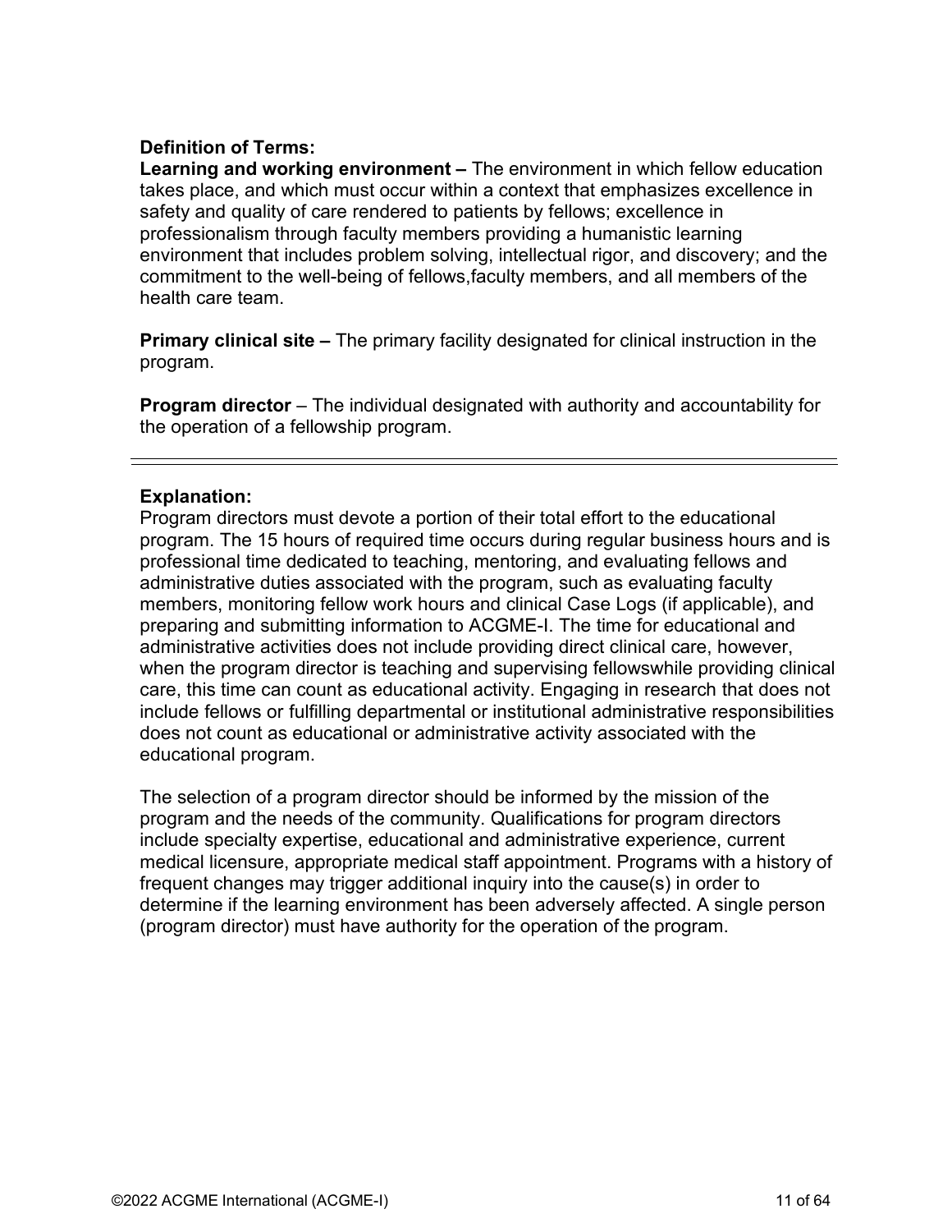**Definition of Terms:**

**Learning and working environment –** The environment in which fellow education takes place, and which must occur within a context that emphasizes excellence in safety and quality of care rendered to patients by fellows; excellence in professionalism through faculty members providing a humanistic learning environment that includes problem solving, intellectual rigor, and discovery; and the commitment to the well-being of fellows,faculty members, and all members of the health care team.

**Primary clinical site –** The primary facility designated for clinical instruction in the program.

**Program director** – The individual designated with authority and accountability for the operation of a fellowship program.

---

**Explanation:**

Program directors must devote a portion of their total effort to the educational program. The 15 hours of required time occurs during regular business hours and is professional time dedicated to teaching, mentoring, and evaluating fellows and administrative duties associated with the program, such as evaluating faculty members, monitoring fellow work hours and clinical Case Logs (if applicable), and preparing and submitting information to ACGME-I. The time for educational and administrative activities does not include providing direct clinical care, however, when the program director is teaching and supervising fellowswhile providing clinical care, this time can count as educational activity. Engaging in research that does not include fellows or fulfilling departmental or institutional administrative responsibilities does not count as educational or administrative activity associated with the educational program.

The selection of a program director should be informed by the mission of the program and the needs of the community. Qualifications for program directors include specialty expertise, educational and administrative experience, current medical licensure, appropriate medical staff appointment. Programs with a history of frequent changes may trigger additional inquiry into the cause(s) in order to determine if the learning environment has been adversely affected. A single person (program director) must have authority for the operation of the program.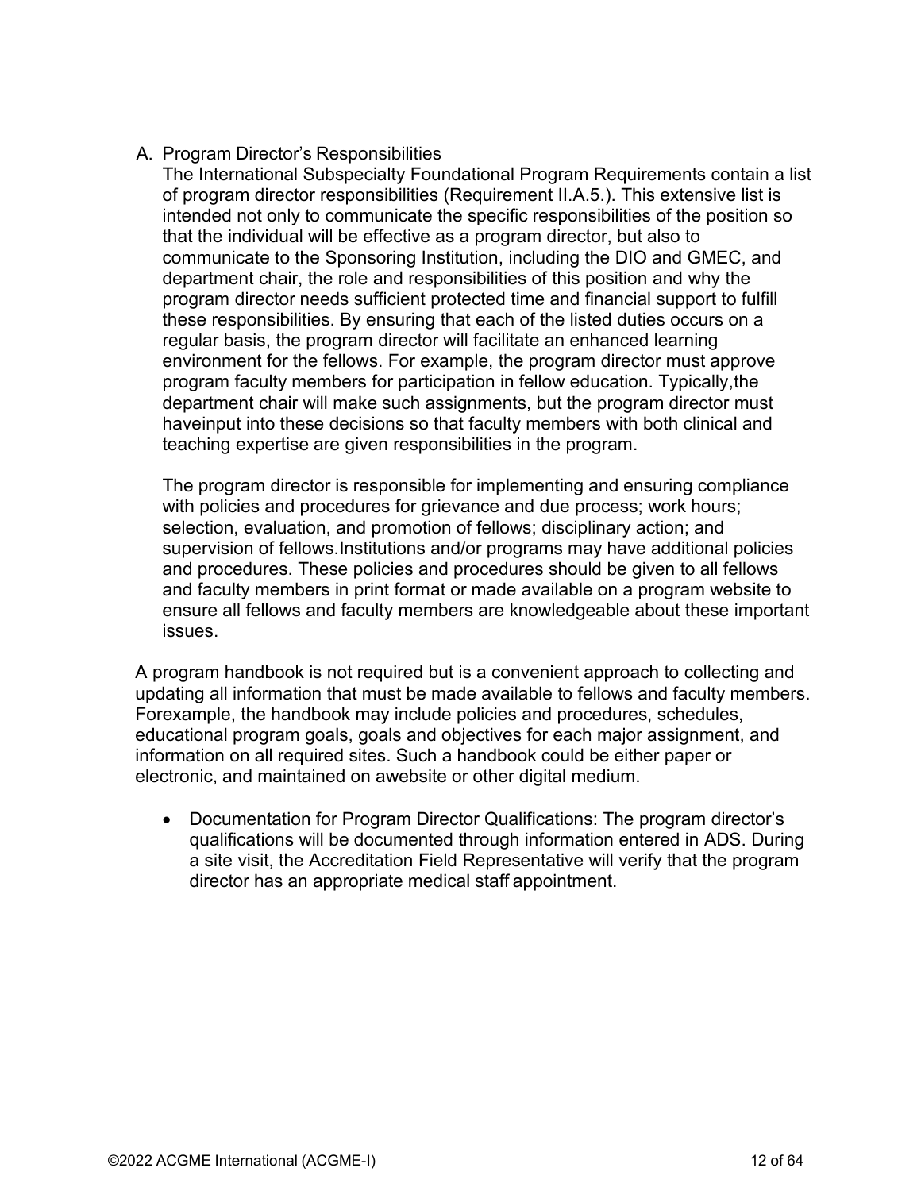A. Program Director's Responsibilities

The International Subspecialty Foundational Program Requirements contain a list of program director responsibilities (Requirement II.A.5.). This extensive list is intended not only to communicate the specific responsibilities of the position so that the individual will be effective as a program director, but also to communicate to the Sponsoring Institution, including the DIO and GMEC, and department chair, the role and responsibilities of this position and why the program director needs sufficient protected time and financial support to fulfill these responsibilities. By ensuring that each of the listed duties occurs on a regular basis, the program director will facilitate an enhanced learning environment for the fellows. For example, the program director must approve program faculty members for participation in fellow education. Typically,the department chair will make such assignments, but the program director must haveinput into these decisions so that faculty members with both clinical and teaching expertise are given responsibilities in the program.

The program director is responsible for implementing and ensuring compliance with policies and procedures for grievance and due process; work hours; selection, evaluation, and promotion of fellows; disciplinary action; and supervision of fellows.Institutions and/or programs may have additional policies and procedures. These policies and procedures should be given to all fellows and faculty members in print format or made available on a program website to ensure all fellows and faculty members are knowledgeable about these important issues.

A program handbook is not required but is a convenient approach to collecting and updating all information that must be made available to fellows and faculty members. Forexample, the handbook may include policies and procedures, schedules, educational program goals, goals and objectives for each major assignment, and information on all required sites. Such a handbook could be either paper or electronic, and maintained on awebsite or other digital medium.

- Documentation for Program Director Qualifications: The program director's qualifications will be documented through information entered in ADS. During a site visit, the Accreditation Field Representative will verify that the program director has an appropriate medical staff appointment.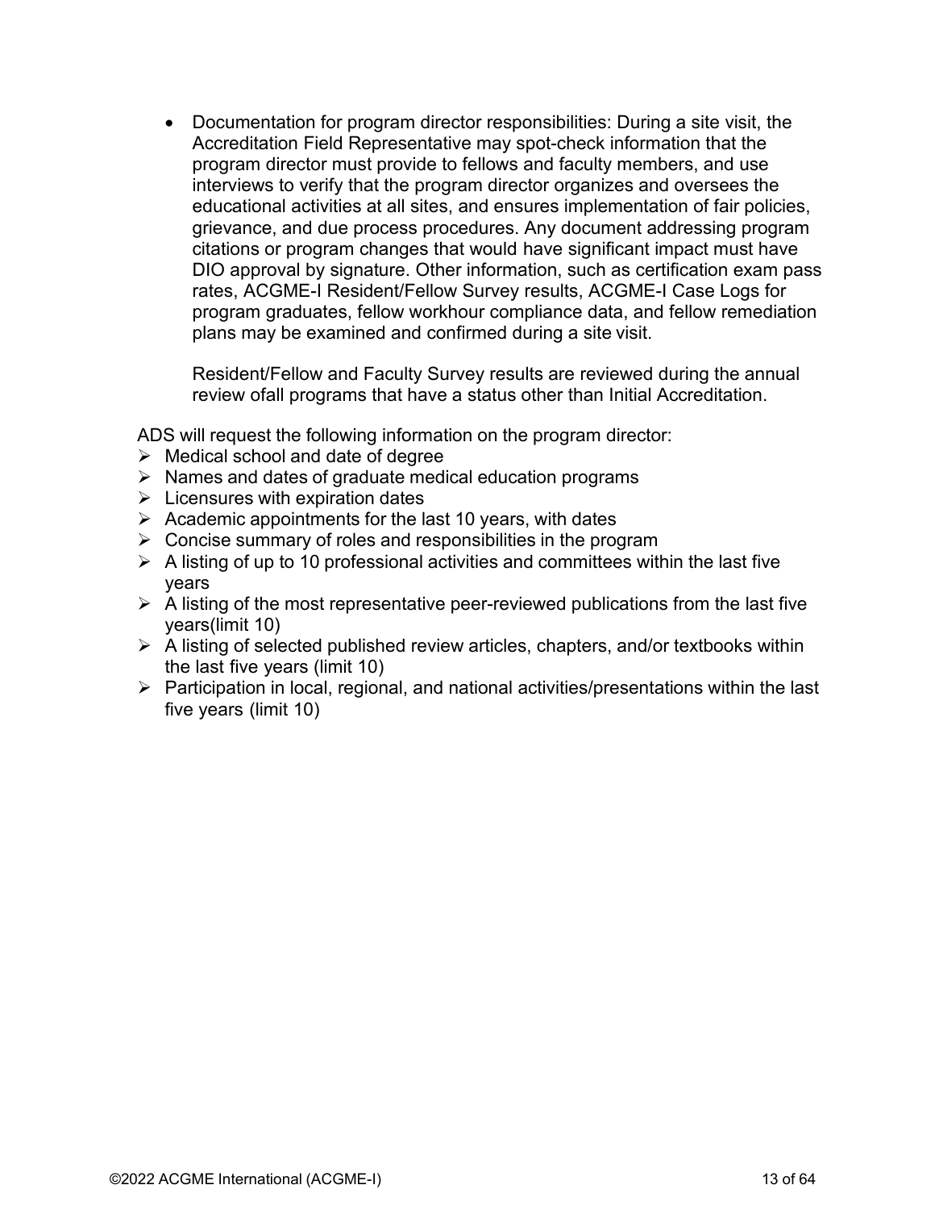- Documentation for program director responsibilities: During a site visit, the Accreditation Field Representative may spot-check information that the program director must provide to fellows and faculty members, and use interviews to verify that the program director organizes and oversees the educational activities at all sites, and ensures implementation of fair policies, grievance, and due process procedures. Any document addressing program citations or program changes that would have significant impact must have DIO approval by signature. Other information, such as certification exam pass rates, ACGME-I Resident/Fellow Survey results, ACGME-I Case Logs for program graduates, fellow workhour compliance data, and fellow remediation plans may be examined and confirmed during a site visit.

  Resident/Fellow and Faculty Survey results are reviewed during the annual review ofall programs that have a status other than Initial Accreditation.

ADS will request the following information on the program director:

- Medical school and date of degree
- Names and dates of graduate medical education programs
- Licensures with expiration dates
- Academic appointments for the last 10 years, with dates
- Concise summary of roles and responsibilities in the program
- A listing of up to 10 professional activities and committees within the last five years
- A listing of the most representative peer-reviewed publications from the last five years(limit 10)
- A listing of selected published review articles, chapters, and/or textbooks within the last five years (limit 10)
- Participation in local, regional, and national activities/presentations within the last five years (limit 10)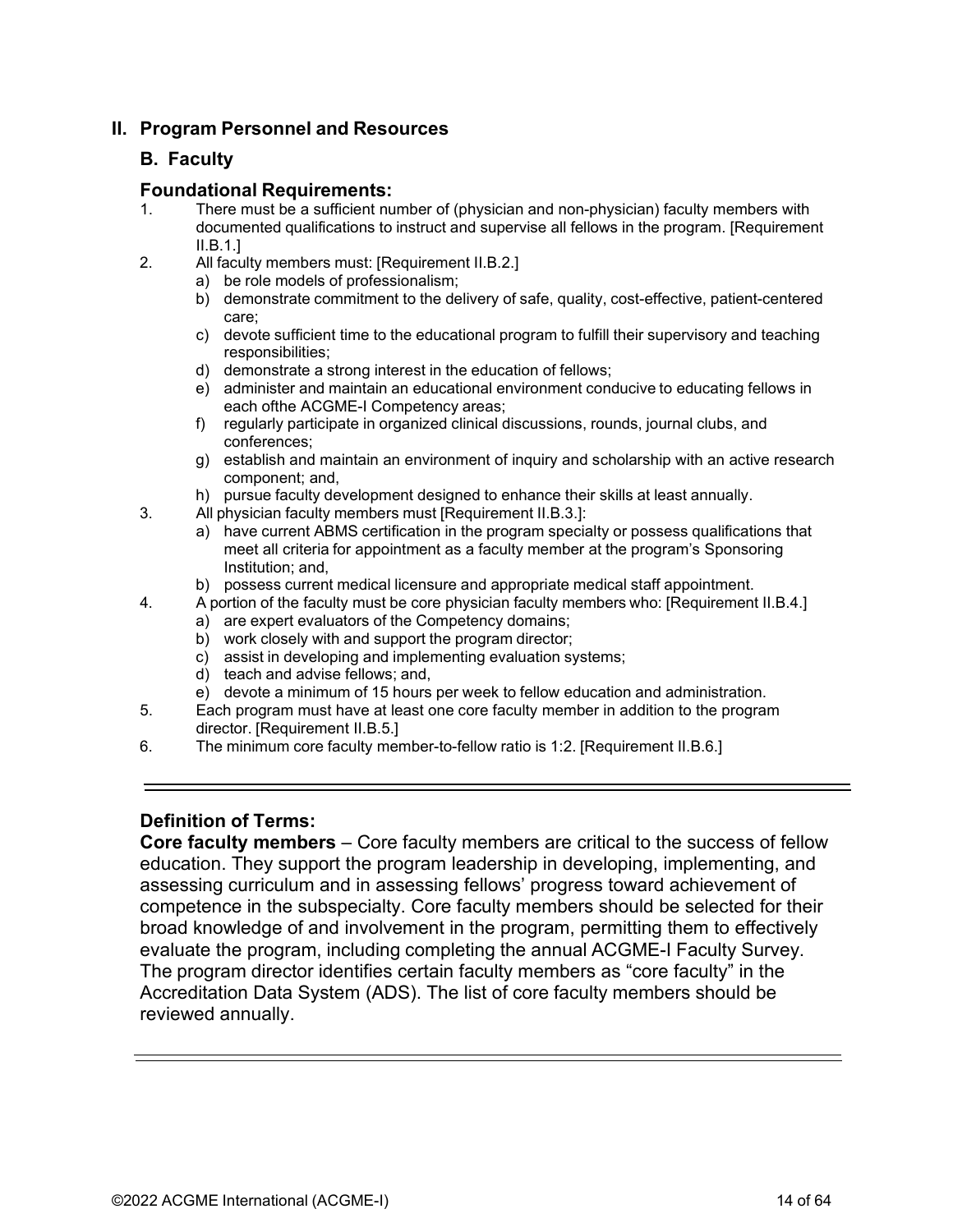## II. Program Personnel and Resources

### B. Faculty

### Foundational Requirements:

1. There must be a sufficient number of (physician and non-physician) faculty members with documented qualifications to instruct and supervise all fellows in the program. [Requirement II.B.1.]
2. All faculty members must: [Requirement II.B.2.]
   a) be role models of professionalism;
   b) demonstrate commitment to the delivery of safe, quality, cost-effective, patient-centered care;
   c) devote sufficient time to the educational program to fulfill their supervisory and teaching responsibilities;
   d) demonstrate a strong interest in the education of fellows;
   e) administer and maintain an educational environment conducive to educating fellows in each ofthe ACGME-I Competency areas;
   f) regularly participate in organized clinical discussions, rounds, journal clubs, and conferences;
   g) establish and maintain an environment of inquiry and scholarship with an active research component; and,
   h) pursue faculty development designed to enhance their skills at least annually.
3. All physician faculty members must [Requirement II.B.3.]:
   a) have current ABMS certification in the program specialty or possess qualifications that meet all criteria for appointment as a faculty member at the program's Sponsoring Institution; and,
   b) possess current medical licensure and appropriate medical staff appointment.
4. A portion of the faculty must be core physician faculty members who: [Requirement II.B.4.]
   a) are expert evaluators of the Competency domains;
   b) work closely with and support the program director;
   c) assist in developing and implementing evaluation systems;
   d) teach and advise fellows; and,
   e) devote a minimum of 15 hours per week to fellow education and administration.
5. Each program must have at least one core faculty member in addition to the program director. [Requirement II.B.5.]
6. The minimum core faculty member-to-fellow ratio is 1:2. [Requirement II.B.6.]

---

### Definition of Terms:

**Core faculty members** – Core faculty members are critical to the success of fellow education. They support the program leadership in developing, implementing, and assessing curriculum and in assessing fellows' progress toward achievement of competence in the subspecialty. Core faculty members should be selected for their broad knowledge of and involvement in the program, permitting them to effectively evaluate the program, including completing the annual ACGME-I Faculty Survey. The program director identifies certain faculty members as "core faculty" in the Accreditation Data System (ADS). The list of core faculty members should be reviewed annually.

---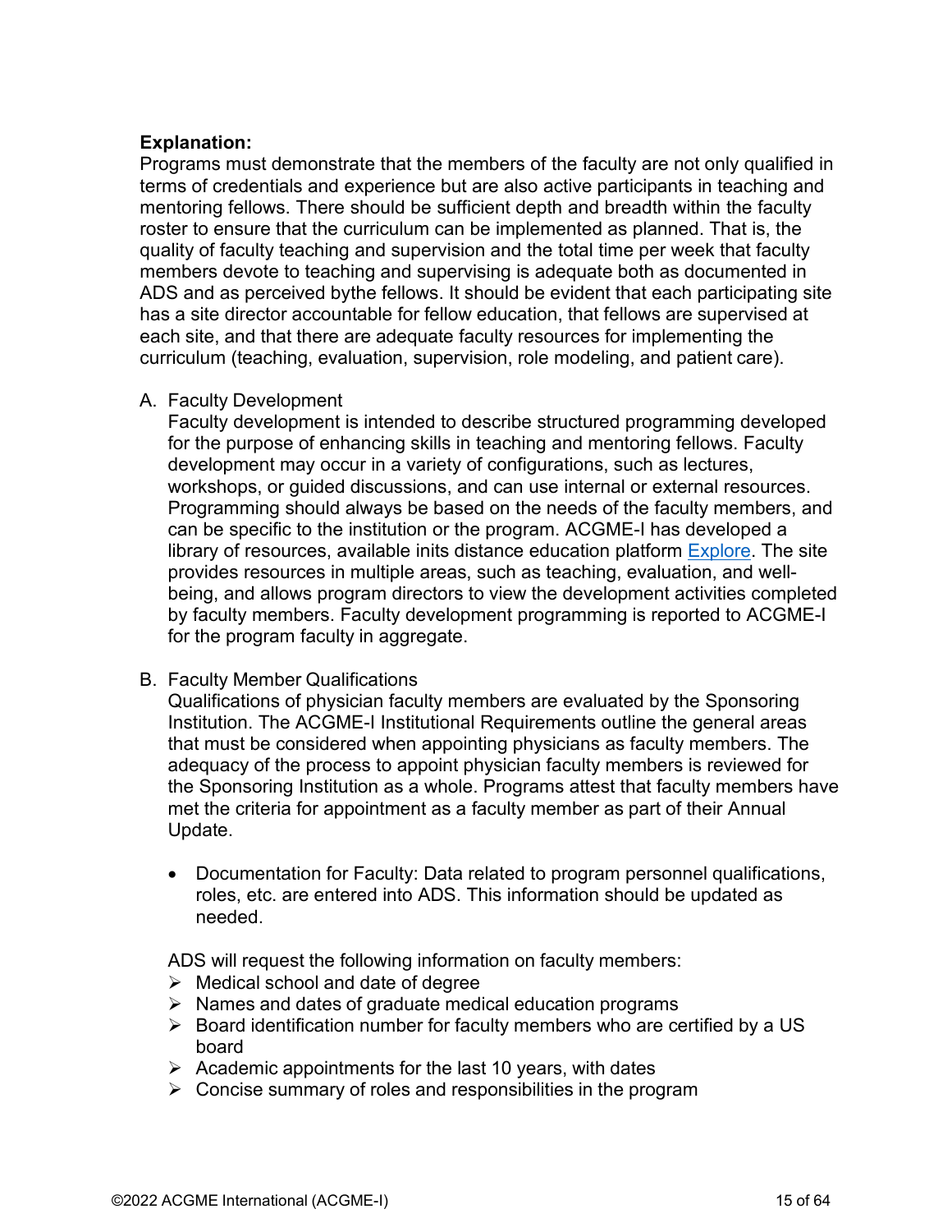**Explanation:**
Programs must demonstrate that the members of the faculty are not only qualified in terms of credentials and experience but are also active participants in teaching and mentoring fellows. There should be sufficient depth and breadth within the faculty roster to ensure that the curriculum can be implemented as planned. That is, the quality of faculty teaching and supervision and the total time per week that faculty members devote to teaching and supervising is adequate both as documented in ADS and as perceived bythe fellows. It should be evident that each participating site has a site director accountable for fellow education, that fellows are supervised at each site, and that there are adequate faculty resources for implementing the curriculum (teaching, evaluation, supervision, role modeling, and patient care).

A. Faculty Development
   Faculty development is intended to describe structured programming developed for the purpose of enhancing skills in teaching and mentoring fellows. Faculty development may occur in a variety of configurations, such as lectures, workshops, or guided discussions, and can use internal or external resources. Programming should always be based on the needs of the faculty members, and can be specific to the institution or the program. ACGME-I has developed a library of resources, available inits distance education platform Explore. The site provides resources in multiple areas, such as teaching, evaluation, and well-being, and allows program directors to view the development activities completed by faculty members. Faculty development programming is reported to ACGME-I for the program faculty in aggregate.

B. Faculty Member Qualifications
   Qualifications of physician faculty members are evaluated by the Sponsoring Institution. The ACGME-I Institutional Requirements outline the general areas that must be considered when appointing physicians as faculty members. The adequacy of the process to appoint physician faculty members is reviewed for the Sponsoring Institution as a whole. Programs attest that faculty members have met the criteria for appointment as a faculty member as part of their Annual Update.

   - Documentation for Faculty: Data related to program personnel qualifications, roles, etc. are entered into ADS. This information should be updated as needed.

   ADS will request the following information on faculty members:
   - Medical school and date of degree
   - Names and dates of graduate medical education programs
   - Board identification number for faculty members who are certified by a US board
   - Academic appointments for the last 10 years, with dates
   - Concise summary of roles and responsibilities in the program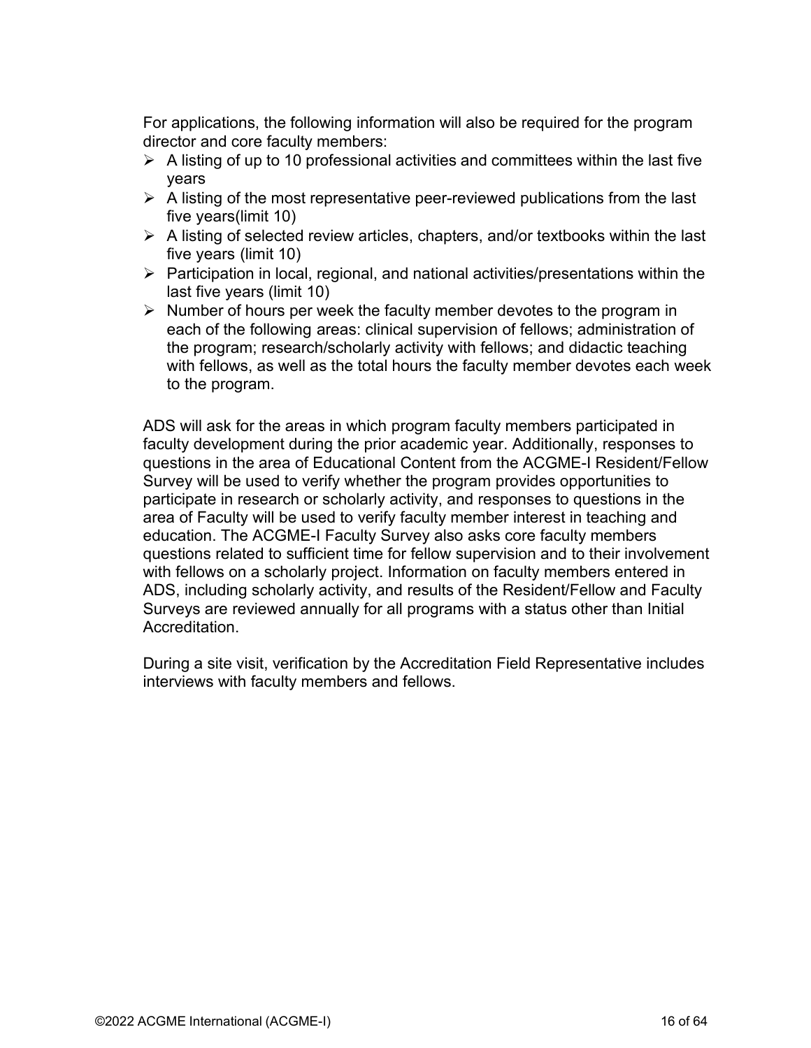For applications, the following information will also be required for the program director and core faculty members:

- A listing of up to 10 professional activities and committees within the last five years
- A listing of the most representative peer-reviewed publications from the last five years(limit 10)
- A listing of selected review articles, chapters, and/or textbooks within the last five years (limit 10)
- Participation in local, regional, and national activities/presentations within the last five years (limit 10)
- Number of hours per week the faculty member devotes to the program in each of the following areas: clinical supervision of fellows; administration of the program; research/scholarly activity with fellows; and didactic teaching with fellows, as well as the total hours the faculty member devotes each week to the program.

ADS will ask for the areas in which program faculty members participated in faculty development during the prior academic year. Additionally, responses to questions in the area of Educational Content from the ACGME-I Resident/Fellow Survey will be used to verify whether the program provides opportunities to participate in research or scholarly activity, and responses to questions in the area of Faculty will be used to verify faculty member interest in teaching and education. The ACGME-I Faculty Survey also asks core faculty members questions related to sufficient time for fellow supervision and to their involvement with fellows on a scholarly project. Information on faculty members entered in ADS, including scholarly activity, and results of the Resident/Fellow and Faculty Surveys are reviewed annually for all programs with a status other than Initial Accreditation.

During a site visit, verification by the Accreditation Field Representative includes interviews with faculty members and fellows.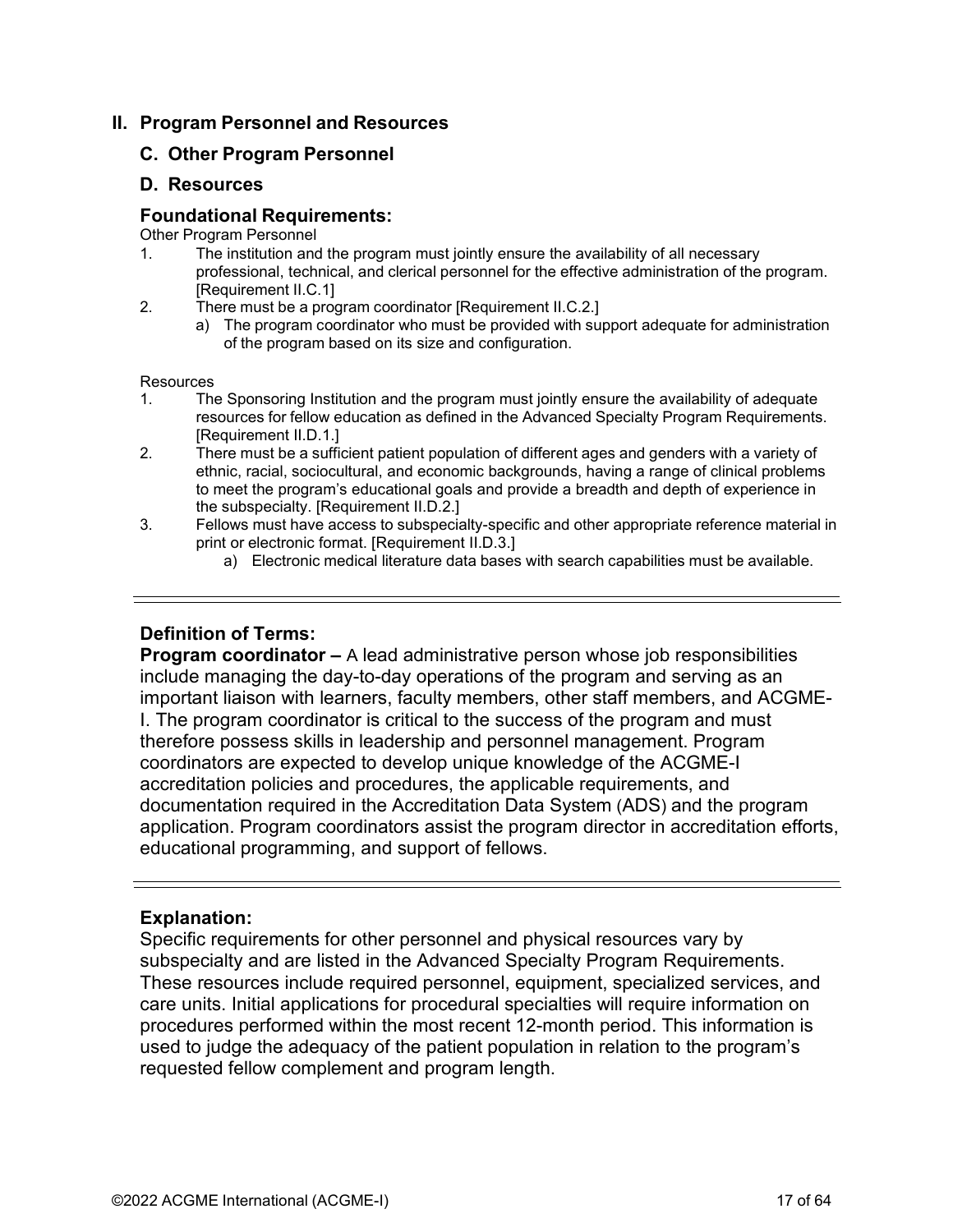## II. Program Personnel and Resources

### C. Other Program Personnel

### D. Resources

### Foundational Requirements:

Other Program Personnel

1. The institution and the program must jointly ensure the availability of all necessary professional, technical, and clerical personnel for the effective administration of the program. [Requirement II.C.1]
2. There must be a program coordinator [Requirement II.C.2.]
   a) The program coordinator who must be provided with support adequate for administration of the program based on its size and configuration.

Resources

1. The Sponsoring Institution and the program must jointly ensure the availability of adequate resources for fellow education as defined in the Advanced Specialty Program Requirements. [Requirement II.D.1.]
2. There must be a sufficient patient population of different ages and genders with a variety of ethnic, racial, sociocultural, and economic backgrounds, having a range of clinical problems to meet the program's educational goals and provide a breadth and depth of experience in the subspecialty. [Requirement II.D.2.]
3. Fellows must have access to subspecialty-specific and other appropriate reference material in print or electronic format. [Requirement II.D.3.]
   a) Electronic medical literature data bases with search capabilities must be available.

---

### Definition of Terms:

**Program coordinator –** A lead administrative person whose job responsibilities include managing the day-to-day operations of the program and serving as an important liaison with learners, faculty members, other staff members, and ACGME-I. The program coordinator is critical to the success of the program and must therefore possess skills in leadership and personnel management. Program coordinators are expected to develop unique knowledge of the ACGME-I accreditation policies and procedures, the applicable requirements, and documentation required in the Accreditation Data System (ADS) and the program application. Program coordinators assist the program director in accreditation efforts, educational programming, and support of fellows.

---

### Explanation:

Specific requirements for other personnel and physical resources vary by subspecialty and are listed in the Advanced Specialty Program Requirements. These resources include required personnel, equipment, specialized services, and care units. Initial applications for procedural specialties will require information on procedures performed within the most recent 12-month period. This information is used to judge the adequacy of the patient population in relation to the program's requested fellow complement and program length.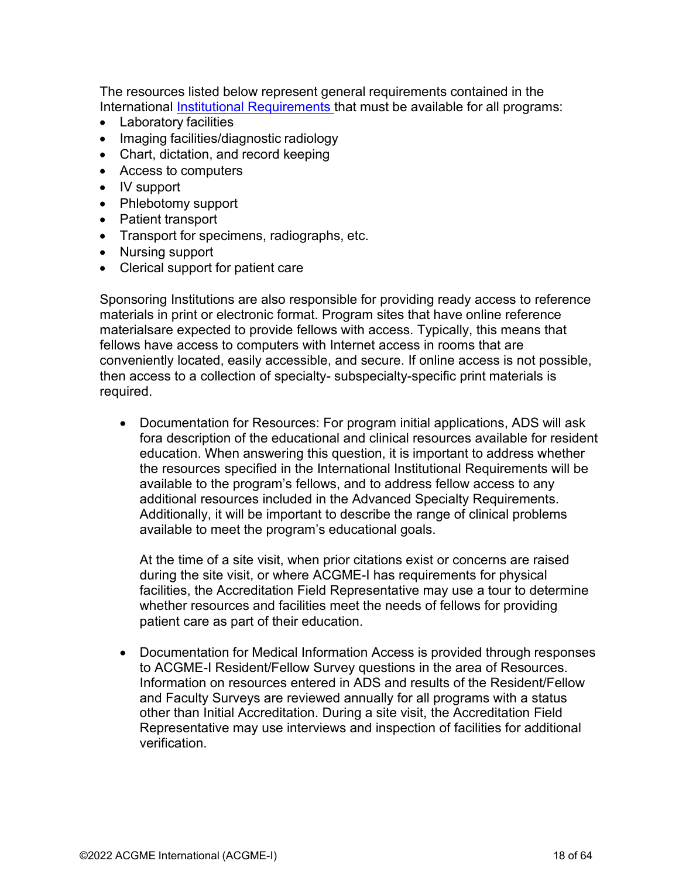The resources listed below represent general requirements contained in the International Institutional Requirements that must be available for all programs:

- Laboratory facilities
- Imaging facilities/diagnostic radiology
- Chart, dictation, and record keeping
- Access to computers
- IV support
- Phlebotomy support
- Patient transport
- Transport for specimens, radiographs, etc.
- Nursing support
- Clerical support for patient care

Sponsoring Institutions are also responsible for providing ready access to reference materials in print or electronic format. Program sites that have online reference materialsare expected to provide fellows with access. Typically, this means that fellows have access to computers with Internet access in rooms that are conveniently located, easily accessible, and secure. If online access is not possible, then access to a collection of specialty- subspecialty-specific print materials is required.

- Documentation for Resources: For program initial applications, ADS will ask fora description of the educational and clinical resources available for resident education. When answering this question, it is important to address whether the resources specified in the International Institutional Requirements will be available to the program's fellows, and to address fellow access to any additional resources included in the Advanced Specialty Requirements. Additionally, it will be important to describe the range of clinical problems available to meet the program's educational goals.

  At the time of a site visit, when prior citations exist or concerns are raised during the site visit, or where ACGME-I has requirements for physical facilities, the Accreditation Field Representative may use a tour to determine whether resources and facilities meet the needs of fellows for providing patient care as part of their education.

- Documentation for Medical Information Access is provided through responses to ACGME-I Resident/Fellow Survey questions in the area of Resources. Information on resources entered in ADS and results of the Resident/Fellow and Faculty Surveys are reviewed annually for all programs with a status other than Initial Accreditation. During a site visit, the Accreditation Field Representative may use interviews and inspection of facilities for additional verification.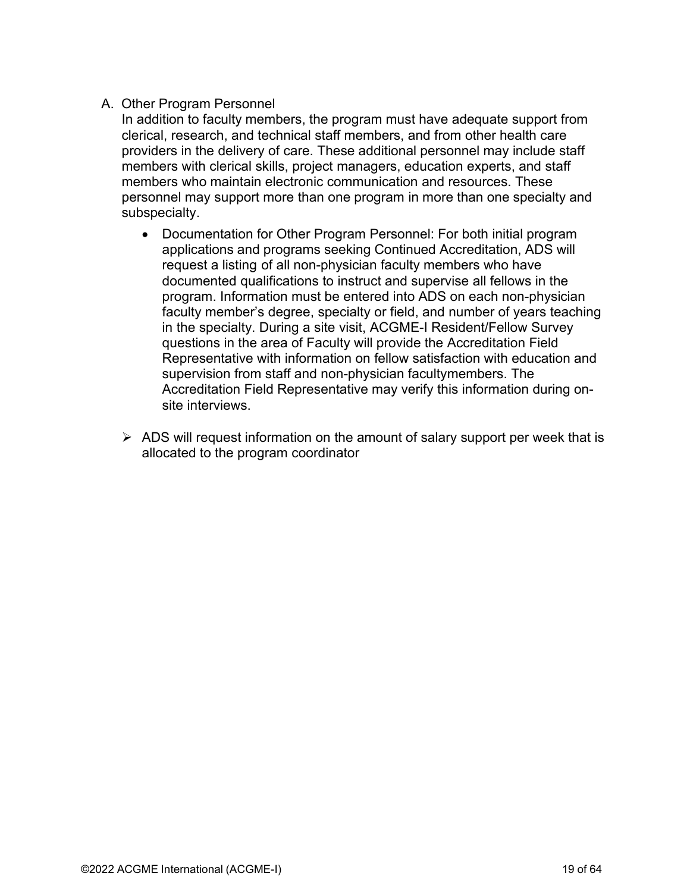A. Other Program Personnel

In addition to faculty members, the program must have adequate support from clerical, research, and technical staff members, and from other health care providers in the delivery of care. These additional personnel may include staff members with clerical skills, project managers, education experts, and staff members who maintain electronic communication and resources. These personnel may support more than one program in more than one specialty and subspecialty.

- Documentation for Other Program Personnel: For both initial program applications and programs seeking Continued Accreditation, ADS will request a listing of all non-physician faculty members who have documented qualifications to instruct and supervise all fellows in the program. Information must be entered into ADS on each non-physician faculty member's degree, specialty or field, and number of years teaching in the specialty. During a site visit, ACGME-I Resident/Fellow Survey questions in the area of Faculty will provide the Accreditation Field Representative with information on fellow satisfaction with education and supervision from staff and non-physician facultymembers. The Accreditation Field Representative may verify this information during on-site interviews.

➢ ADS will request information on the amount of salary support per week that is allocated to the program coordinator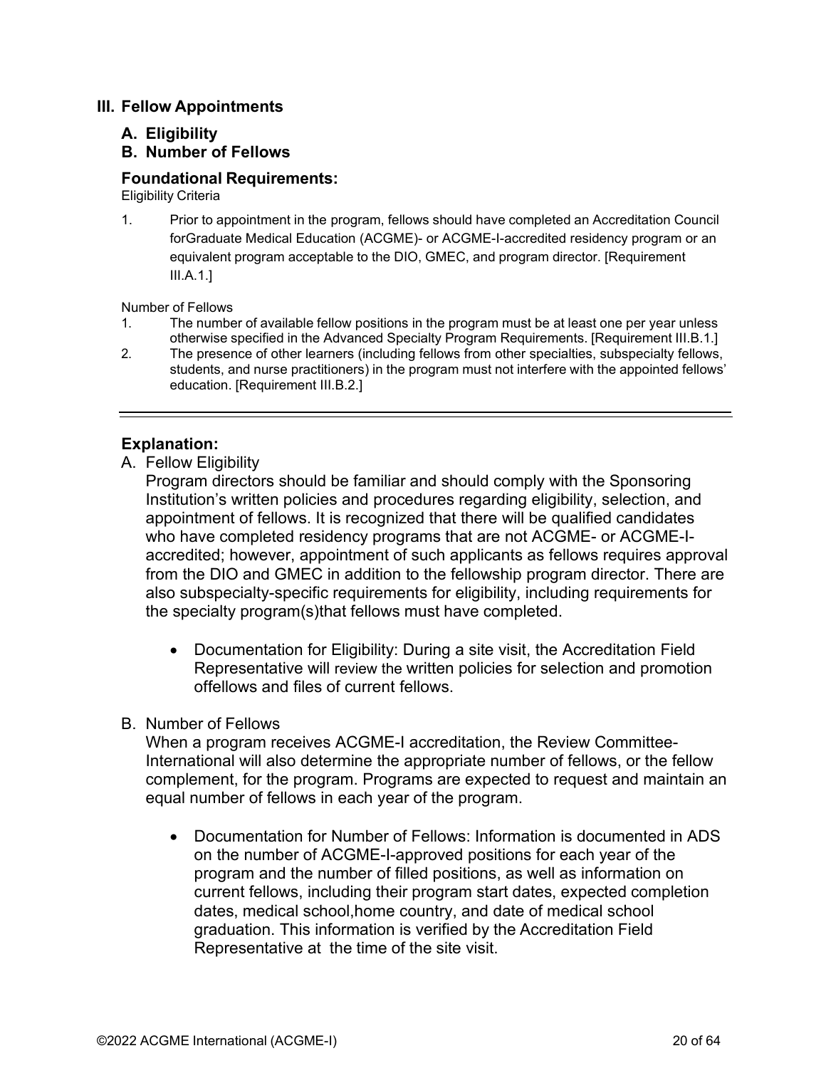## III. Fellow Appointments

### A. Eligibility
### B. Number of Fellows

### Foundational Requirements:

Eligibility Criteria

1. Prior to appointment in the program, fellows should have completed an Accreditation Council forGraduate Medical Education (ACGME)- or ACGME-I-accredited residency program or an equivalent program acceptable to the DIO, GMEC, and program director. [Requirement III.A.1.]

Number of Fellows

1. The number of available fellow positions in the program must be at least one per year unless otherwise specified in the Advanced Specialty Program Requirements. [Requirement III.B.1.]
2. The presence of other learners (including fellows from other specialties, subspecialty fellows, students, and nurse practitioners) in the program must not interfere with the appointed fellows' education. [Requirement III.B.2.]

---

### Explanation:

A. Fellow Eligibility

Program directors should be familiar and should comply with the Sponsoring Institution's written policies and procedures regarding eligibility, selection, and appointment of fellows. It is recognized that there will be qualified candidates who have completed residency programs that are not ACGME- or ACGME-I-accredited; however, appointment of such applicants as fellows requires approval from the DIO and GMEC in addition to the fellowship program director. There are also subspecialty-specific requirements for eligibility, including requirements for the specialty program(s)that fellows must have completed.

- Documentation for Eligibility: During a site visit, the Accreditation Field Representative will review the written policies for selection and promotion offellows and files of current fellows.

B. Number of Fellows

When a program receives ACGME-I accreditation, the Review Committee-International will also determine the appropriate number of fellows, or the fellow complement, for the program. Programs are expected to request and maintain an equal number of fellows in each year of the program.

- Documentation for Number of Fellows: Information is documented in ADS on the number of ACGME-I-approved positions for each year of the program and the number of filled positions, as well as information on current fellows, including their program start dates, expected completion dates, medical school,home country, and date of medical school graduation. This information is verified by the Accreditation Field Representative at the time of the site visit.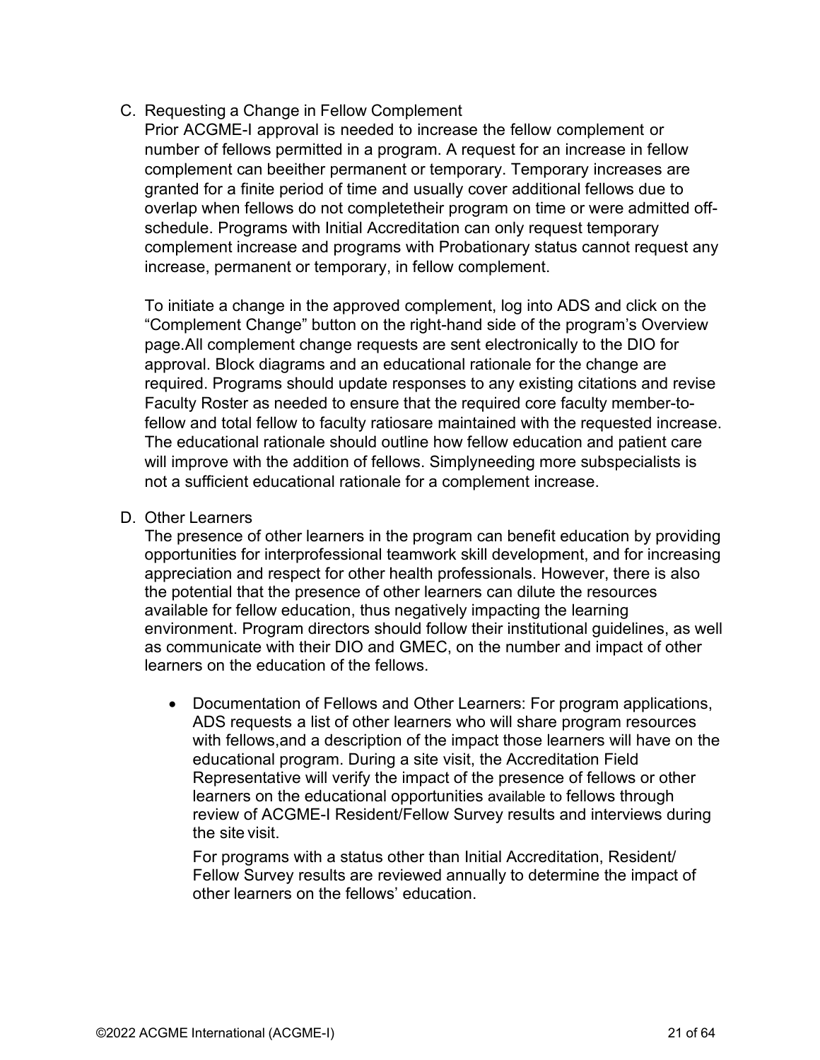C. Requesting a Change in Fellow Complement

Prior ACGME-I approval is needed to increase the fellow complement or number of fellows permitted in a program. A request for an increase in fellow complement can beeither permanent or temporary. Temporary increases are granted for a finite period of time and usually cover additional fellows due to overlap when fellows do not completetheir program on time or were admitted off-schedule. Programs with Initial Accreditation can only request temporary complement increase and programs with Probationary status cannot request any increase, permanent or temporary, in fellow complement.

To initiate a change in the approved complement, log into ADS and click on the "Complement Change" button on the right-hand side of the program's Overview page.All complement change requests are sent electronically to the DIO for approval. Block diagrams and an educational rationale for the change are required. Programs should update responses to any existing citations and revise Faculty Roster as needed to ensure that the required core faculty member-to-fellow and total fellow to faculty ratiosare maintained with the requested increase. The educational rationale should outline how fellow education and patient care will improve with the addition of fellows. Simplyneeding more subspecialists is not a sufficient educational rationale for a complement increase.

D. Other Learners

The presence of other learners in the program can benefit education by providing opportunities for interprofessional teamwork skill development, and for increasing appreciation and respect for other health professionals. However, there is also the potential that the presence of other learners can dilute the resources available for fellow education, thus negatively impacting the learning environment. Program directors should follow their institutional guidelines, as well as communicate with their DIO and GMEC, on the number and impact of other learners on the education of the fellows.

- Documentation of Fellows and Other Learners: For program applications, ADS requests a list of other learners who will share program resources with fellows,and a description of the impact those learners will have on the educational program. During a site visit, the Accreditation Field Representative will verify the impact of the presence of fellows or other learners on the educational opportunities available to fellows through review of ACGME-I Resident/Fellow Survey results and interviews during the site visit.

  For programs with a status other than Initial Accreditation, Resident/ Fellow Survey results are reviewed annually to determine the impact of other learners on the fellows' education.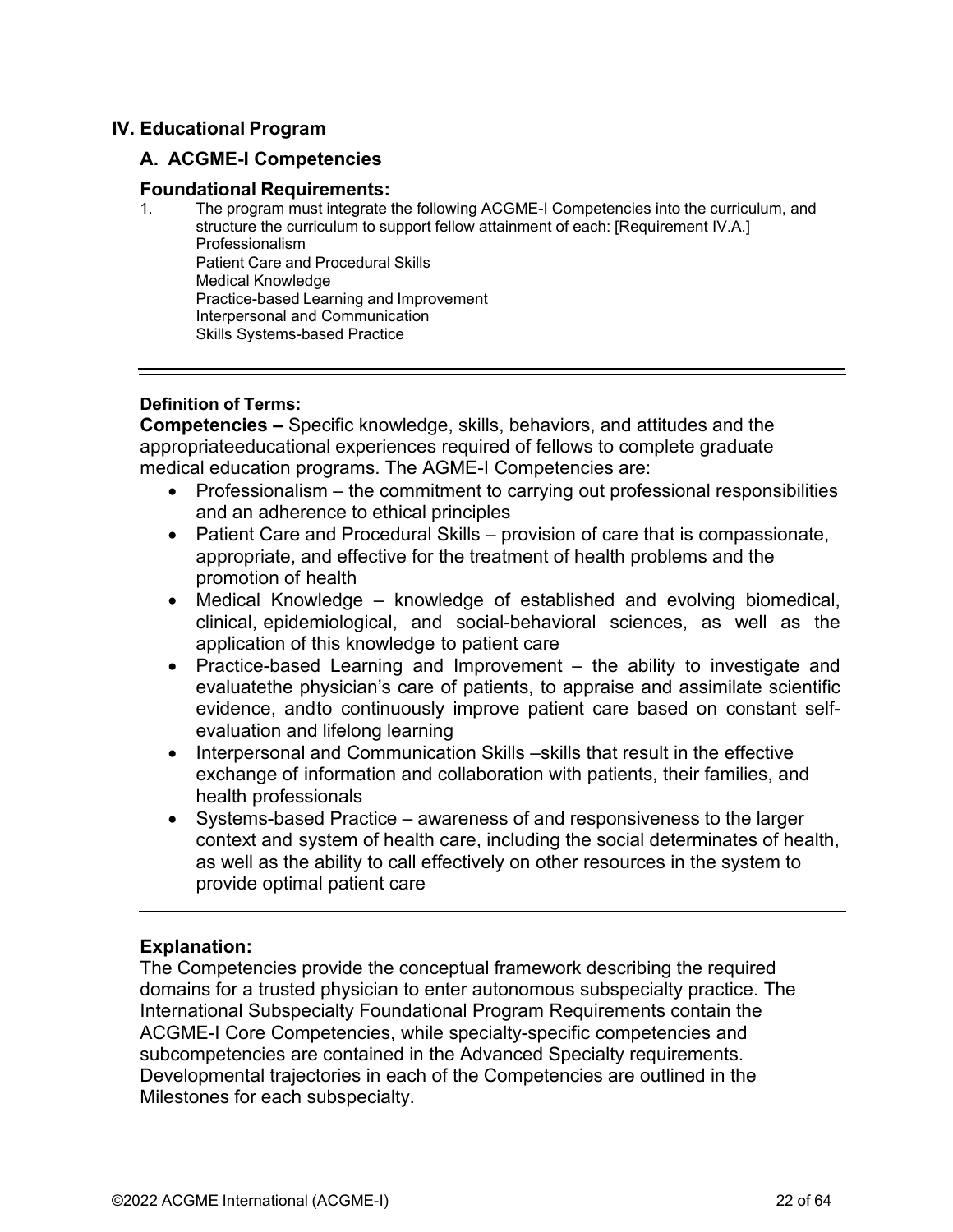## IV. Educational Program

### A. ACGME-I Competencies

### Foundational Requirements:

1. The program must integrate the following ACGME-I Competencies into the curriculum, and structure the curriculum to support fellow attainment of each: [Requirement IV.A.]
   Professionalism
   Patient Care and Procedural Skills
   Medical Knowledge
   Practice-based Learning and Improvement
   Interpersonal and Communication
   Skills Systems-based Practice

---

**Definition of Terms:**

**Competencies –** Specific knowledge, skills, behaviors, and attitudes and the appropriateeducational experiences required of fellows to complete graduate medical education programs. The AGME-I Competencies are:

- Professionalism – the commitment to carrying out professional responsibilities and an adherence to ethical principles
- Patient Care and Procedural Skills – provision of care that is compassionate, appropriate, and effective for the treatment of health problems and the promotion of health
- Medical Knowledge – knowledge of established and evolving biomedical, clinical, epidemiological, and social-behavioral sciences, as well as the application of this knowledge to patient care
- Practice-based Learning and Improvement – the ability to investigate and evaluatethe physician's care of patients, to appraise and assimilate scientific evidence, andto continuously improve patient care based on constant self-evaluation and lifelong learning
- Interpersonal and Communication Skills –skills that result in the effective exchange of information and collaboration with patients, their families, and health professionals
- Systems-based Practice – awareness of and responsiveness to the larger context and system of health care, including the social determinates of health, as well as the ability to call effectively on other resources in the system to provide optimal patient care

---

**Explanation:**

The Competencies provide the conceptual framework describing the required domains for a trusted physician to enter autonomous subspecialty practice. The International Subspecialty Foundational Program Requirements contain the ACGME-I Core Competencies, while specialty-specific competencies and subcompetencies are contained in the Advanced Specialty requirements. Developmental trajectories in each of the Competencies are outlined in the Milestones for each subspecialty.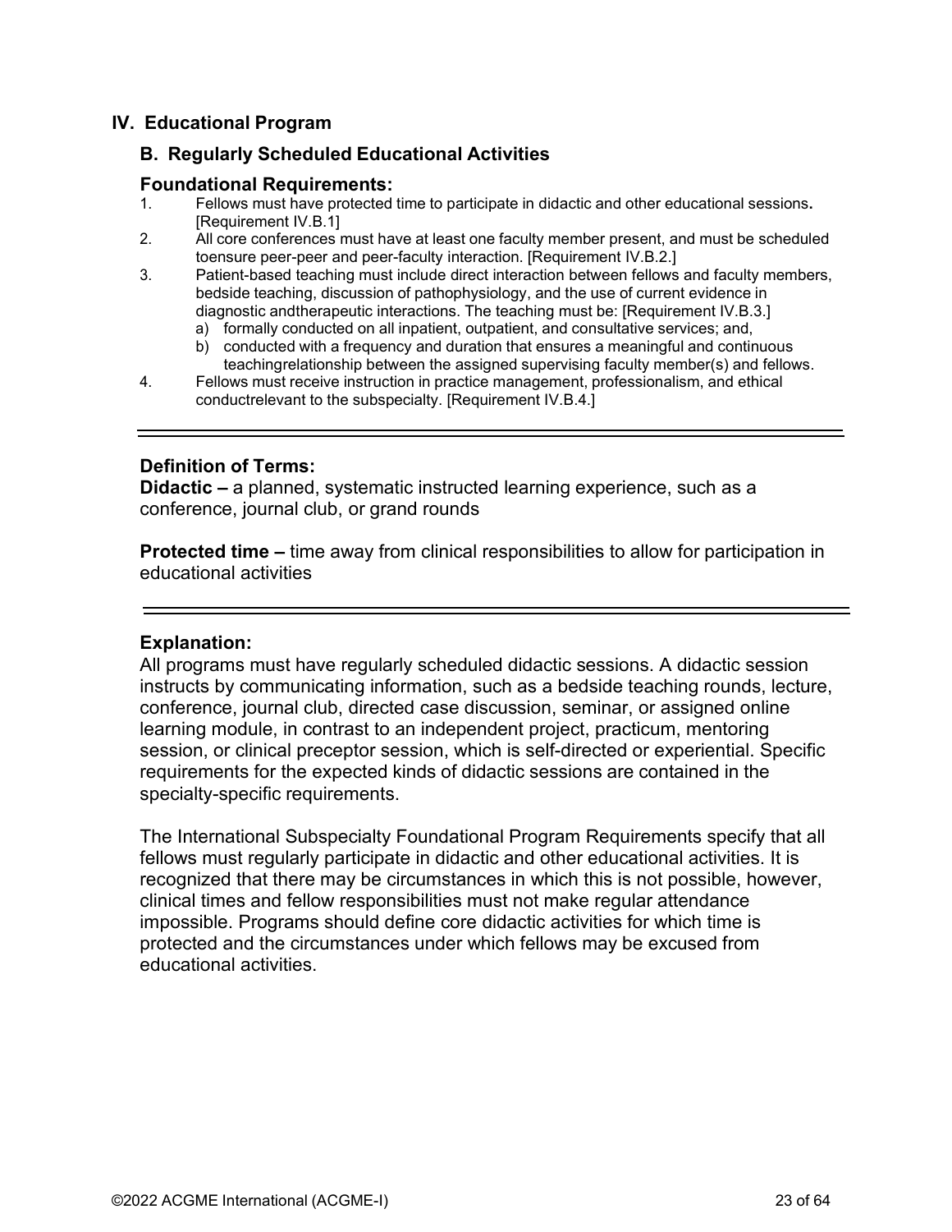## IV. Educational Program

### B. Regularly Scheduled Educational Activities

**Foundational Requirements:**

1. Fellows must have protected time to participate in didactic and other educational sessions**.** [Requirement IV.B.1]
2. All core conferences must have at least one faculty member present, and must be scheduled toensure peer-peer and peer-faculty interaction. [Requirement IV.B.2.]
3. Patient-based teaching must include direct interaction between fellows and faculty members, bedside teaching, discussion of pathophysiology, and the use of current evidence in diagnostic andtherapeutic interactions. The teaching must be: [Requirement IV.B.3.]
   a) formally conducted on all inpatient, outpatient, and consultative services; and,
   b) conducted with a frequency and duration that ensures a meaningful and continuous teachingrelationship between the assigned supervising faculty member(s) and fellows.
4. Fellows must receive instruction in practice management, professionalism, and ethical conductrelevant to the subspecialty. [Requirement IV.B.4.]

---

**Definition of Terms:**

**Didactic –** a planned, systematic instructed learning experience, such as a conference, journal club, or grand rounds

**Protected time –** time away from clinical responsibilities to allow for participation in educational activities

---

**Explanation:**

All programs must have regularly scheduled didactic sessions. A didactic session instructs by communicating information, such as a bedside teaching rounds, lecture, conference, journal club, directed case discussion, seminar, or assigned online learning module, in contrast to an independent project, practicum, mentoring session, or clinical preceptor session, which is self-directed or experiential. Specific requirements for the expected kinds of didactic sessions are contained in the specialty-specific requirements.

The International Subspecialty Foundational Program Requirements specify that all fellows must regularly participate in didactic and other educational activities. It is recognized that there may be circumstances in which this is not possible, however, clinical times and fellow responsibilities must not make regular attendance impossible. Programs should define core didactic activities for which time is protected and the circumstances under which fellows may be excused from educational activities.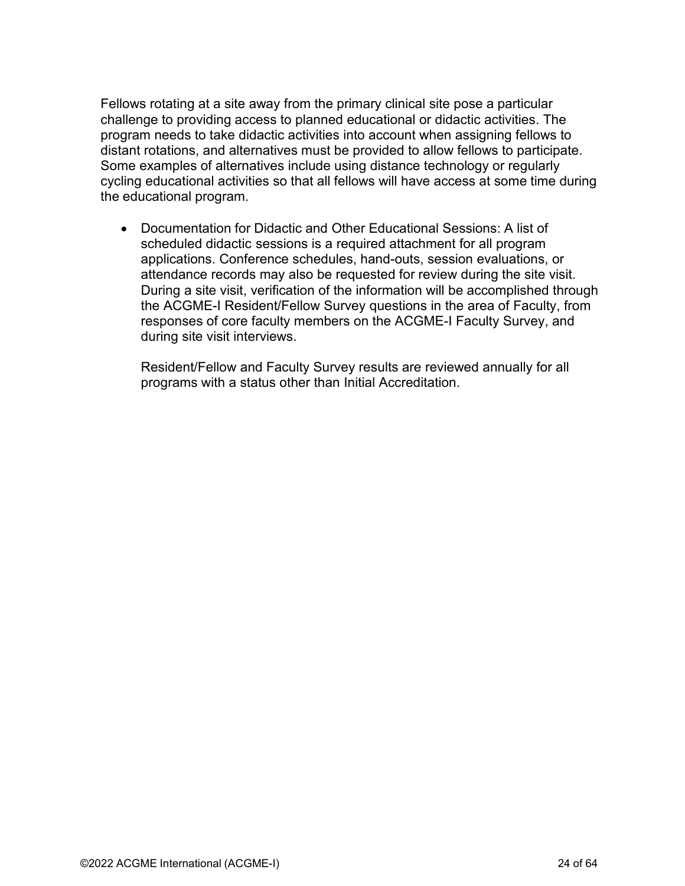Fellows rotating at a site away from the primary clinical site pose a particular challenge to providing access to planned educational or didactic activities. The program needs to take didactic activities into account when assigning fellows to distant rotations, and alternatives must be provided to allow fellows to participate. Some examples of alternatives include using distance technology or regularly cycling educational activities so that all fellows will have access at some time during the educational program.

- Documentation for Didactic and Other Educational Sessions: A list of scheduled didactic sessions is a required attachment for all program applications. Conference schedules, hand-outs, session evaluations, or attendance records may also be requested for review during the site visit. During a site visit, verification of the information will be accomplished through the ACGME-I Resident/Fellow Survey questions in the area of Faculty, from responses of core faculty members on the ACGME-I Faculty Survey, and during site visit interviews.

  Resident/Fellow and Faculty Survey results are reviewed annually for all programs with a status other than Initial Accreditation.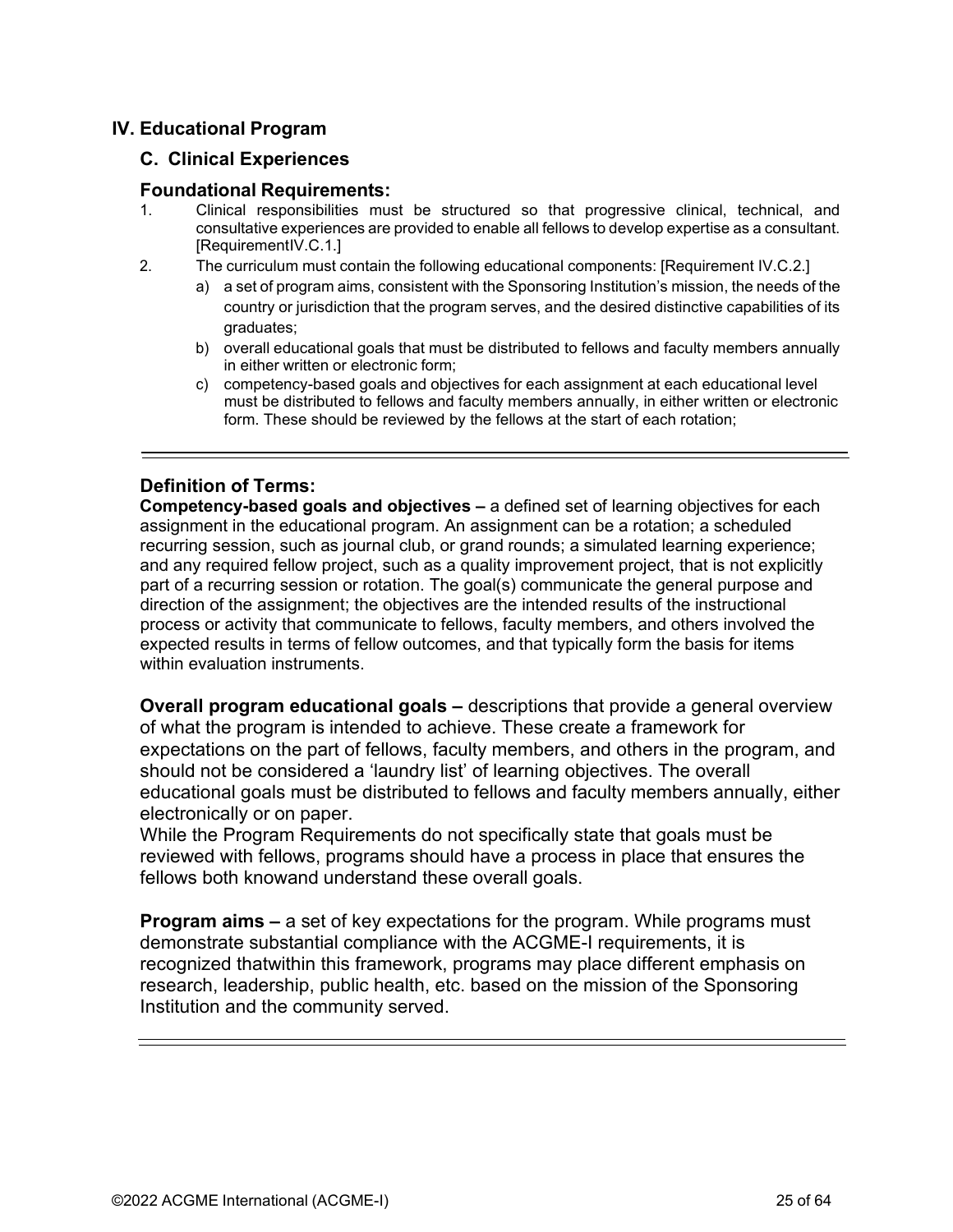# IV. Educational Program

## C. Clinical Experiences

### Foundational Requirements:

1. Clinical responsibilities must be structured so that progressive clinical, technical, and consultative experiences are provided to enable all fellows to develop expertise as a consultant. [RequirementIV.C.1.]
2. The curriculum must contain the following educational components: [Requirement IV.C.2.]
   a) a set of program aims, consistent with the Sponsoring Institution's mission, the needs of the country or jurisdiction that the program serves, and the desired distinctive capabilities of its graduates;
   b) overall educational goals that must be distributed to fellows and faculty members annually in either written or electronic form;
   c) competency-based goals and objectives for each assignment at each educational level must be distributed to fellows and faculty members annually, in either written or electronic form. These should be reviewed by the fellows at the start of each rotation;

---

### Definition of Terms:

**Competency-based goals and objectives –** a defined set of learning objectives for each assignment in the educational program. An assignment can be a rotation; a scheduled recurring session, such as journal club, or grand rounds; a simulated learning experience; and any required fellow project, such as a quality improvement project, that is not explicitly part of a recurring session or rotation. The goal(s) communicate the general purpose and direction of the assignment; the objectives are the intended results of the instructional process or activity that communicate to fellows, faculty members, and others involved the expected results in terms of fellow outcomes, and that typically form the basis for items within evaluation instruments.

**Overall program educational goals –** descriptions that provide a general overview of what the program is intended to achieve. These create a framework for expectations on the part of fellows, faculty members, and others in the program, and should not be considered a 'laundry list' of learning objectives. The overall educational goals must be distributed to fellows and faculty members annually, either electronically or on paper.
While the Program Requirements do not specifically state that goals must be reviewed with fellows, programs should have a process in place that ensures the fellows both knowand understand these overall goals.

**Program aims –** a set of key expectations for the program. While programs must demonstrate substantial compliance with the ACGME-I requirements, it is recognized thatwithin this framework, programs may place different emphasis on research, leadership, public health, etc. based on the mission of the Sponsoring Institution and the community served.

---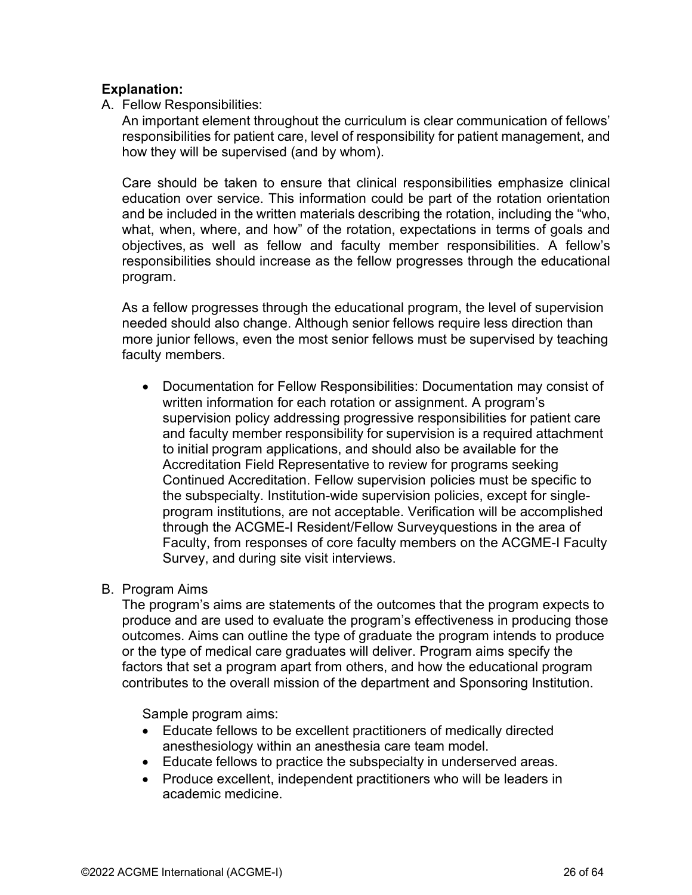**Explanation:**

A. Fellow Responsibilities:

An important element throughout the curriculum is clear communication of fellows' responsibilities for patient care, level of responsibility for patient management, and how they will be supervised (and by whom).

Care should be taken to ensure that clinical responsibilities emphasize clinical education over service. This information could be part of the rotation orientation and be included in the written materials describing the rotation, including the "who, what, when, where, and how" of the rotation, expectations in terms of goals and objectives, as well as fellow and faculty member responsibilities. A fellow's responsibilities should increase as the fellow progresses through the educational program.

As a fellow progresses through the educational program, the level of supervision needed should also change. Although senior fellows require less direction than more junior fellows, even the most senior fellows must be supervised by teaching faculty members.

- Documentation for Fellow Responsibilities: Documentation may consist of written information for each rotation or assignment. A program's supervision policy addressing progressive responsibilities for patient care and faculty member responsibility for supervision is a required attachment to initial program applications, and should also be available for the Accreditation Field Representative to review for programs seeking Continued Accreditation. Fellow supervision policies must be specific to the subspecialty. Institution-wide supervision policies, except for single-program institutions, are not acceptable. Verification will be accomplished through the ACGME-I Resident/Fellow Surveyquestions in the area of Faculty, from responses of core faculty members on the ACGME-I Faculty Survey, and during site visit interviews.

B. Program Aims

The program's aims are statements of the outcomes that the program expects to produce and are used to evaluate the program's effectiveness in producing those outcomes. Aims can outline the type of graduate the program intends to produce or the type of medical care graduates will deliver. Program aims specify the factors that set a program apart from others, and how the educational program contributes to the overall mission of the department and Sponsoring Institution.

Sample program aims:

- Educate fellows to be excellent practitioners of medically directed anesthesiology within an anesthesia care team model.
- Educate fellows to practice the subspecialty in underserved areas.
- Produce excellent, independent practitioners who will be leaders in academic medicine.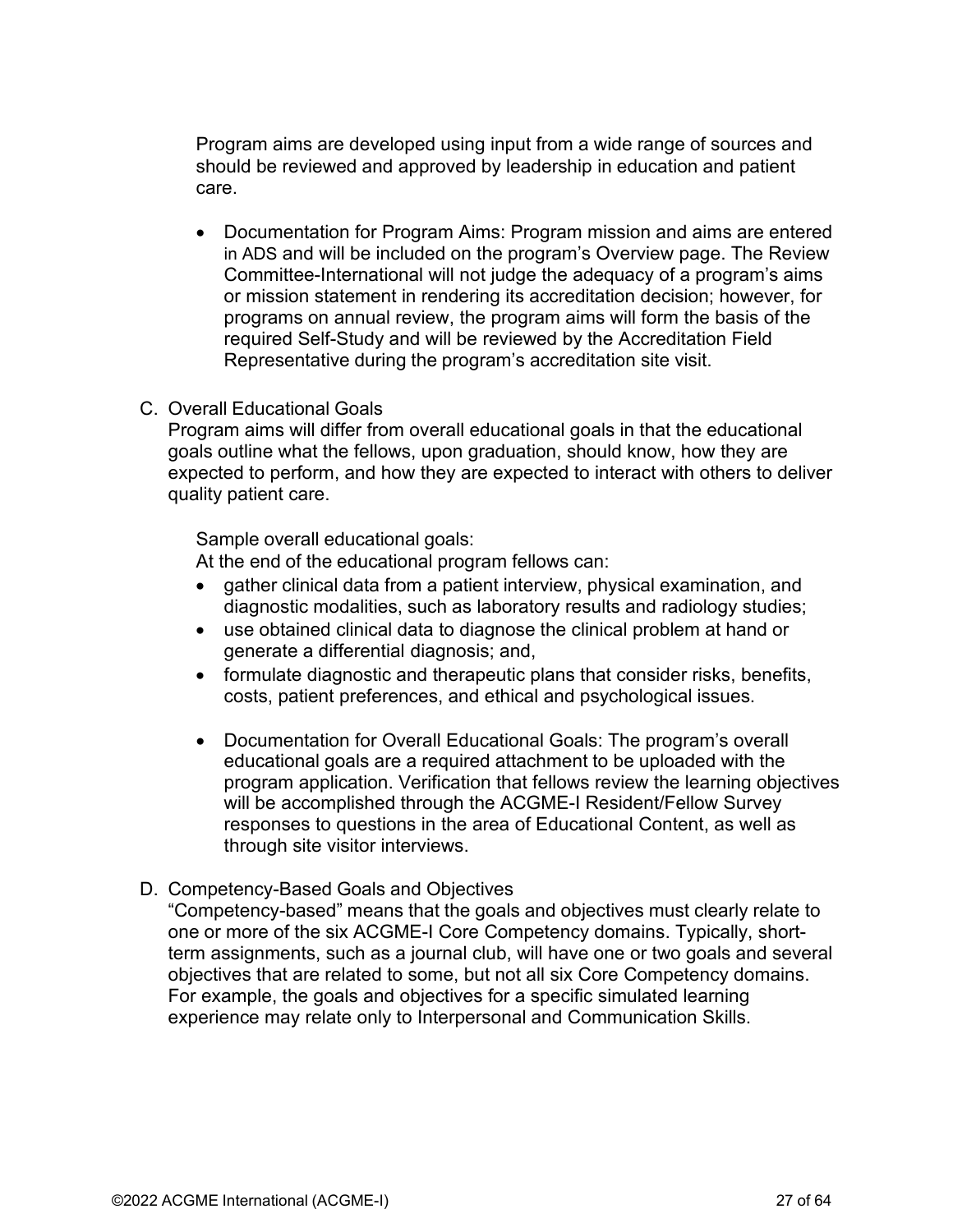Program aims are developed using input from a wide range of sources and should be reviewed and approved by leadership in education and patient care.

- Documentation for Program Aims: Program mission and aims are entered in ADS and will be included on the program's Overview page. The Review Committee-International will not judge the adequacy of a program's aims or mission statement in rendering its accreditation decision; however, for programs on annual review, the program aims will form the basis of the required Self-Study and will be reviewed by the Accreditation Field Representative during the program's accreditation site visit.

C. Overall Educational Goals

Program aims will differ from overall educational goals in that the educational goals outline what the fellows, upon graduation, should know, how they are expected to perform, and how they are expected to interact with others to deliver quality patient care.

Sample overall educational goals:
At the end of the educational program fellows can:

- gather clinical data from a patient interview, physical examination, and diagnostic modalities, such as laboratory results and radiology studies;
- use obtained clinical data to diagnose the clinical problem at hand or generate a differential diagnosis; and,
- formulate diagnostic and therapeutic plans that consider risks, benefits, costs, patient preferences, and ethical and psychological issues.

- Documentation for Overall Educational Goals: The program's overall educational goals are a required attachment to be uploaded with the program application. Verification that fellows review the learning objectives will be accomplished through the ACGME-I Resident/Fellow Survey responses to questions in the area of Educational Content, as well as through site visitor interviews.

D. Competency-Based Goals and Objectives

"Competency-based" means that the goals and objectives must clearly relate to one or more of the six ACGME-I Core Competency domains. Typically, short-term assignments, such as a journal club, will have one or two goals and several objectives that are related to some, but not all six Core Competency domains. For example, the goals and objectives for a specific simulated learning experience may relate only to Interpersonal and Communication Skills.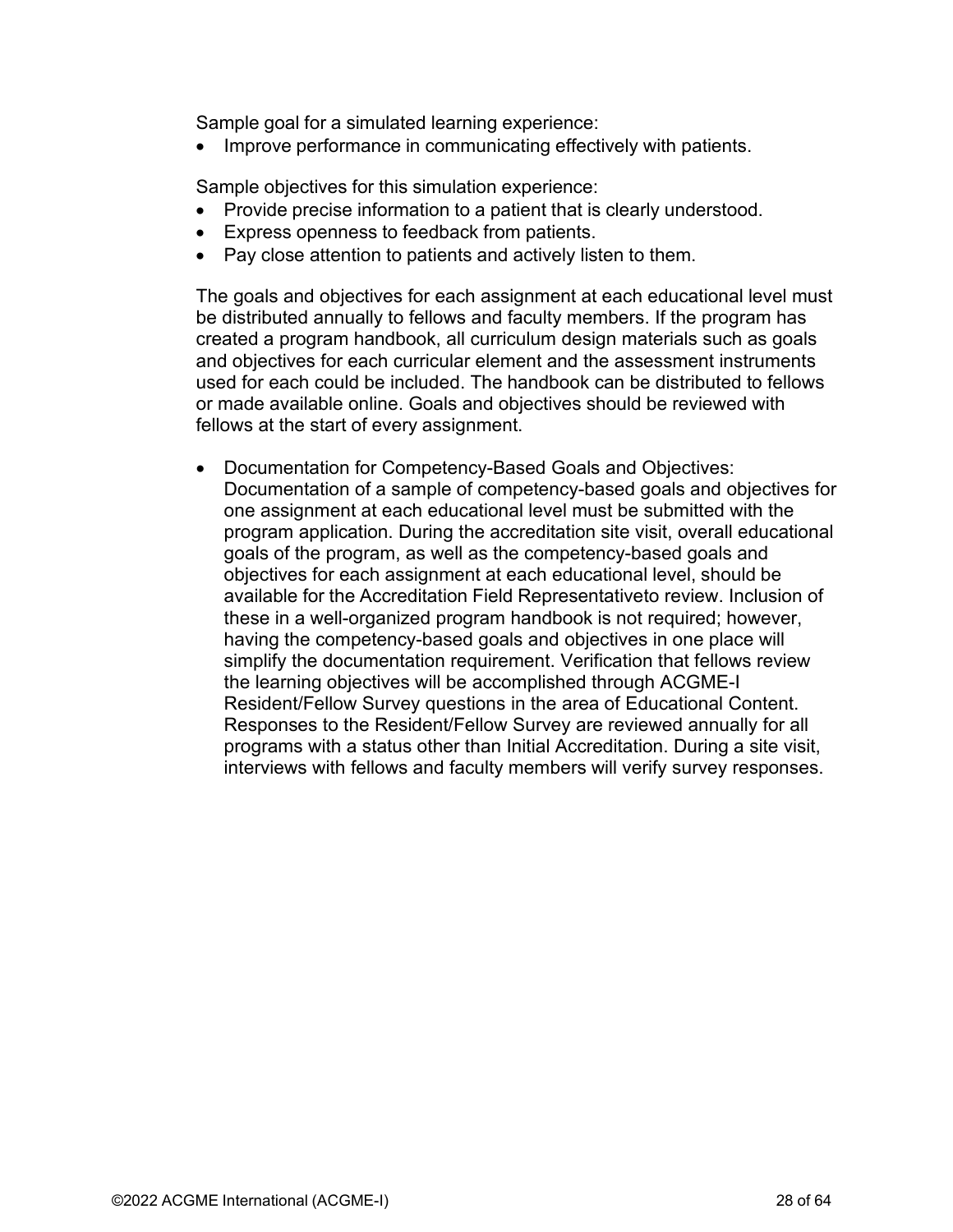Sample goal for a simulated learning experience:

- Improve performance in communicating effectively with patients.

Sample objectives for this simulation experience:

- Provide precise information to a patient that is clearly understood.
- Express openness to feedback from patients.
- Pay close attention to patients and actively listen to them.

The goals and objectives for each assignment at each educational level must be distributed annually to fellows and faculty members. If the program has created a program handbook, all curriculum design materials such as goals and objectives for each curricular element and the assessment instruments used for each could be included. The handbook can be distributed to fellows or made available online. Goals and objectives should be reviewed with fellows at the start of every assignment.

- Documentation for Competency-Based Goals and Objectives: Documentation of a sample of competency-based goals and objectives for one assignment at each educational level must be submitted with the program application. During the accreditation site visit, overall educational goals of the program, as well as the competency-based goals and objectives for each assignment at each educational level, should be available for the Accreditation Field Representativeto review. Inclusion of these in a well-organized program handbook is not required; however, having the competency-based goals and objectives in one place will simplify the documentation requirement. Verification that fellows review the learning objectives will be accomplished through ACGME-I Resident/Fellow Survey questions in the area of Educational Content. Responses to the Resident/Fellow Survey are reviewed annually for all programs with a status other than Initial Accreditation. During a site visit, interviews with fellows and faculty members will verify survey responses.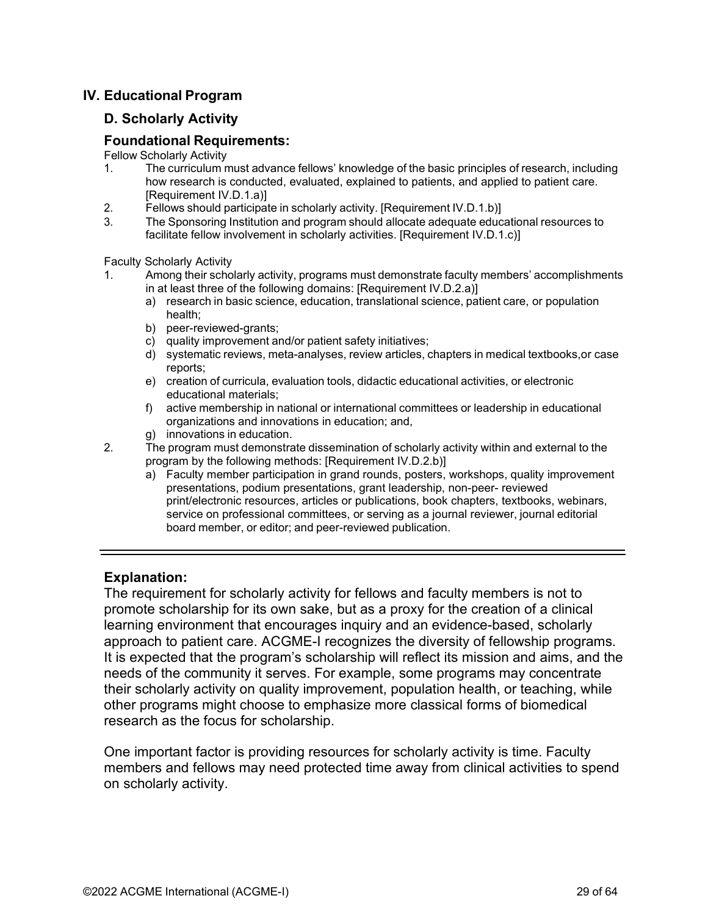## IV. Educational Program

### D. Scholarly Activity

### Foundational Requirements:

Fellow Scholarly Activity

1. The curriculum must advance fellows' knowledge of the basic principles of research, including how research is conducted, evaluated, explained to patients, and applied to patient care. [Requirement IV.D.1.a)]
2. Fellows should participate in scholarly activity. [Requirement IV.D.1.b)]
3. The Sponsoring Institution and program should allocate adequate educational resources to facilitate fellow involvement in scholarly activities. [Requirement IV.D.1.c)]

Faculty Scholarly Activity

1. Among their scholarly activity, programs must demonstrate faculty members' accomplishments in at least three of the following domains: [Requirement IV.D.2.a)]
   a) research in basic science, education, translational science, patient care, or population health;
   b) peer-reviewed-grants;
   c) quality improvement and/or patient safety initiatives;
   d) systematic reviews, meta-analyses, review articles, chapters in medical textbooks,or case reports;
   e) creation of curricula, evaluation tools, didactic educational activities, or electronic educational materials;
   f) active membership in national or international committees or leadership in educational organizations and innovations in education; and,
   g) innovations in education.
2. The program must demonstrate dissemination of scholarly activity within and external to the program by the following methods: [Requirement IV.D.2.b)]
   a) Faculty member participation in grand rounds, posters, workshops, quality improvement presentations, podium presentations, grant leadership, non-peer- reviewed print/electronic resources, articles or publications, book chapters, textbooks, webinars, service on professional committees, or serving as a journal reviewer, journal editorial board member, or editor; and peer-reviewed publication.

---

### Explanation:

The requirement for scholarly activity for fellows and faculty members is not to promote scholarship for its own sake, but as a proxy for the creation of a clinical learning environment that encourages inquiry and an evidence-based, scholarly approach to patient care. ACGME-I recognizes the diversity of fellowship programs. It is expected that the program's scholarship will reflect its mission and aims, and the needs of the community it serves. For example, some programs may concentrate their scholarly activity on quality improvement, population health, or teaching, while other programs might choose to emphasize more classical forms of biomedical research as the focus for scholarship.

One important factor is providing resources for scholarly activity is time. Faculty members and fellows may need protected time away from clinical activities to spend on scholarly activity.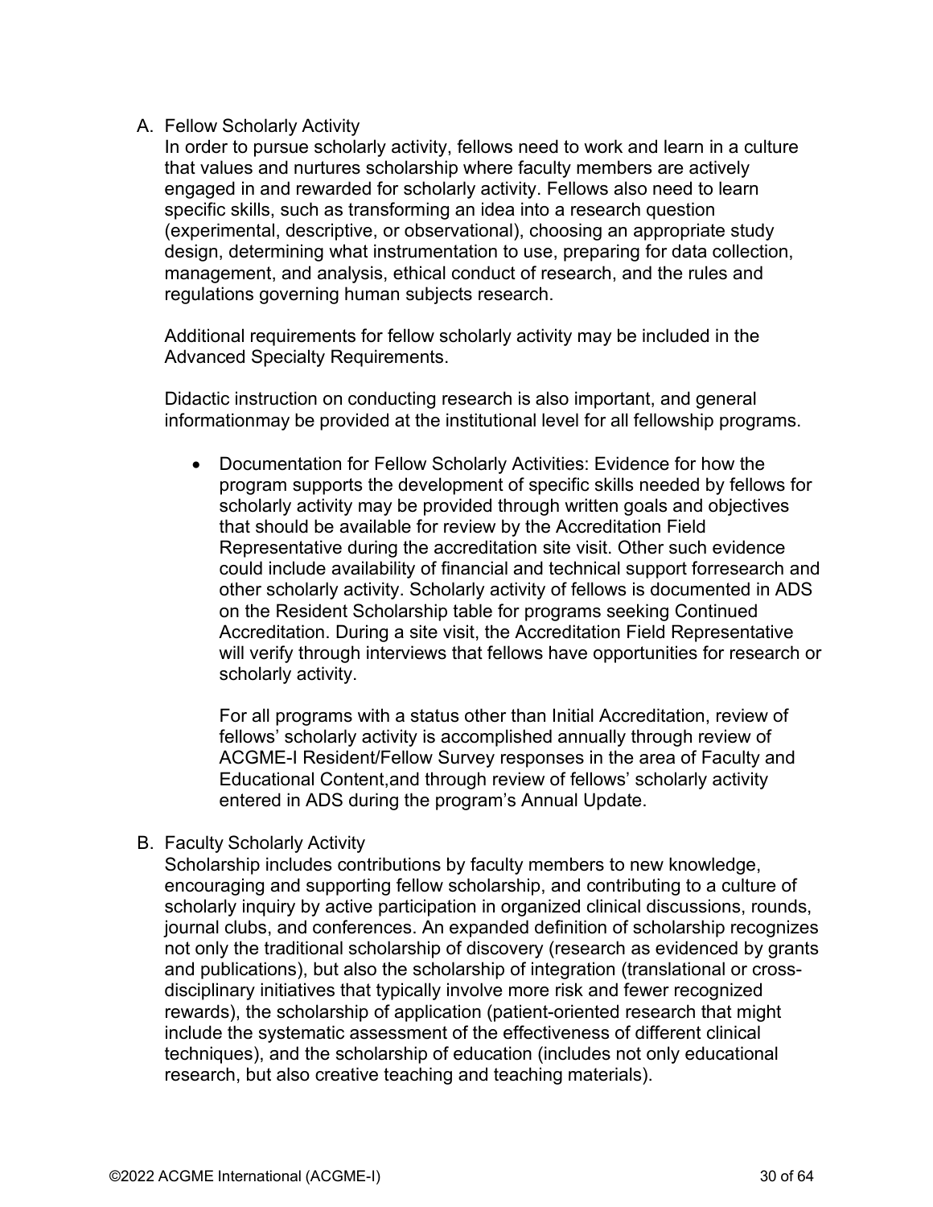A. Fellow Scholarly Activity

In order to pursue scholarly activity, fellows need to work and learn in a culture that values and nurtures scholarship where faculty members are actively engaged in and rewarded for scholarly activity. Fellows also need to learn specific skills, such as transforming an idea into a research question (experimental, descriptive, or observational), choosing an appropriate study design, determining what instrumentation to use, preparing for data collection, management, and analysis, ethical conduct of research, and the rules and regulations governing human subjects research.

Additional requirements for fellow scholarly activity may be included in the Advanced Specialty Requirements.

Didactic instruction on conducting research is also important, and general informationmay be provided at the institutional level for all fellowship programs.

- Documentation for Fellow Scholarly Activities: Evidence for how the program supports the development of specific skills needed by fellows for scholarly activity may be provided through written goals and objectives that should be available for review by the Accreditation Field Representative during the accreditation site visit. Other such evidence could include availability of financial and technical support forresearch and other scholarly activity. Scholarly activity of fellows is documented in ADS on the Resident Scholarship table for programs seeking Continued Accreditation. During a site visit, the Accreditation Field Representative will verify through interviews that fellows have opportunities for research or scholarly activity.

  For all programs with a status other than Initial Accreditation, review of fellows' scholarly activity is accomplished annually through review of ACGME-I Resident/Fellow Survey responses in the area of Faculty and Educational Content,and through review of fellows' scholarly activity entered in ADS during the program's Annual Update.

B. Faculty Scholarly Activity

Scholarship includes contributions by faculty members to new knowledge, encouraging and supporting fellow scholarship, and contributing to a culture of scholarly inquiry by active participation in organized clinical discussions, rounds, journal clubs, and conferences. An expanded definition of scholarship recognizes not only the traditional scholarship of discovery (research as evidenced by grants and publications), but also the scholarship of integration (translational or cross-disciplinary initiatives that typically involve more risk and fewer recognized rewards), the scholarship of application (patient-oriented research that might include the systematic assessment of the effectiveness of different clinical techniques), and the scholarship of education (includes not only educational research, but also creative teaching and teaching materials).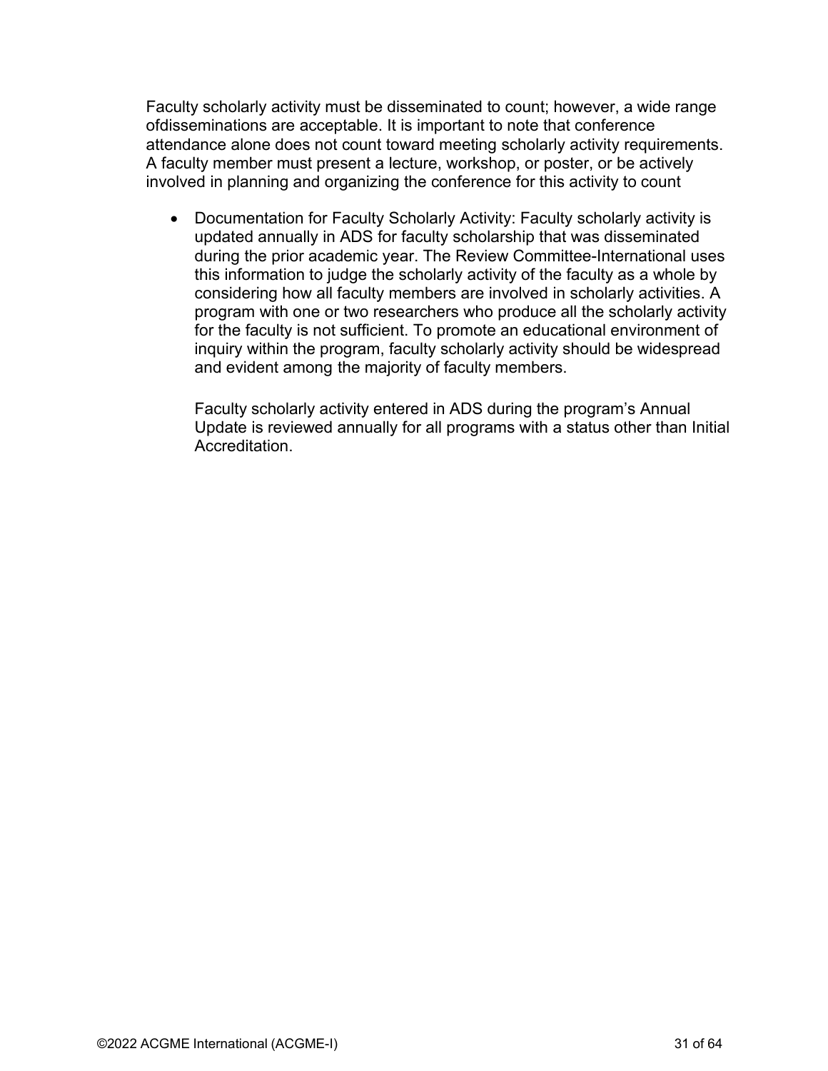Faculty scholarly activity must be disseminated to count; however, a wide range ofdisseminations are acceptable. It is important to note that conference attendance alone does not count toward meeting scholarly activity requirements. A faculty member must present a lecture, workshop, or poster, or be actively involved in planning and organizing the conference for this activity to count

- Documentation for Faculty Scholarly Activity: Faculty scholarly activity is updated annually in ADS for faculty scholarship that was disseminated during the prior academic year. The Review Committee-International uses this information to judge the scholarly activity of the faculty as a whole by considering how all faculty members are involved in scholarly activities. A program with one or two researchers who produce all the scholarly activity for the faculty is not sufficient. To promote an educational environment of inquiry within the program, faculty scholarly activity should be widespread and evident among the majority of faculty members.

  Faculty scholarly activity entered in ADS during the program's Annual Update is reviewed annually for all programs with a status other than Initial Accreditation.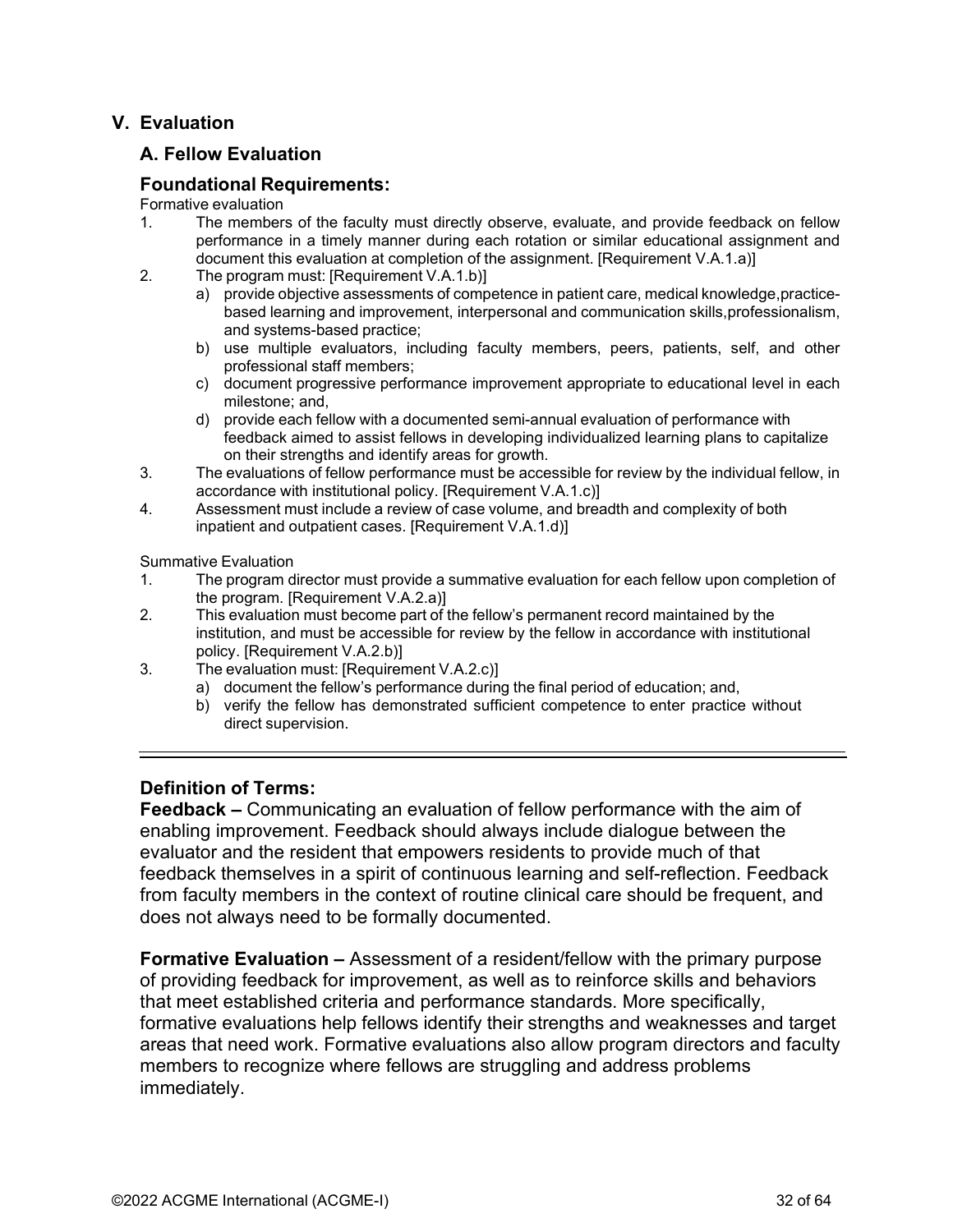## V. Evaluation

### A. Fellow Evaluation

### Foundational Requirements:

Formative evaluation

1. The members of the faculty must directly observe, evaluate, and provide feedback on fellow performance in a timely manner during each rotation or similar educational assignment and document this evaluation at completion of the assignment. [Requirement V.A.1.a)]
2. The program must: [Requirement V.A.1.b)]
   a) provide objective assessments of competence in patient care, medical knowledge,practice-based learning and improvement, interpersonal and communication skills,professionalism, and systems-based practice;
   b) use multiple evaluators, including faculty members, peers, patients, self, and other professional staff members;
   c) document progressive performance improvement appropriate to educational level in each milestone; and,
   d) provide each fellow with a documented semi-annual evaluation of performance with feedback aimed to assist fellows in developing individualized learning plans to capitalize on their strengths and identify areas for growth.
3. The evaluations of fellow performance must be accessible for review by the individual fellow, in accordance with institutional policy. [Requirement V.A.1.c)]
4. Assessment must include a review of case volume, and breadth and complexity of both inpatient and outpatient cases. [Requirement V.A.1.d)]

Summative Evaluation

1. The program director must provide a summative evaluation for each fellow upon completion of the program. [Requirement V.A.2.a)]
2. This evaluation must become part of the fellow's permanent record maintained by the institution, and must be accessible for review by the fellow in accordance with institutional policy. [Requirement V.A.2.b)]
3. The evaluation must: [Requirement V.A.2.c)]
   a) document the fellow's performance during the final period of education; and,
   b) verify the fellow has demonstrated sufficient competence to enter practice without direct supervision.

---

### Definition of Terms:

**Feedback –** Communicating an evaluation of fellow performance with the aim of enabling improvement. Feedback should always include dialogue between the evaluator and the resident that empowers residents to provide much of that feedback themselves in a spirit of continuous learning and self-reflection. Feedback from faculty members in the context of routine clinical care should be frequent, and does not always need to be formally documented.

**Formative Evaluation –** Assessment of a resident/fellow with the primary purpose of providing feedback for improvement, as well as to reinforce skills and behaviors that meet established criteria and performance standards. More specifically, formative evaluations help fellows identify their strengths and weaknesses and target areas that need work. Formative evaluations also allow program directors and faculty members to recognize where fellows are struggling and address problems immediately.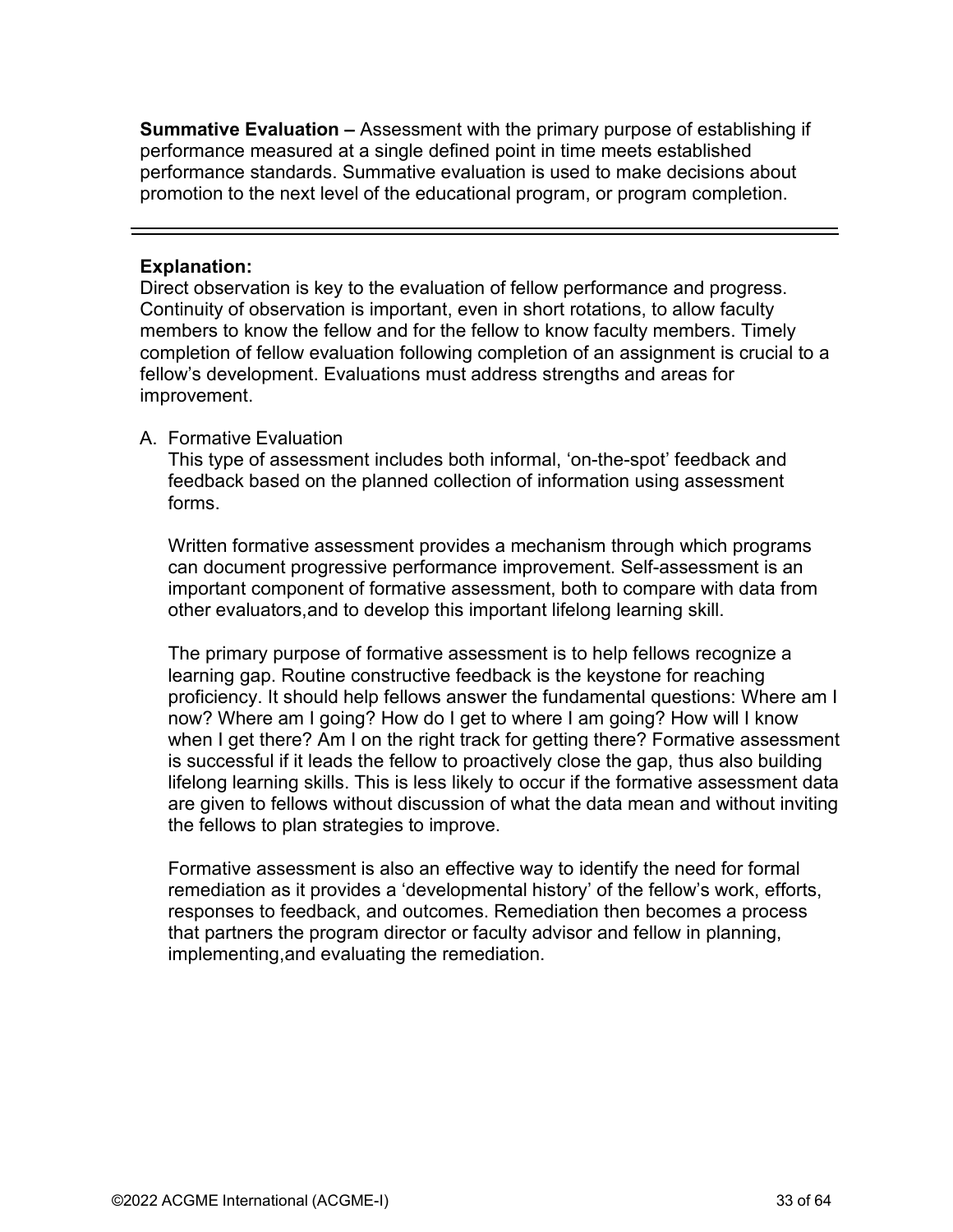**Summative Evaluation –** Assessment with the primary purpose of establishing if performance measured at a single defined point in time meets established performance standards. Summative evaluation is used to make decisions about promotion to the next level of the educational program, or program completion.

---

**Explanation:**
Direct observation is key to the evaluation of fellow performance and progress. Continuity of observation is important, even in short rotations, to allow faculty members to know the fellow and for the fellow to know faculty members. Timely completion of fellow evaluation following completion of an assignment is crucial to a fellow's development. Evaluations must address strengths and areas for improvement.

A. Formative Evaluation
   This type of assessment includes both informal, 'on-the-spot' feedback and feedback based on the planned collection of information using assessment forms.

   Written formative assessment provides a mechanism through which programs can document progressive performance improvement. Self-assessment is an important component of formative assessment, both to compare with data from other evaluators,and to develop this important lifelong learning skill.

   The primary purpose of formative assessment is to help fellows recognize a learning gap. Routine constructive feedback is the keystone for reaching proficiency. It should help fellows answer the fundamental questions: Where am I now? Where am I going? How do I get to where I am going? How will I know when I get there? Am I on the right track for getting there? Formative assessment is successful if it leads the fellow to proactively close the gap, thus also building lifelong learning skills. This is less likely to occur if the formative assessment data are given to fellows without discussion of what the data mean and without inviting the fellows to plan strategies to improve.

   Formative assessment is also an effective way to identify the need for formal remediation as it provides a 'developmental history' of the fellow's work, efforts, responses to feedback, and outcomes. Remediation then becomes a process that partners the program director or faculty advisor and fellow in planning, implementing,and evaluating the remediation.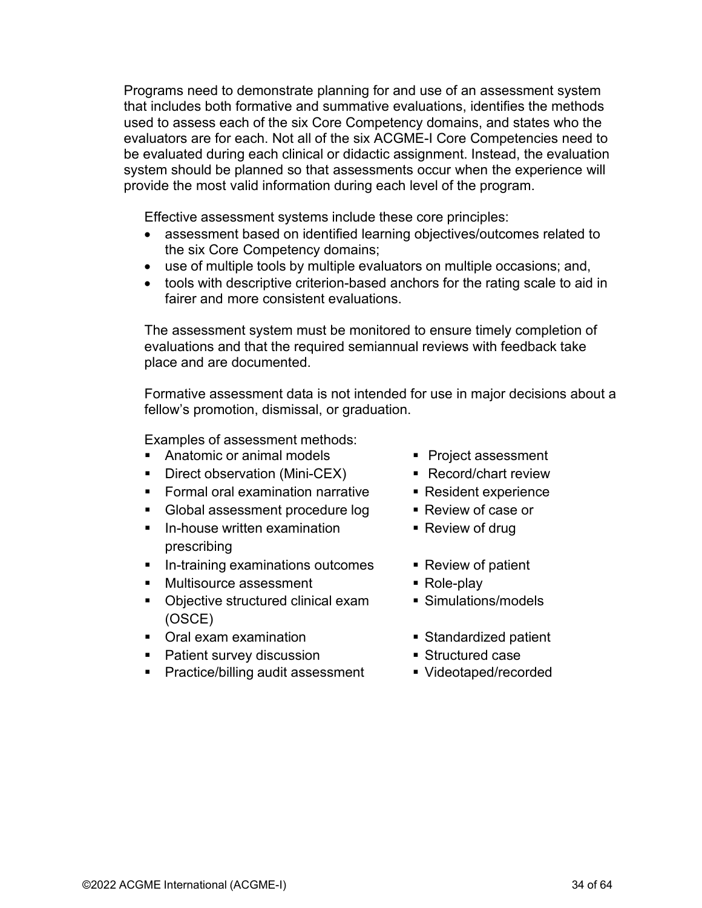Programs need to demonstrate planning for and use of an assessment system that includes both formative and summative evaluations, identifies the methods used to assess each of the six Core Competency domains, and states who the evaluators are for each. Not all of the six ACGME-I Core Competencies need to be evaluated during each clinical or didactic assignment. Instead, the evaluation system should be planned so that assessments occur when the experience will provide the most valid information during each level of the program.

Effective assessment systems include these core principles:

- assessment based on identified learning objectives/outcomes related to the six Core Competency domains;
- use of multiple tools by multiple evaluators on multiple occasions; and,
- tools with descriptive criterion-based anchors for the rating scale to aid in fairer and more consistent evaluations.

The assessment system must be monitored to ensure timely completion of evaluations and that the required semiannual reviews with feedback take place and are documented.

Formative assessment data is not intended for use in major decisions about a fellow's promotion, dismissal, or graduation.

Examples of assessment methods:

- Anatomic or animal models
- Direct observation (Mini-CEX)
- Formal oral examination narrative
- Global assessment procedure log
- In-house written examination prescribing
- In-training examinations outcomes
- Multisource assessment
- Objective structured clinical exam (OSCE)
- Oral exam examination
- Patient survey discussion
- Practice/billing audit assessment
- Project assessment
- Record/chart review
- Resident experience
- Review of case or
- Review of drug
- Review of patient
- Role-play
- Simulations/models
- Standardized patient
- Structured case
- Videotaped/recorded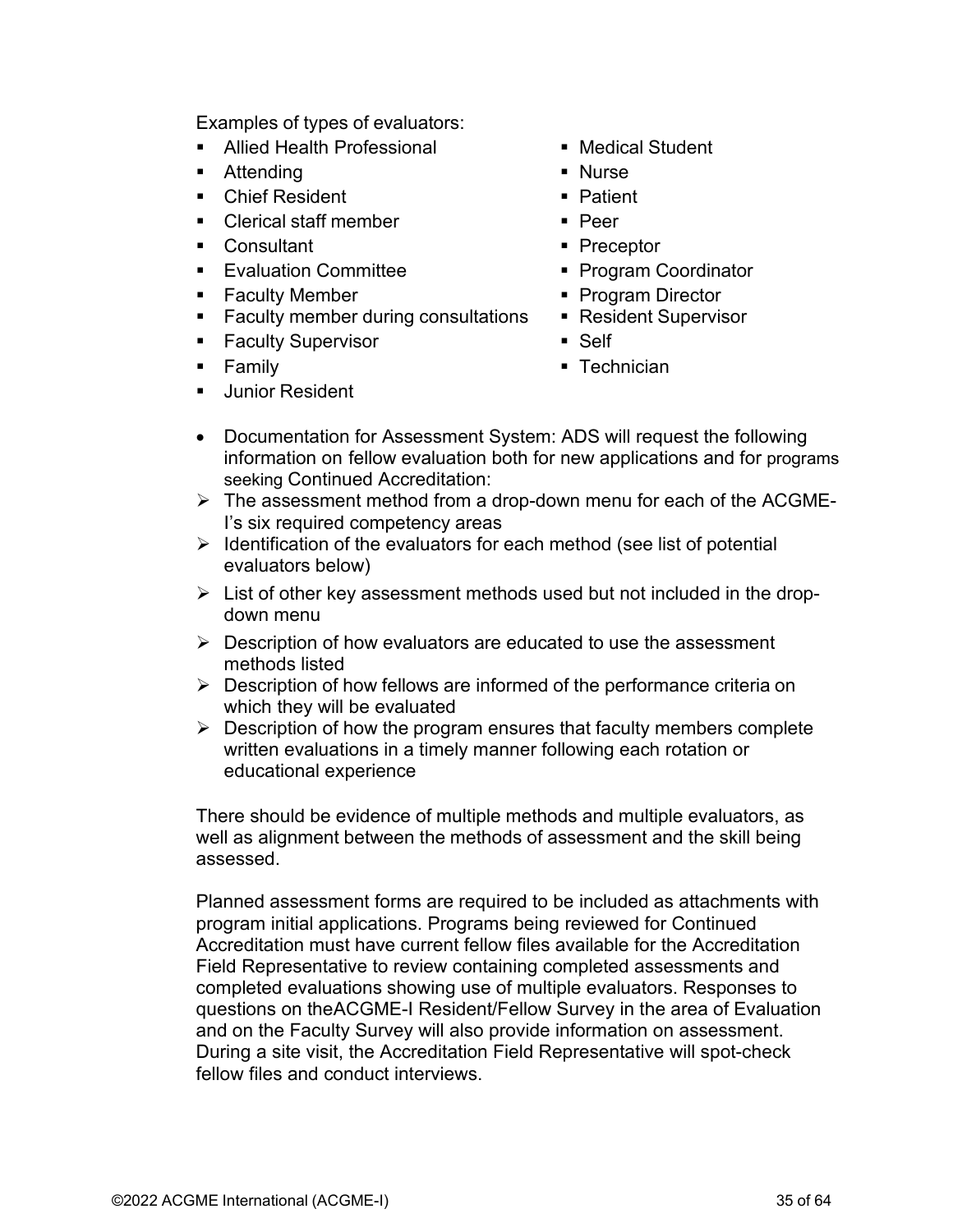Examples of types of evaluators:

- Allied Health Professional
- Attending
- Chief Resident
- Clerical staff member
- Consultant
- Evaluation Committee
- Faculty Member
- Faculty member during consultations
- Faculty Supervisor
- Family
- Junior Resident
- Medical Student
- Nurse
- Patient
- Peer
- Preceptor
- Program Coordinator
- Program Director
- Resident Supervisor
- Self
- Technician

- Documentation for Assessment System: ADS will request the following information on fellow evaluation both for new applications and for programs seeking Continued Accreditation:
  - The assessment method from a drop-down menu for each of the ACGME-I's six required competency areas
  - Identification of the evaluators for each method (see list of potential evaluators below)
  - List of other key assessment methods used but not included in the drop-down menu
  - Description of how evaluators are educated to use the assessment methods listed
  - Description of how fellows are informed of the performance criteria on which they will be evaluated
  - Description of how the program ensures that faculty members complete written evaluations in a timely manner following each rotation or educational experience

There should be evidence of multiple methods and multiple evaluators, as well as alignment between the methods of assessment and the skill being assessed.

Planned assessment forms are required to be included as attachments with program initial applications. Programs being reviewed for Continued Accreditation must have current fellow files available for the Accreditation Field Representative to review containing completed assessments and completed evaluations showing use of multiple evaluators. Responses to questions on theACGME-I Resident/Fellow Survey in the area of Evaluation and on the Faculty Survey will also provide information on assessment. During a site visit, the Accreditation Field Representative will spot-check fellow files and conduct interviews.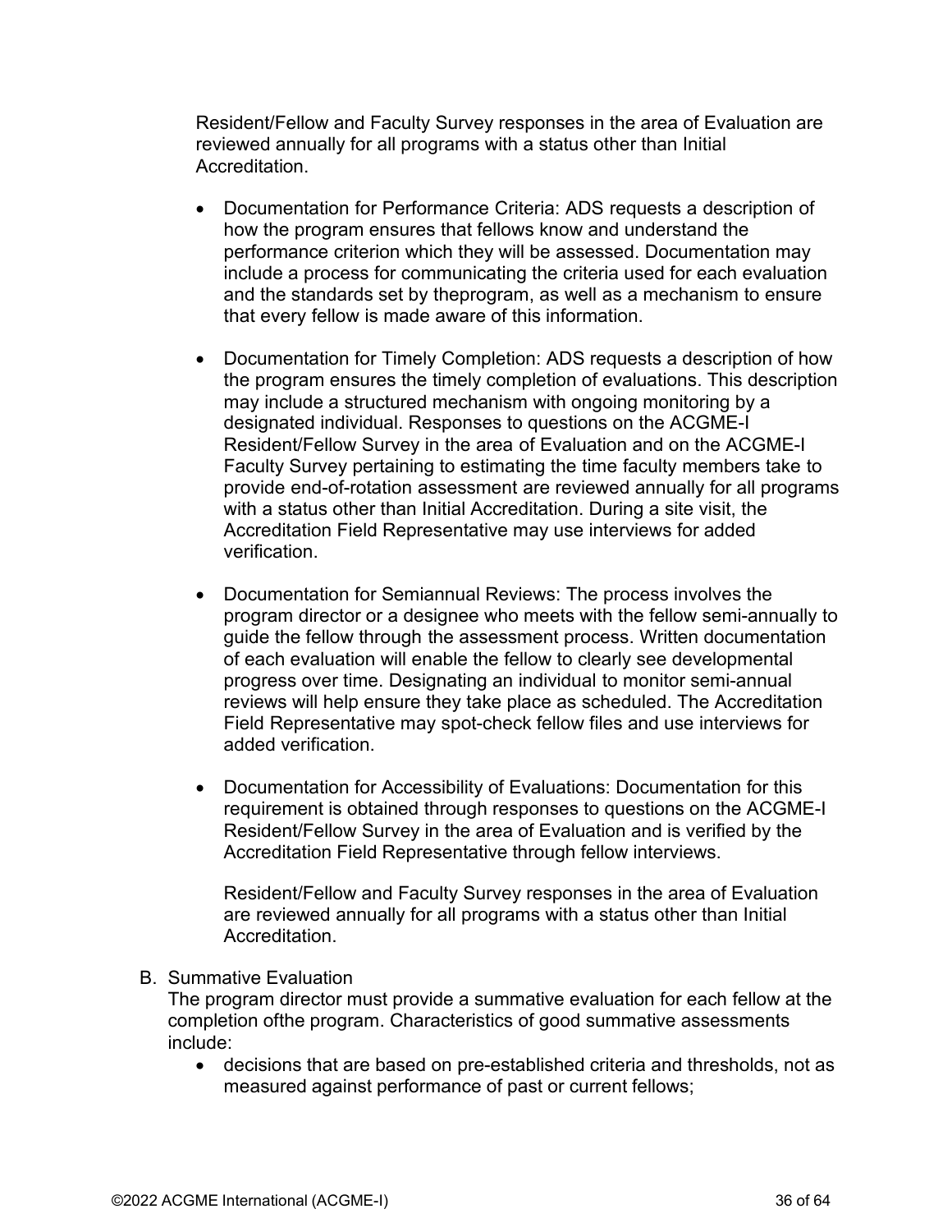Resident/Fellow and Faculty Survey responses in the area of Evaluation are reviewed annually for all programs with a status other than Initial Accreditation.

- Documentation for Performance Criteria: ADS requests a description of how the program ensures that fellows know and understand the performance criterion which they will be assessed. Documentation may include a process for communicating the criteria used for each evaluation and the standards set by theprogram, as well as a mechanism to ensure that every fellow is made aware of this information.

- Documentation for Timely Completion: ADS requests a description of how the program ensures the timely completion of evaluations. This description may include a structured mechanism with ongoing monitoring by a designated individual. Responses to questions on the ACGME-I Resident/Fellow Survey in the area of Evaluation and on the ACGME-I Faculty Survey pertaining to estimating the time faculty members take to provide end-of-rotation assessment are reviewed annually for all programs with a status other than Initial Accreditation. During a site visit, the Accreditation Field Representative may use interviews for added verification.

- Documentation for Semiannual Reviews: The process involves the program director or a designee who meets with the fellow semi-annually to guide the fellow through the assessment process. Written documentation of each evaluation will enable the fellow to clearly see developmental progress over time. Designating an individual to monitor semi-annual reviews will help ensure they take place as scheduled. The Accreditation Field Representative may spot-check fellow files and use interviews for added verification.

- Documentation for Accessibility of Evaluations: Documentation for this requirement is obtained through responses to questions on the ACGME-I Resident/Fellow Survey in the area of Evaluation and is verified by the Accreditation Field Representative through fellow interviews.

  Resident/Fellow and Faculty Survey responses in the area of Evaluation are reviewed annually for all programs with a status other than Initial Accreditation.

B. Summative Evaluation

The program director must provide a summative evaluation for each fellow at the completion ofthe program. Characteristics of good summative assessments include:

- decisions that are based on pre-established criteria and thresholds, not as measured against performance of past or current fellows;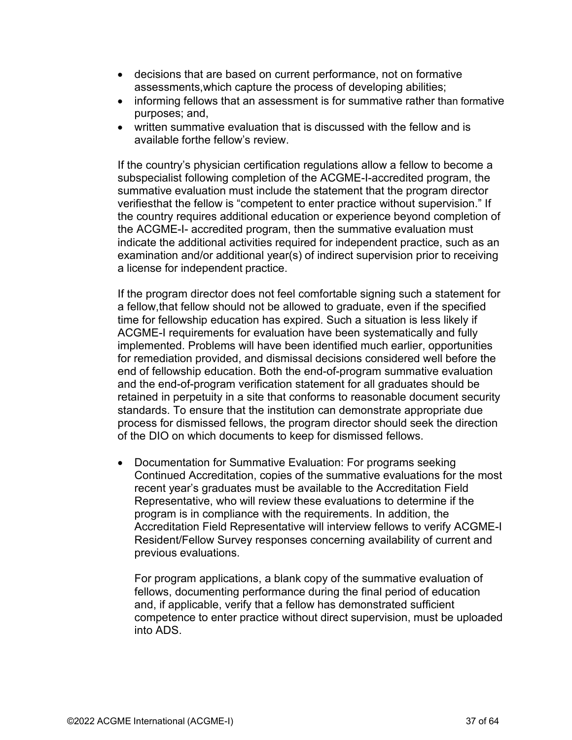- decisions that are based on current performance, not on formative assessments,which capture the process of developing abilities;
- informing fellows that an assessment is for summative rather than formative purposes; and,
- written summative evaluation that is discussed with the fellow and is available forthe fellow's review.

If the country's physician certification regulations allow a fellow to become a subspecialist following completion of the ACGME-I-accredited program, the summative evaluation must include the statement that the program director verifiesthat the fellow is "competent to enter practice without supervision." If the country requires additional education or experience beyond completion of the ACGME-I- accredited program, then the summative evaluation must indicate the additional activities required for independent practice, such as an examination and/or additional year(s) of indirect supervision prior to receiving a license for independent practice.

If the program director does not feel comfortable signing such a statement for a fellow,that fellow should not be allowed to graduate, even if the specified time for fellowship education has expired. Such a situation is less likely if ACGME-I requirements for evaluation have been systematically and fully implemented. Problems will have been identified much earlier, opportunities for remediation provided, and dismissal decisions considered well before the end of fellowship education. Both the end-of-program summative evaluation and the end-of-program verification statement for all graduates should be retained in perpetuity in a site that conforms to reasonable document security standards. To ensure that the institution can demonstrate appropriate due process for dismissed fellows, the program director should seek the direction of the DIO on which documents to keep for dismissed fellows.

- Documentation for Summative Evaluation: For programs seeking Continued Accreditation, copies of the summative evaluations for the most recent year's graduates must be available to the Accreditation Field Representative, who will review these evaluations to determine if the program is in compliance with the requirements. In addition, the Accreditation Field Representative will interview fellows to verify ACGME-I Resident/Fellow Survey responses concerning availability of current and previous evaluations.

  For program applications, a blank copy of the summative evaluation of fellows, documenting performance during the final period of education and, if applicable, verify that a fellow has demonstrated sufficient competence to enter practice without direct supervision, must be uploaded into ADS.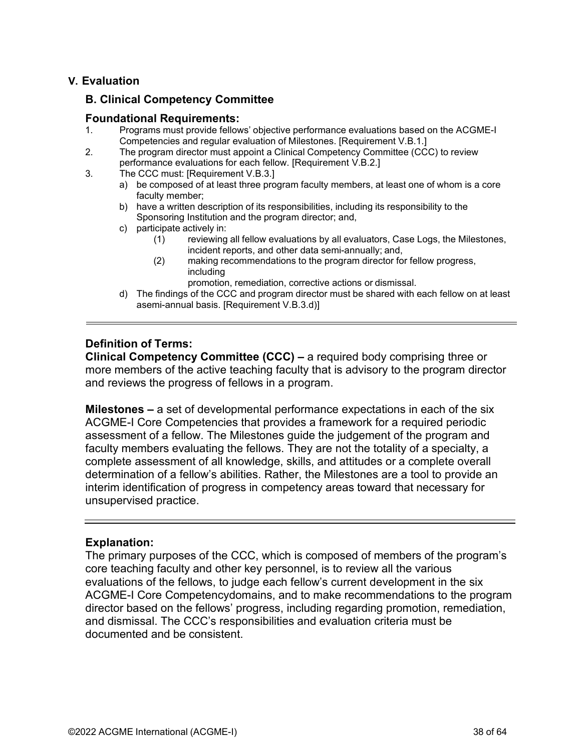## V. Evaluation

### B. Clinical Competency Committee

#### Foundational Requirements:

1. Programs must provide fellows' objective performance evaluations based on the ACGME-I Competencies and regular evaluation of Milestones. [Requirement V.B.1.]
2. The program director must appoint a Clinical Competency Committee (CCC) to review performance evaluations for each fellow. [Requirement V.B.2.]
3. The CCC must: [Requirement V.B.3.]
   a) be composed of at least three program faculty members, at least one of whom is a core faculty member;
   b) have a written description of its responsibilities, including its responsibility to the Sponsoring Institution and the program director; and,
   c) participate actively in:
      (1) reviewing all fellow evaluations by all evaluators, Case Logs, the Milestones, incident reports, and other data semi-annually; and,
      (2) making recommendations to the program director for fellow progress, including promotion, remediation, corrective actions or dismissal.
   d) The findings of the CCC and program director must be shared with each fellow on at least asemi-annual basis. [Requirement V.B.3.d)]

---

#### Definition of Terms:

**Clinical Competency Committee (CCC) –** a required body comprising three or more members of the active teaching faculty that is advisory to the program director and reviews the progress of fellows in a program.

**Milestones –** a set of developmental performance expectations in each of the six ACGME-I Core Competencies that provides a framework for a required periodic assessment of a fellow. The Milestones guide the judgement of the program and faculty members evaluating the fellows. They are not the totality of a specialty, a complete assessment of all knowledge, skills, and attitudes or a complete overall determination of a fellow's abilities. Rather, the Milestones are a tool to provide an interim identification of progress in competency areas toward that necessary for unsupervised practice.

---

#### Explanation:

The primary purposes of the CCC, which is composed of members of the program's core teaching faculty and other key personnel, is to review all the various evaluations of the fellows, to judge each fellow's current development in the six ACGME-I Core Competencydomains, and to make recommendations to the program director based on the fellows' progress, including regarding promotion, remediation, and dismissal. The CCC's responsibilities and evaluation criteria must be documented and be consistent.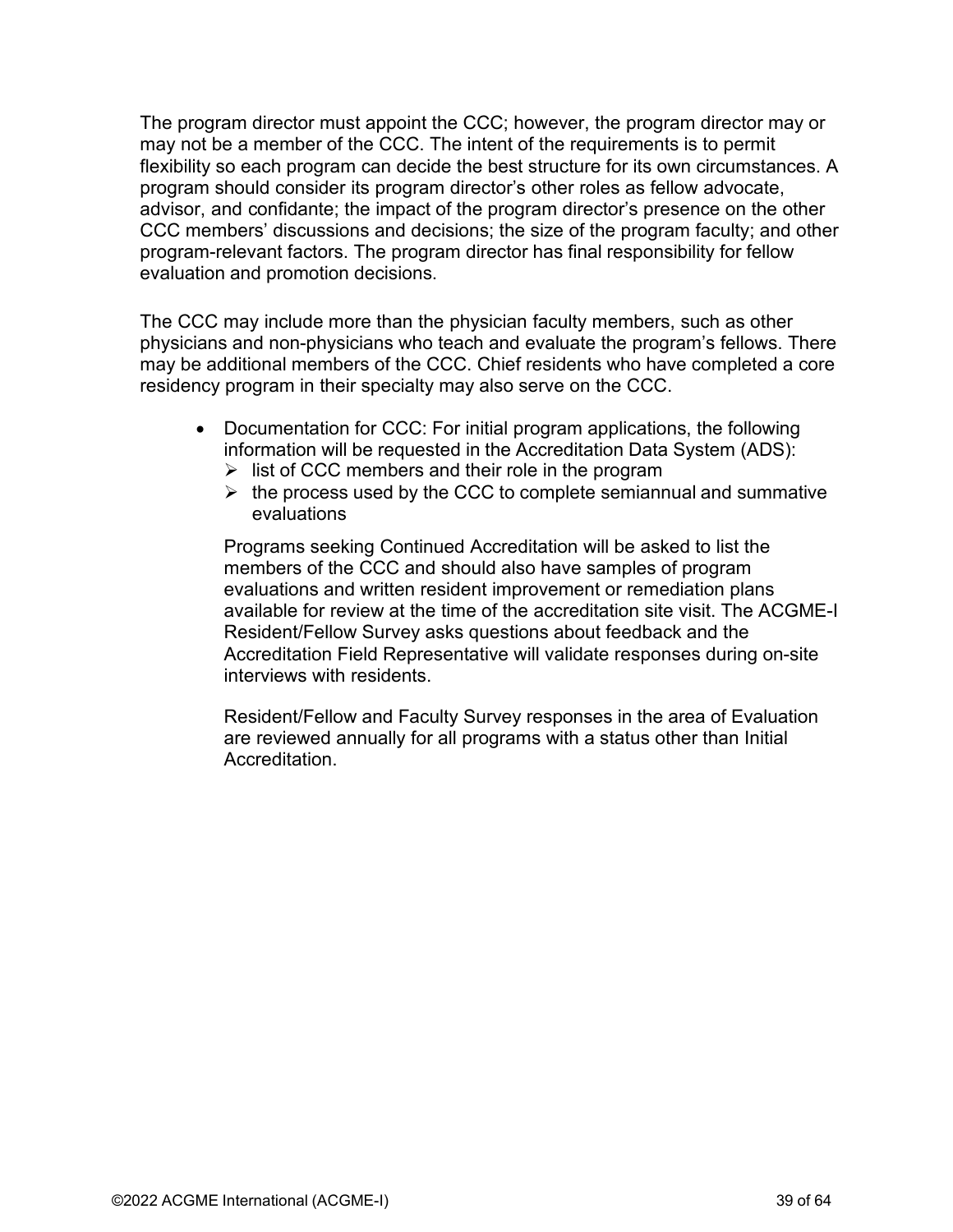The program director must appoint the CCC; however, the program director may or may not be a member of the CCC. The intent of the requirements is to permit flexibility so each program can decide the best structure for its own circumstances. A program should consider its program director's other roles as fellow advocate, advisor, and confidante; the impact of the program director's presence on the other CCC members' discussions and decisions; the size of the program faculty; and other program-relevant factors. The program director has final responsibility for fellow evaluation and promotion decisions.

The CCC may include more than the physician faculty members, such as other physicians and non-physicians who teach and evaluate the program's fellows. There may be additional members of the CCC. Chief residents who have completed a core residency program in their specialty may also serve on the CCC.

- Documentation for CCC: For initial program applications, the following information will be requested in the Accreditation Data System (ADS):
  - list of CCC members and their role in the program
  - the process used by the CCC to complete semiannual and summative evaluations

  Programs seeking Continued Accreditation will be asked to list the members of the CCC and should also have samples of program evaluations and written resident improvement or remediation plans available for review at the time of the accreditation site visit. The ACGME-I Resident/Fellow Survey asks questions about feedback and the Accreditation Field Representative will validate responses during on-site interviews with residents.

  Resident/Fellow and Faculty Survey responses in the area of Evaluation are reviewed annually for all programs with a status other than Initial Accreditation.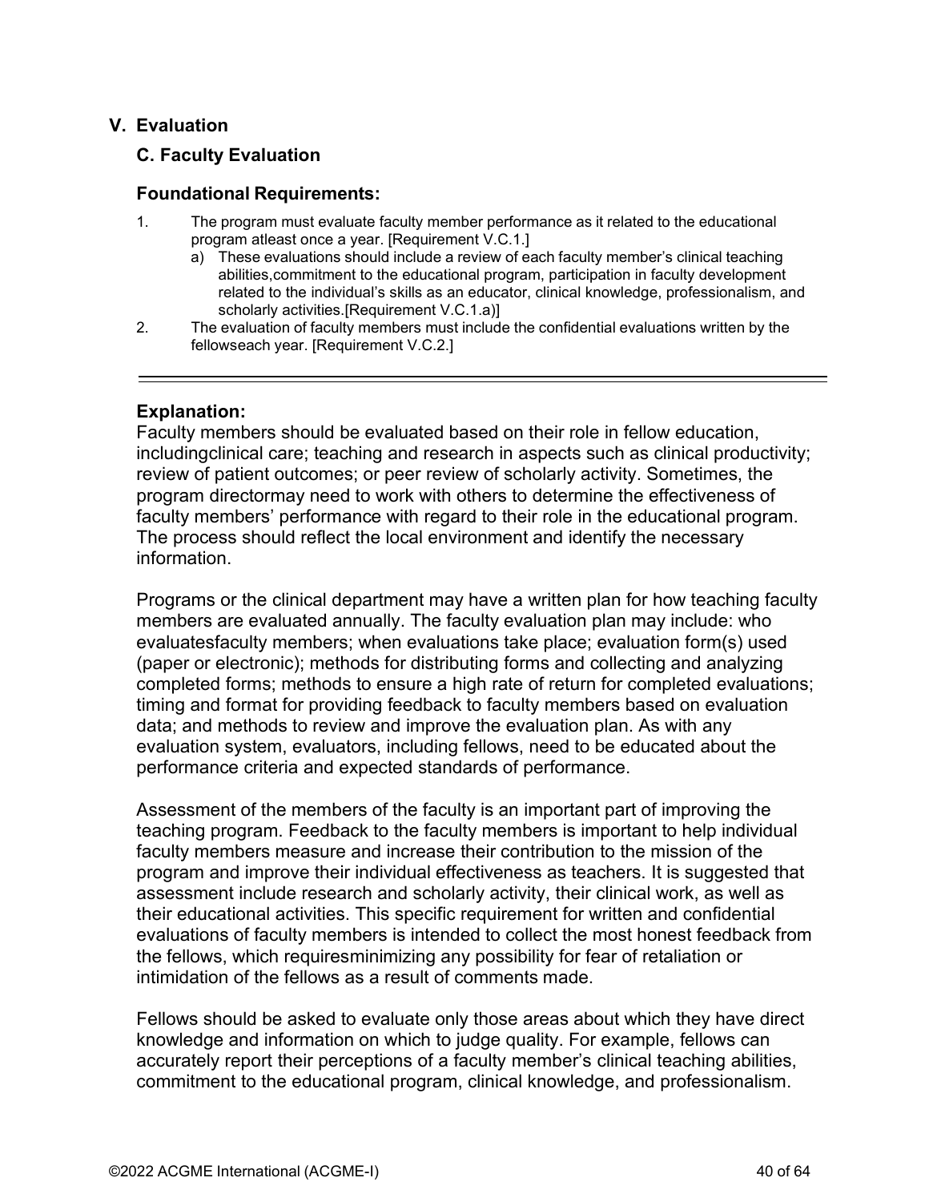## V. Evaluation

### C. Faculty Evaluation

#### Foundational Requirements:

1. The program must evaluate faculty member performance as it related to the educational program atleast once a year. [Requirement V.C.1.]
   a) These evaluations should include a review of each faculty member's clinical teaching abilities,commitment to the educational program, participation in faculty development related to the individual's skills as an educator, clinical knowledge, professionalism, and scholarly activities.[Requirement V.C.1.a)]
2. The evaluation of faculty members must include the confidential evaluations written by the fellowseach year. [Requirement V.C.2.]

---

#### Explanation:

Faculty members should be evaluated based on their role in fellow education, includingclinical care; teaching and research in aspects such as clinical productivity; review of patient outcomes; or peer review of scholarly activity. Sometimes, the program directormay need to work with others to determine the effectiveness of faculty members' performance with regard to their role in the educational program. The process should reflect the local environment and identify the necessary information.

Programs or the clinical department may have a written plan for how teaching faculty members are evaluated annually. The faculty evaluation plan may include: who evaluatesfaculty members; when evaluations take place; evaluation form(s) used (paper or electronic); methods for distributing forms and collecting and analyzing completed forms; methods to ensure a high rate of return for completed evaluations; timing and format for providing feedback to faculty members based on evaluation data; and methods to review and improve the evaluation plan. As with any evaluation system, evaluators, including fellows, need to be educated about the performance criteria and expected standards of performance.

Assessment of the members of the faculty is an important part of improving the teaching program. Feedback to the faculty members is important to help individual faculty members measure and increase their contribution to the mission of the program and improve their individual effectiveness as teachers. It is suggested that assessment include research and scholarly activity, their clinical work, as well as their educational activities. This specific requirement for written and confidential evaluations of faculty members is intended to collect the most honest feedback from the fellows, which requiresminimizing any possibility for fear of retaliation or intimidation of the fellows as a result of comments made.

Fellows should be asked to evaluate only those areas about which they have direct knowledge and information on which to judge quality. For example, fellows can accurately report their perceptions of a faculty member's clinical teaching abilities, commitment to the educational program, clinical knowledge, and professionalism.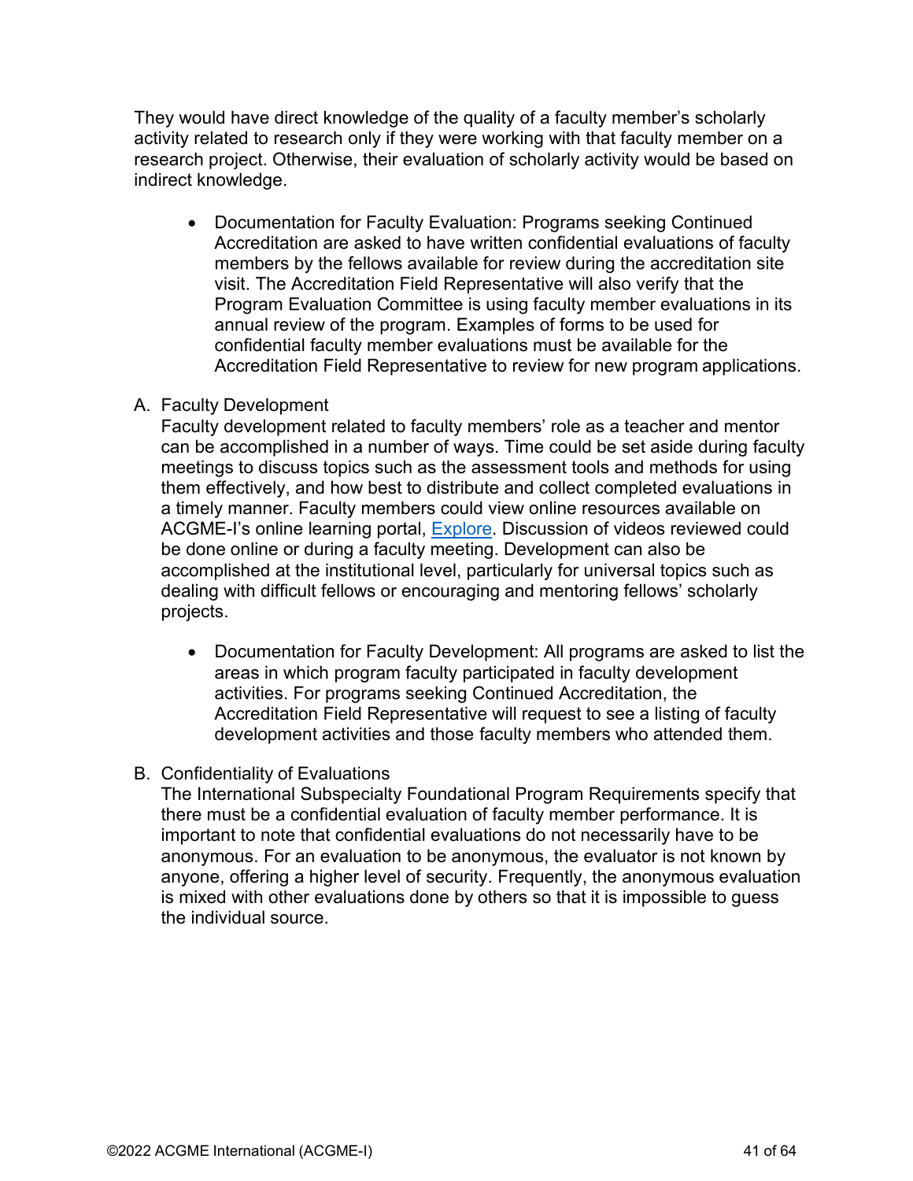They would have direct knowledge of the quality of a faculty member's scholarly activity related to research only if they were working with that faculty member on a research project. Otherwise, their evaluation of scholarly activity would be based on indirect knowledge.

- Documentation for Faculty Evaluation: Programs seeking Continued Accreditation are asked to have written confidential evaluations of faculty members by the fellows available for review during the accreditation site visit. The Accreditation Field Representative will also verify that the Program Evaluation Committee is using faculty member evaluations in its annual review of the program. Examples of forms to be used for confidential faculty member evaluations must be available for the Accreditation Field Representative to review for new program applications.

A. Faculty Development

Faculty development related to faculty members' role as a teacher and mentor can be accomplished in a number of ways. Time could be set aside during faculty meetings to discuss topics such as the assessment tools and methods for using them effectively, and how best to distribute and collect completed evaluations in a timely manner. Faculty members could view online resources available on ACGME-I's online learning portal, Explore. Discussion of videos reviewed could be done online or during a faculty meeting. Development can also be accomplished at the institutional level, particularly for universal topics such as dealing with difficult fellows or encouraging and mentoring fellows' scholarly projects.

- Documentation for Faculty Development: All programs are asked to list the areas in which program faculty participated in faculty development activities. For programs seeking Continued Accreditation, the Accreditation Field Representative will request to see a listing of faculty development activities and those faculty members who attended them.

B. Confidentiality of Evaluations

The International Subspecialty Foundational Program Requirements specify that there must be a confidential evaluation of faculty member performance. It is important to note that confidential evaluations do not necessarily have to be anonymous. For an evaluation to be anonymous, the evaluator is not known by anyone, offering a higher level of security. Frequently, the anonymous evaluation is mixed with other evaluations done by others so that it is impossible to guess the individual source.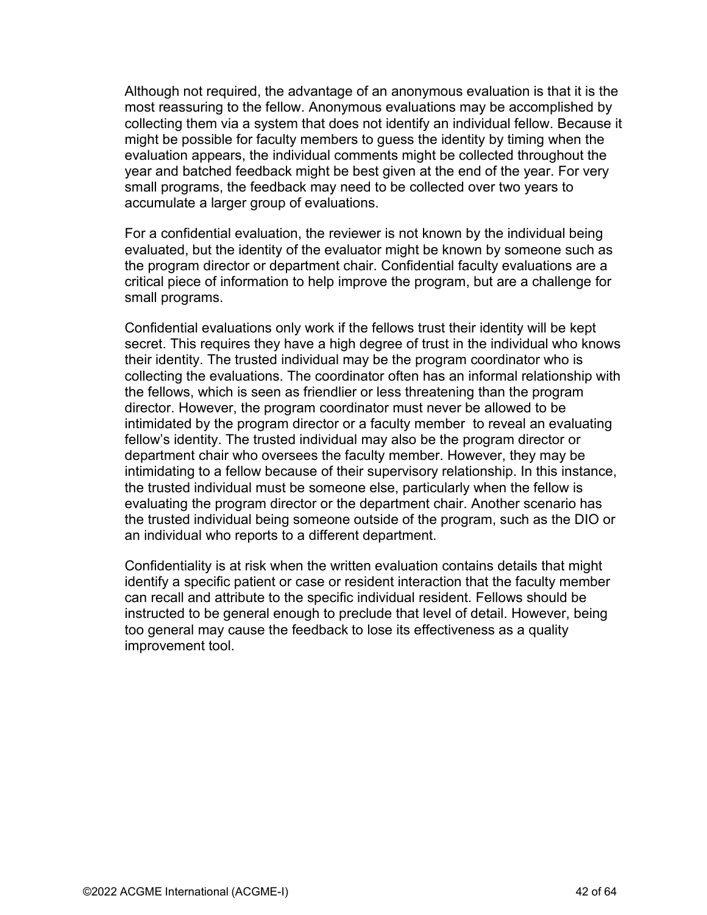Although not required, the advantage of an anonymous evaluation is that it is the most reassuring to the fellow. Anonymous evaluations may be accomplished by collecting them via a system that does not identify an individual fellow. Because it might be possible for faculty members to guess the identity by timing when the evaluation appears, the individual comments might be collected throughout the year and batched feedback might be best given at the end of the year. For very small programs, the feedback may need to be collected over two years to accumulate a larger group of evaluations.

For a confidential evaluation, the reviewer is not known by the individual being evaluated, but the identity of the evaluator might be known by someone such as the program director or department chair. Confidential faculty evaluations are a critical piece of information to help improve the program, but are a challenge for small programs.

Confidential evaluations only work if the fellows trust their identity will be kept secret. This requires they have a high degree of trust in the individual who knows their identity. The trusted individual may be the program coordinator who is collecting the evaluations. The coordinator often has an informal relationship with the fellows, which is seen as friendlier or less threatening than the program director. However, the program coordinator must never be allowed to be intimidated by the program director or a faculty member to reveal an evaluating fellow's identity. The trusted individual may also be the program director or department chair who oversees the faculty member. However, they may be intimidating to a fellow because of their supervisory relationship. In this instance, the trusted individual must be someone else, particularly when the fellow is evaluating the program director or the department chair. Another scenario has the trusted individual being someone outside of the program, such as the DIO or an individual who reports to a different department.

Confidentiality is at risk when the written evaluation contains details that might identify a specific patient or case or resident interaction that the faculty member can recall and attribute to the specific individual resident. Fellows should be instructed to be general enough to preclude that level of detail. However, being too general may cause the feedback to lose its effectiveness as a quality improvement tool.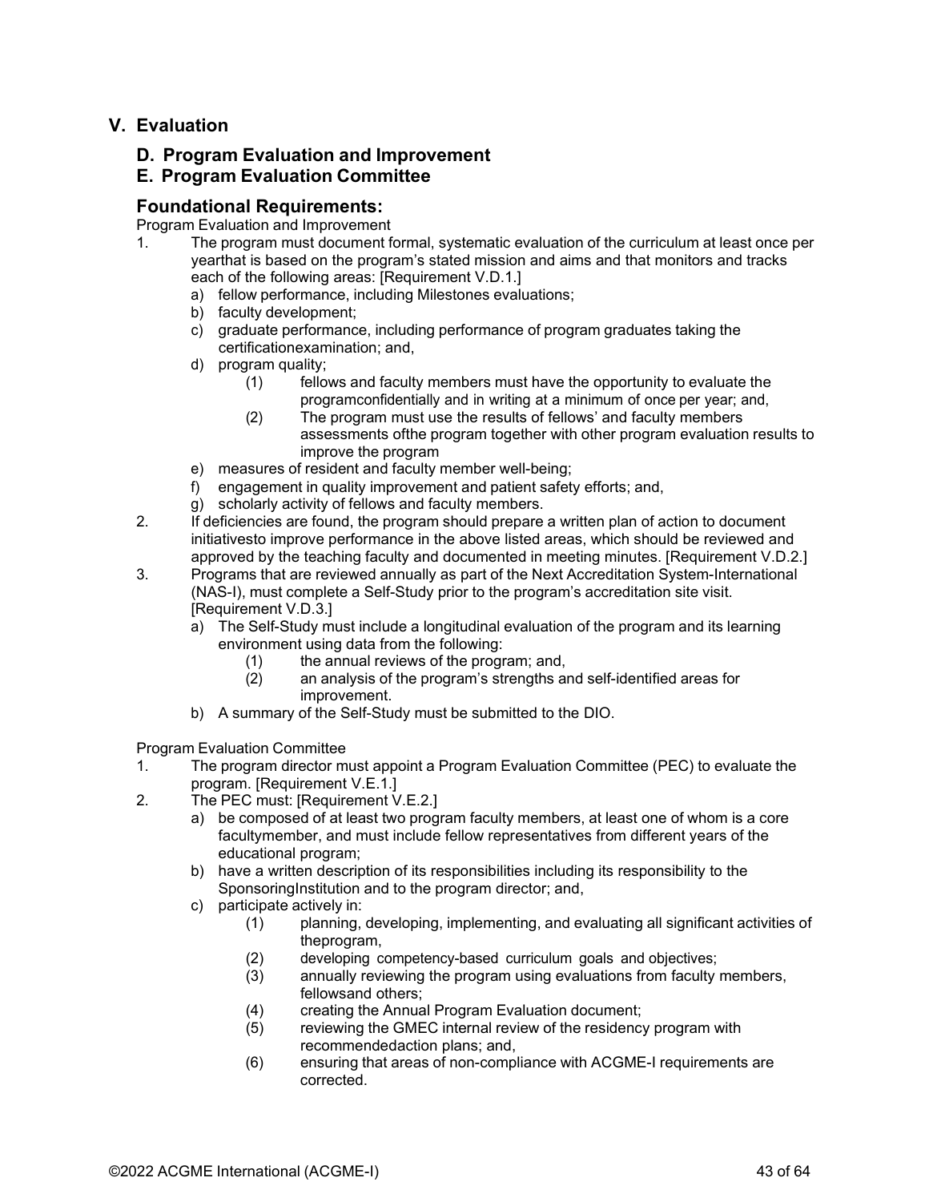## V. Evaluation

### D. Program Evaluation and Improvement
### E. Program Evaluation Committee

### Foundational Requirements:

Program Evaluation and Improvement

1. The program must document formal, systematic evaluation of the curriculum at least once per yearthat is based on the program's stated mission and aims and that monitors and tracks each of the following areas: [Requirement V.D.1.]
   a) fellow performance, including Milestones evaluations;
   b) faculty development;
   c) graduate performance, including performance of program graduates taking the certificationexamination; and,
   d) program quality;
      (1) fellows and faculty members must have the opportunity to evaluate the programconfidentially and in writing at a minimum of once per year; and,
      (2) The program must use the results of fellows' and faculty members assessments ofthe program together with other program evaluation results to improve the program
   e) measures of resident and faculty member well-being;
   f) engagement in quality improvement and patient safety efforts; and,
   g) scholarly activity of fellows and faculty members.
2. If deficiencies are found, the program should prepare a written plan of action to document initiativesto improve performance in the above listed areas, which should be reviewed and approved by the teaching faculty and documented in meeting minutes. [Requirement V.D.2.]
3. Programs that are reviewed annually as part of the Next Accreditation System-International (NAS-I), must complete a Self-Study prior to the program's accreditation site visit. [Requirement V.D.3.]
   a) The Self-Study must include a longitudinal evaluation of the program and its learning environment using data from the following:
      (1) the annual reviews of the program; and,
      (2) an analysis of the program's strengths and self-identified areas for improvement.
   b) A summary of the Self-Study must be submitted to the DIO.

Program Evaluation Committee

1. The program director must appoint a Program Evaluation Committee (PEC) to evaluate the program. [Requirement V.E.1.]
2. The PEC must: [Requirement V.E.2.]
   a) be composed of at least two program faculty members, at least one of whom is a core facultymember, and must include fellow representatives from different years of the educational program;
   b) have a written description of its responsibilities including its responsibility to the SponsoringInstitution and to the program director; and,
   c) participate actively in:
      (1) planning, developing, implementing, and evaluating all significant activities of theprogram,
      (2) developing competency-based curriculum goals and objectives;
      (3) annually reviewing the program using evaluations from faculty members, fellowsand others;
      (4) creating the Annual Program Evaluation document;
      (5) reviewing the GMEC internal review of the residency program with recommendedaction plans; and,
      (6) ensuring that areas of non-compliance with ACGME-I requirements are corrected.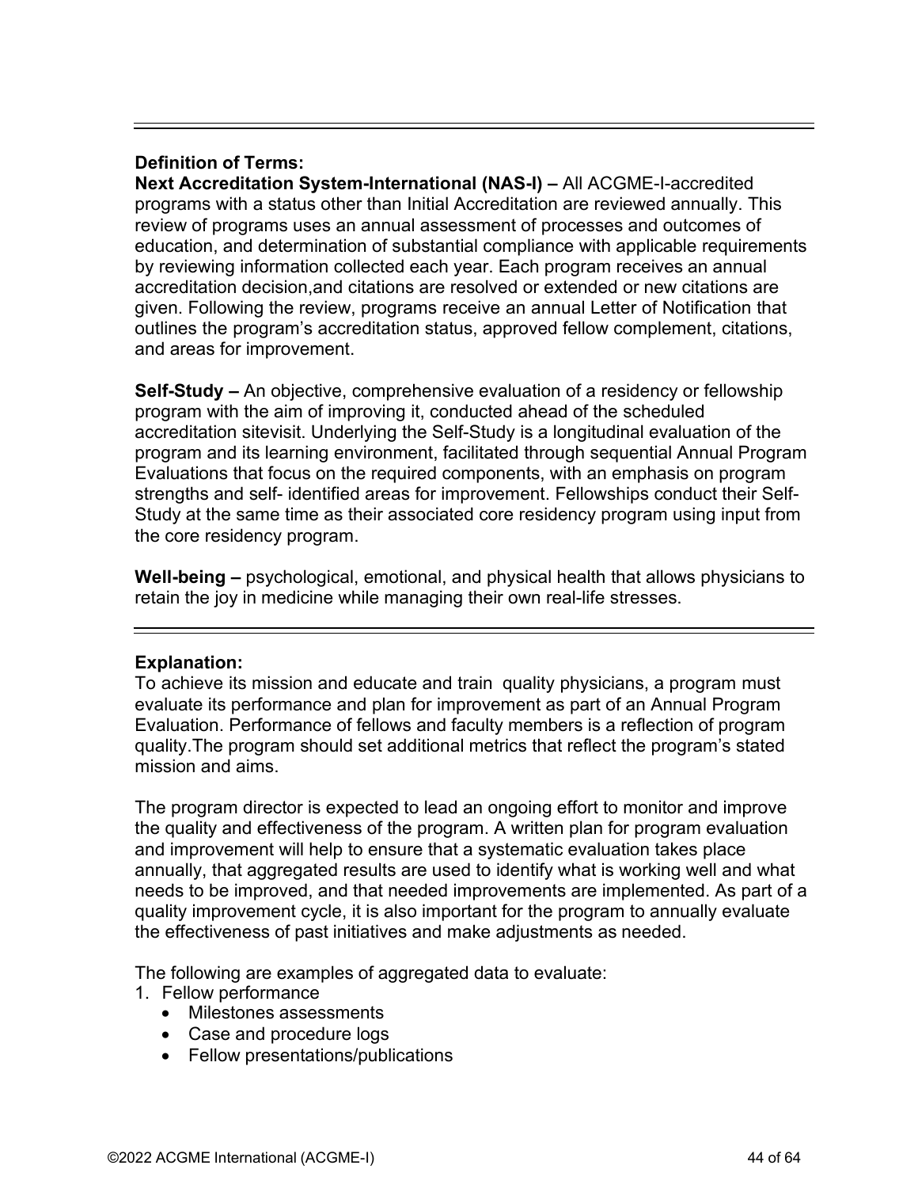---

**Definition of Terms:**

**Next Accreditation System-International (NAS-I) –** All ACGME-I-accredited programs with a status other than Initial Accreditation are reviewed annually. This review of programs uses an annual assessment of processes and outcomes of education, and determination of substantial compliance with applicable requirements by reviewing information collected each year. Each program receives an annual accreditation decision,and citations are resolved or extended or new citations are given. Following the review, programs receive an annual Letter of Notification that outlines the program's accreditation status, approved fellow complement, citations, and areas for improvement.

**Self-Study –** An objective, comprehensive evaluation of a residency or fellowship program with the aim of improving it, conducted ahead of the scheduled accreditation sitevisit. Underlying the Self-Study is a longitudinal evaluation of the program and its learning environment, facilitated through sequential Annual Program Evaluations that focus on the required components, with an emphasis on program strengths and self- identified areas for improvement. Fellowships conduct their Self-Study at the same time as their associated core residency program using input from the core residency program.

**Well-being –** psychological, emotional, and physical health that allows physicians to retain the joy in medicine while managing their own real-life stresses.

---

**Explanation:**

To achieve its mission and educate and train quality physicians, a program must evaluate its performance and plan for improvement as part of an Annual Program Evaluation. Performance of fellows and faculty members is a reflection of program quality.The program should set additional metrics that reflect the program's stated mission and aims.

The program director is expected to lead an ongoing effort to monitor and improve the quality and effectiveness of the program. A written plan for program evaluation and improvement will help to ensure that a systematic evaluation takes place annually, that aggregated results are used to identify what is working well and what needs to be improved, and that needed improvements are implemented. As part of a quality improvement cycle, it is also important for the program to annually evaluate the effectiveness of past initiatives and make adjustments as needed.

The following are examples of aggregated data to evaluate:

1. Fellow performance
   - Milestones assessments
   - Case and procedure logs
   - Fellow presentations/publications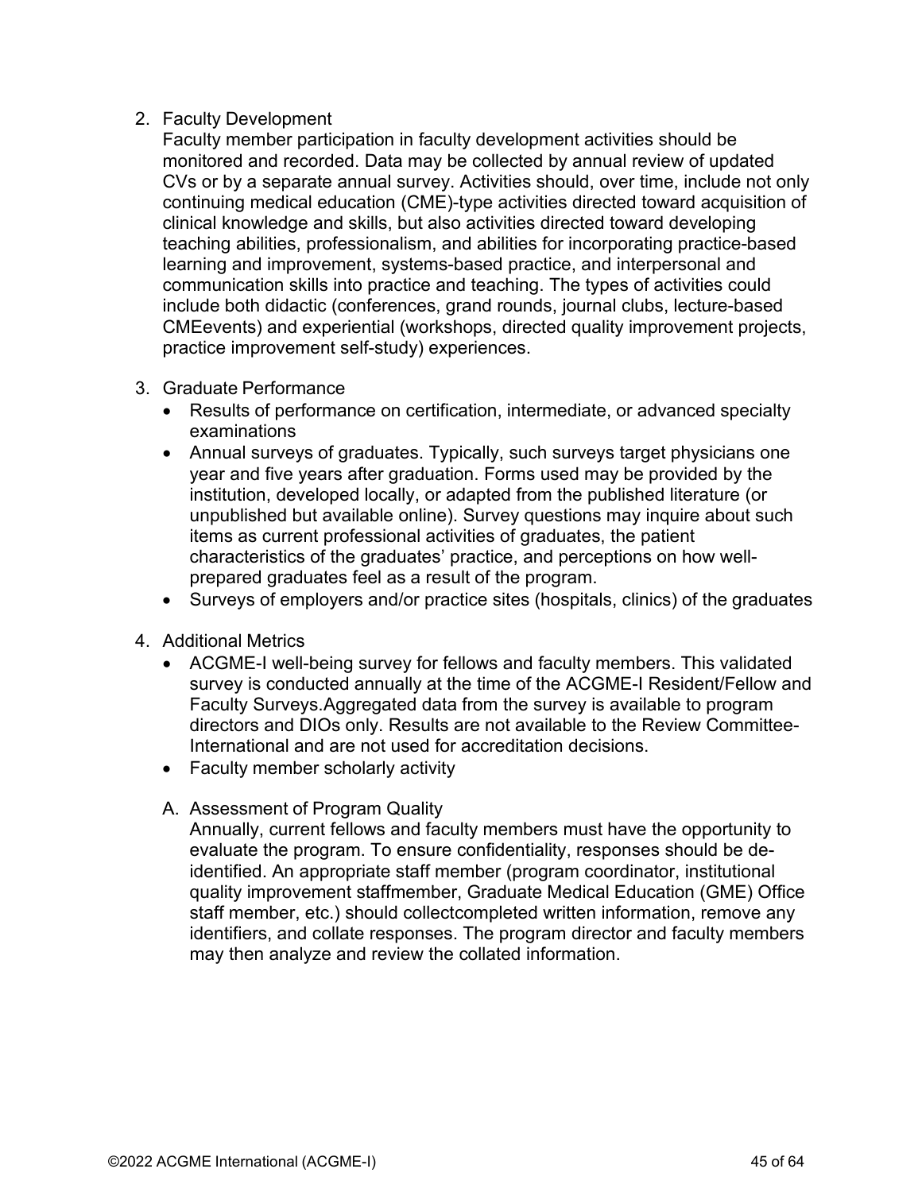2. Faculty Development
   Faculty member participation in faculty development activities should be monitored and recorded. Data may be collected by annual review of updated CVs or by a separate annual survey. Activities should, over time, include not only continuing medical education (CME)-type activities directed toward acquisition of clinical knowledge and skills, but also activities directed toward developing teaching abilities, professionalism, and abilities for incorporating practice-based learning and improvement, systems-based practice, and interpersonal and communication skills into practice and teaching. The types of activities could include both didactic (conferences, grand rounds, journal clubs, lecture-based CMEevents) and experiential (workshops, directed quality improvement projects, practice improvement self-study) experiences.

3. Graduate Performance
   - Results of performance on certification, intermediate, or advanced specialty examinations
   - Annual surveys of graduates. Typically, such surveys target physicians one year and five years after graduation. Forms used may be provided by the institution, developed locally, or adapted from the published literature (or unpublished but available online). Survey questions may inquire about such items as current professional activities of graduates, the patient characteristics of the graduates' practice, and perceptions on how well-prepared graduates feel as a result of the program.
   - Surveys of employers and/or practice sites (hospitals, clinics) of the graduates

4. Additional Metrics
   - ACGME-I well-being survey for fellows and faculty members. This validated survey is conducted annually at the time of the ACGME-I Resident/Fellow and Faculty Surveys.Aggregated data from the survey is available to program directors and DIOs only. Results are not available to the Review Committee-International and are not used for accreditation decisions.
   - Faculty member scholarly activity

   A. Assessment of Program Quality
   Annually, current fellows and faculty members must have the opportunity to evaluate the program. To ensure confidentiality, responses should be de-identified. An appropriate staff member (program coordinator, institutional quality improvement staffmember, Graduate Medical Education (GME) Office staff member, etc.) should collectcompleted written information, remove any identifiers, and collate responses. The program director and faculty members may then analyze and review the collated information.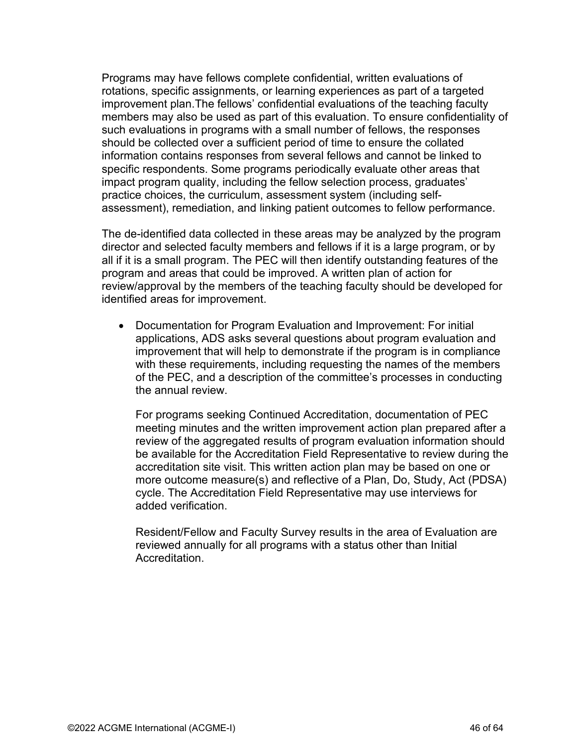Programs may have fellows complete confidential, written evaluations of rotations, specific assignments, or learning experiences as part of a targeted improvement plan.The fellows' confidential evaluations of the teaching faculty members may also be used as part of this evaluation. To ensure confidentiality of such evaluations in programs with a small number of fellows, the responses should be collected over a sufficient period of time to ensure the collated information contains responses from several fellows and cannot be linked to specific respondents. Some programs periodically evaluate other areas that impact program quality, including the fellow selection process, graduates' practice choices, the curriculum, assessment system (including self-assessment), remediation, and linking patient outcomes to fellow performance.

The de-identified data collected in these areas may be analyzed by the program director and selected faculty members and fellows if it is a large program, or by all if it is a small program. The PEC will then identify outstanding features of the program and areas that could be improved. A written plan of action for review/approval by the members of the teaching faculty should be developed for identified areas for improvement.

- Documentation for Program Evaluation and Improvement: For initial applications, ADS asks several questions about program evaluation and improvement that will help to demonstrate if the program is in compliance with these requirements, including requesting the names of the members of the PEC, and a description of the committee's processes in conducting the annual review.

  For programs seeking Continued Accreditation, documentation of PEC meeting minutes and the written improvement action plan prepared after a review of the aggregated results of program evaluation information should be available for the Accreditation Field Representative to review during the accreditation site visit. This written action plan may be based on one or more outcome measure(s) and reflective of a Plan, Do, Study, Act (PDSA) cycle. The Accreditation Field Representative may use interviews for added verification.

  Resident/Fellow and Faculty Survey results in the area of Evaluation are reviewed annually for all programs with a status other than Initial Accreditation.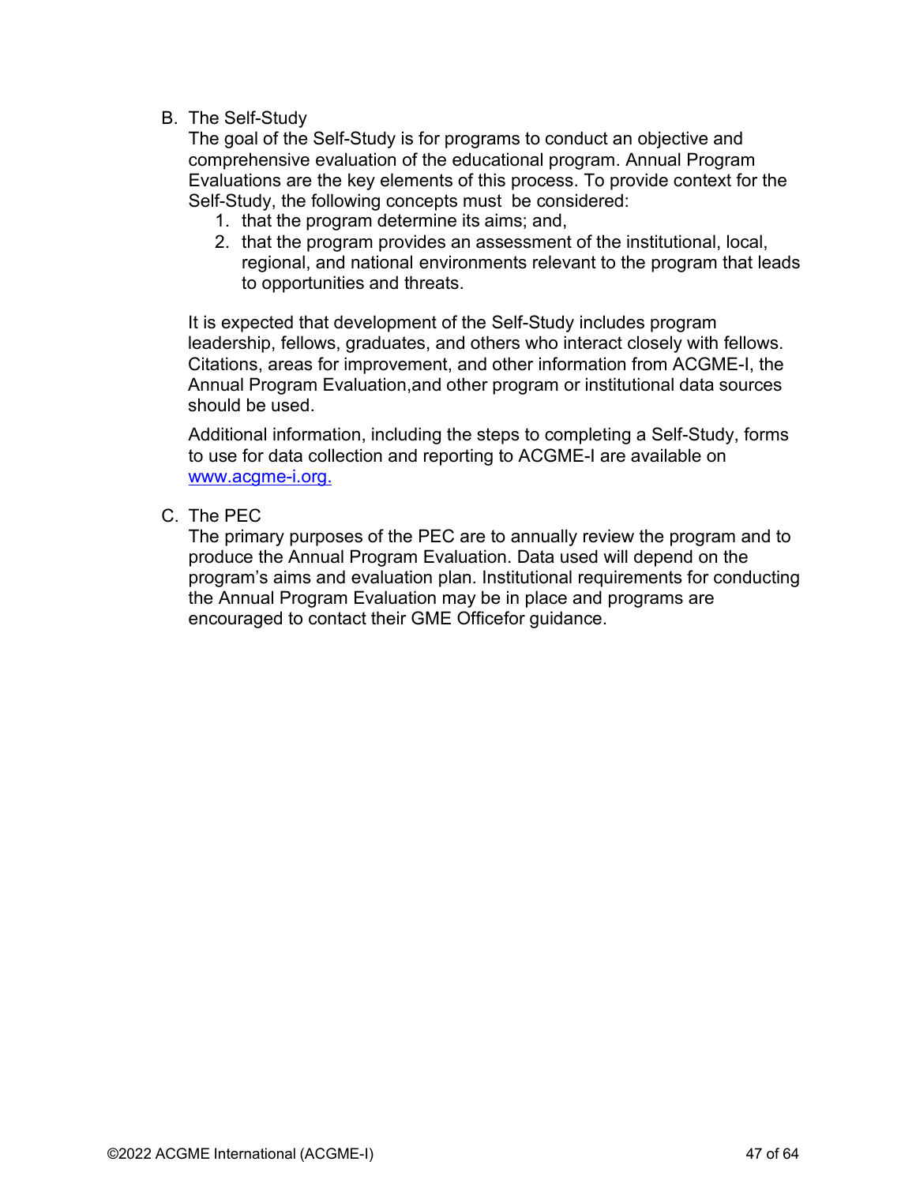B. The Self-Study

The goal of the Self-Study is for programs to conduct an objective and comprehensive evaluation of the educational program. Annual Program Evaluations are the key elements of this process. To provide context for the Self-Study, the following concepts must be considered:

1. that the program determine its aims; and,
2. that the program provides an assessment of the institutional, local, regional, and national environments relevant to the program that leads to opportunities and threats.

It is expected that development of the Self-Study includes program leadership, fellows, graduates, and others who interact closely with fellows. Citations, areas for improvement, and other information from ACGME-I, the Annual Program Evaluation,and other program or institutional data sources should be used.

Additional information, including the steps to completing a Self-Study, forms to use for data collection and reporting to ACGME-I are available on [www.acgme-i.org.](http://www.acgme-i.org)

C. The PEC

The primary purposes of the PEC are to annually review the program and to produce the Annual Program Evaluation. Data used will depend on the program's aims and evaluation plan. Institutional requirements for conducting the Annual Program Evaluation may be in place and programs are encouraged to contact their GME Officefor guidance.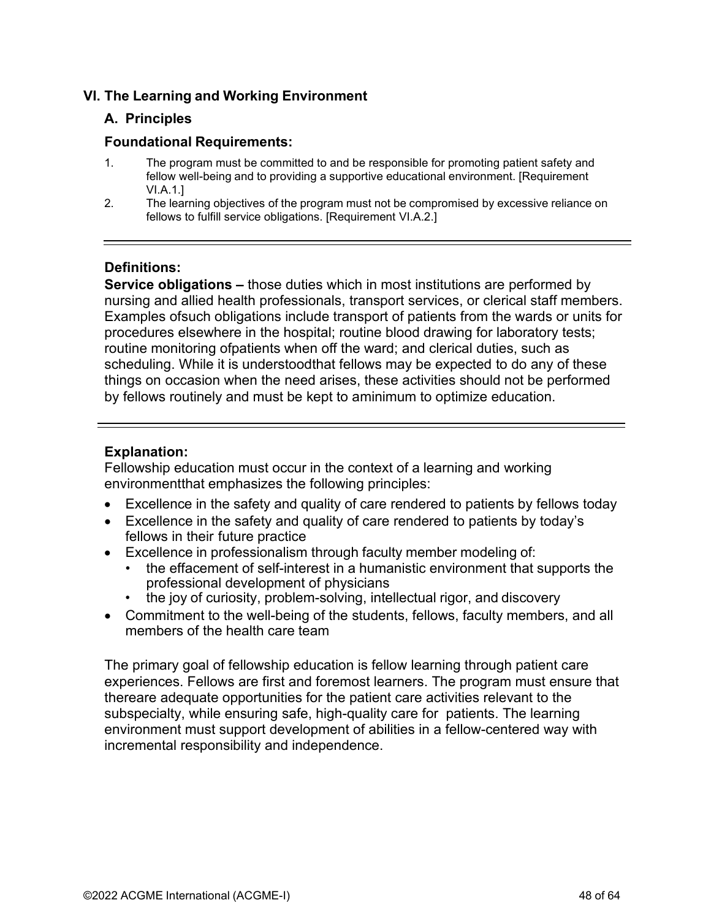## VI. The Learning and Working Environment

### A. Principles

### Foundational Requirements:

1. The program must be committed to and be responsible for promoting patient safety and fellow well-being and to providing a supportive educational environment. [Requirement VI.A.1.]
2. The learning objectives of the program must not be compromised by excessive reliance on fellows to fulfill service obligations. [Requirement VI.A.2.]

---

**Definitions:**

**Service obligations –** those duties which in most institutions are performed by nursing and allied health professionals, transport services, or clerical staff members. Examples ofsuch obligations include transport of patients from the wards or units for procedures elsewhere in the hospital; routine blood drawing for laboratory tests; routine monitoring ofpatients when off the ward; and clerical duties, such as scheduling. While it is understoodthat fellows may be expected to do any of these things on occasion when the need arises, these activities should not be performed by fellows routinely and must be kept to aminimum to optimize education.

---

**Explanation:**

Fellowship education must occur in the context of a learning and working environmentthat emphasizes the following principles:

- Excellence in the safety and quality of care rendered to patients by fellows today
- Excellence in the safety and quality of care rendered to patients by today's fellows in their future practice
- Excellence in professionalism through faculty member modeling of:
  - the effacement of self-interest in a humanistic environment that supports the professional development of physicians
  - the joy of curiosity, problem-solving, intellectual rigor, and discovery
- Commitment to the well-being of the students, fellows, faculty members, and all members of the health care team

The primary goal of fellowship education is fellow learning through patient care experiences. Fellows are first and foremost learners. The program must ensure that thereare adequate opportunities for the patient care activities relevant to the subspecialty, while ensuring safe, high-quality care for patients. The learning environment must support development of abilities in a fellow-centered way with incremental responsibility and independence.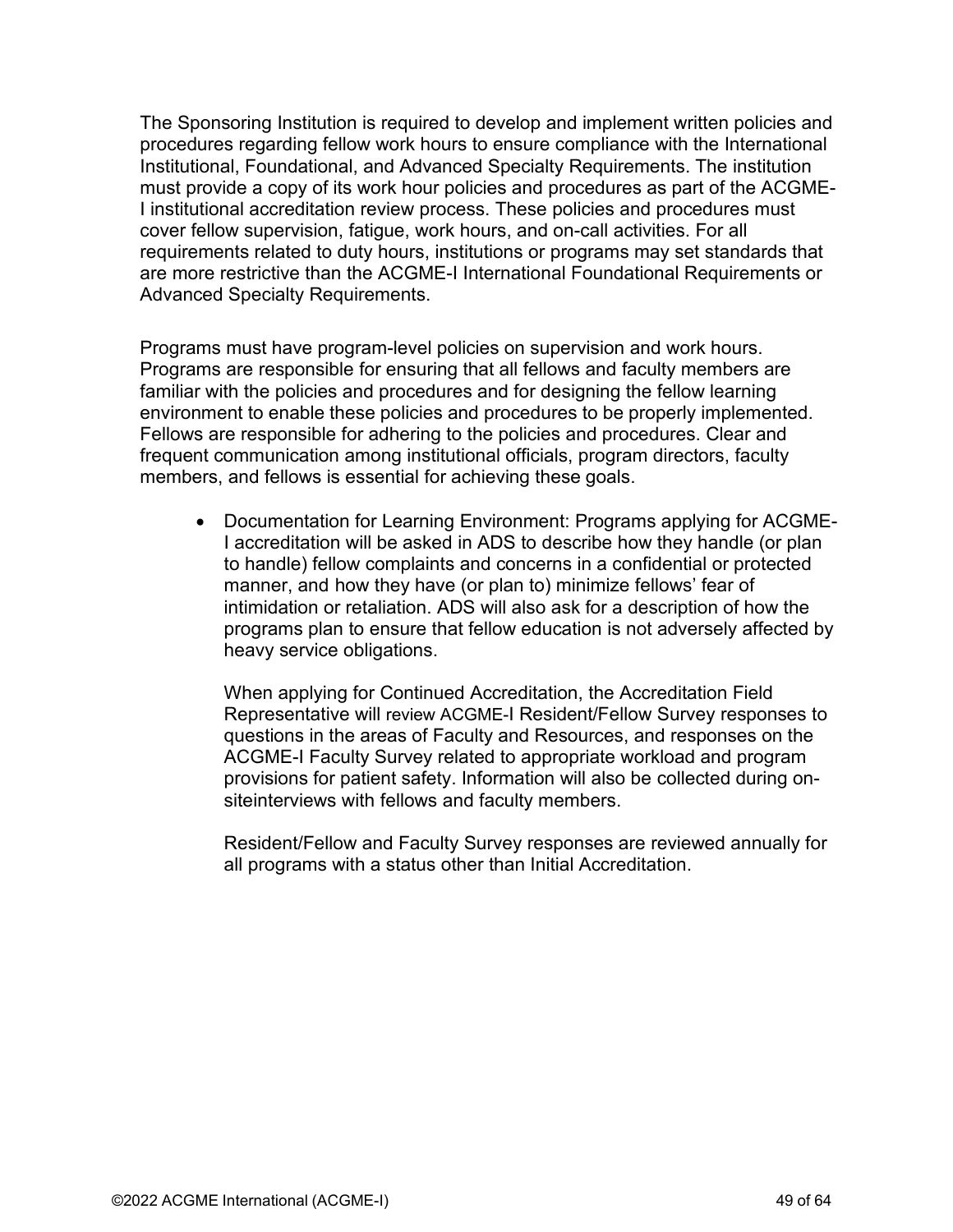The Sponsoring Institution is required to develop and implement written policies and procedures regarding fellow work hours to ensure compliance with the International Institutional, Foundational, and Advanced Specialty Requirements. The institution must provide a copy of its work hour policies and procedures as part of the ACGME-I institutional accreditation review process. These policies and procedures must cover fellow supervision, fatigue, work hours, and on-call activities. For all requirements related to duty hours, institutions or programs may set standards that are more restrictive than the ACGME-I International Foundational Requirements or Advanced Specialty Requirements.

Programs must have program-level policies on supervision and work hours. Programs are responsible for ensuring that all fellows and faculty members are familiar with the policies and procedures and for designing the fellow learning environment to enable these policies and procedures to be properly implemented. Fellows are responsible for adhering to the policies and procedures. Clear and frequent communication among institutional officials, program directors, faculty members, and fellows is essential for achieving these goals.

- Documentation for Learning Environment: Programs applying for ACGME-I accreditation will be asked in ADS to describe how they handle (or plan to handle) fellow complaints and concerns in a confidential or protected manner, and how they have (or plan to) minimize fellows' fear of intimidation or retaliation. ADS will also ask for a description of how the programs plan to ensure that fellow education is not adversely affected by heavy service obligations.

  When applying for Continued Accreditation, the Accreditation Field Representative will review ACGME-I Resident/Fellow Survey responses to questions in the areas of Faculty and Resources, and responses on the ACGME-I Faculty Survey related to appropriate workload and program provisions for patient safety. Information will also be collected during on-siteinterviews with fellows and faculty members.

  Resident/Fellow and Faculty Survey responses are reviewed annually for all programs with a status other than Initial Accreditation.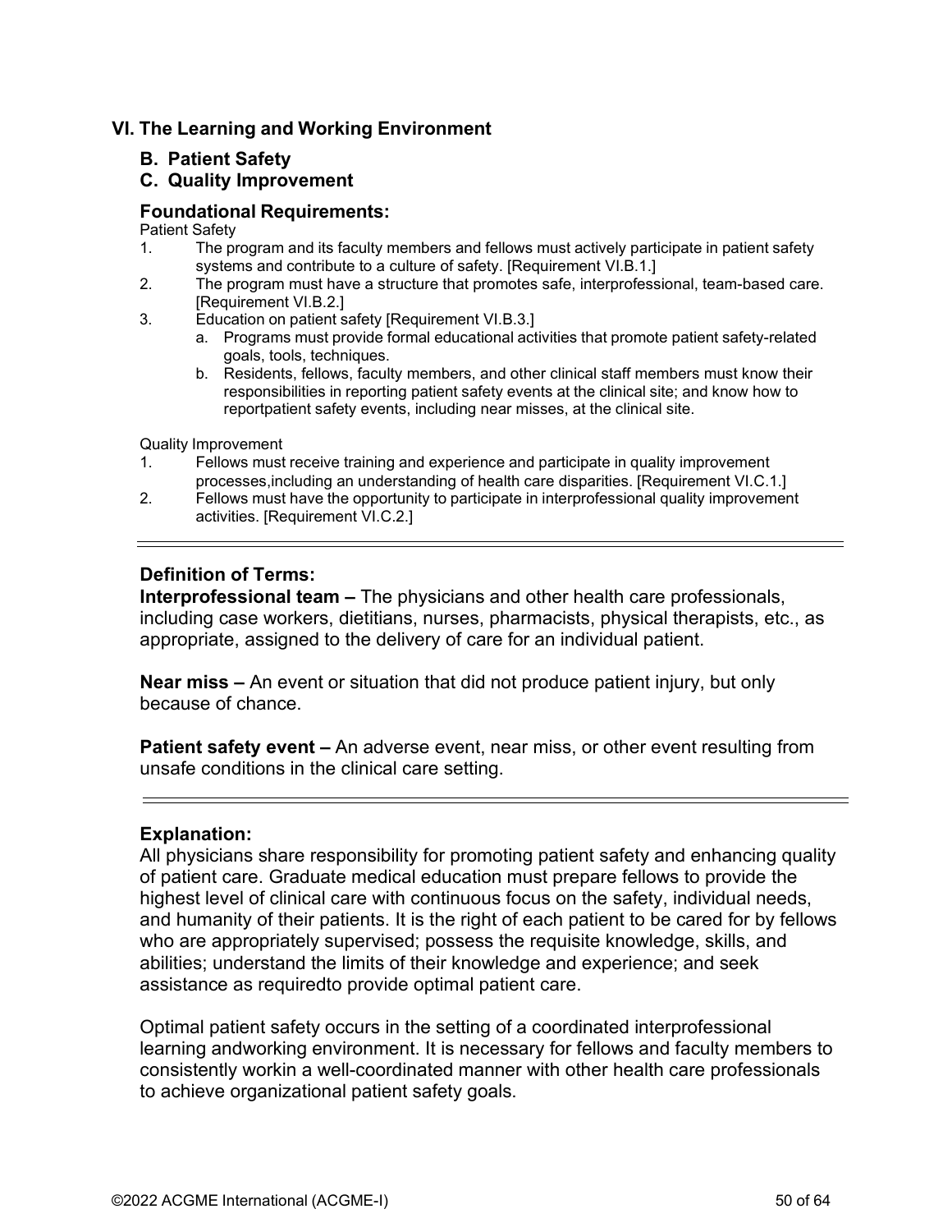# VI. The Learning and Working Environment

## B. Patient Safety
## C. Quality Improvement

### Foundational Requirements:

Patient Safety

1. The program and its faculty members and fellows must actively participate in patient safety systems and contribute to a culture of safety. [Requirement VI.B.1.]
2. The program must have a structure that promotes safe, interprofessional, team-based care. [Requirement VI.B.2.]
3. Education on patient safety [Requirement VI.B.3.]
   a. Programs must provide formal educational activities that promote patient safety-related goals, tools, techniques.
   b. Residents, fellows, faculty members, and other clinical staff members must know their responsibilities in reporting patient safety events at the clinical site; and know how to reportpatient safety events, including near misses, at the clinical site.

Quality Improvement

1. Fellows must receive training and experience and participate in quality improvement processes,including an understanding of health care disparities. [Requirement VI.C.1.]
2. Fellows must have the opportunity to participate in interprofessional quality improvement activities. [Requirement VI.C.2.]

---

### Definition of Terms:

**Interprofessional team –** The physicians and other health care professionals, including case workers, dietitians, nurses, pharmacists, physical therapists, etc., as appropriate, assigned to the delivery of care for an individual patient.

**Near miss –** An event or situation that did not produce patient injury, but only because of chance.

**Patient safety event –** An adverse event, near miss, or other event resulting from unsafe conditions in the clinical care setting.

---

### Explanation:

All physicians share responsibility for promoting patient safety and enhancing quality of patient care. Graduate medical education must prepare fellows to provide the highest level of clinical care with continuous focus on the safety, individual needs, and humanity of their patients. It is the right of each patient to be cared for by fellows who are appropriately supervised; possess the requisite knowledge, skills, and abilities; understand the limits of their knowledge and experience; and seek assistance as requiredto provide optimal patient care.

Optimal patient safety occurs in the setting of a coordinated interprofessional learning andworking environment. It is necessary for fellows and faculty members to consistently workin a well-coordinated manner with other health care professionals to achieve organizational patient safety goals.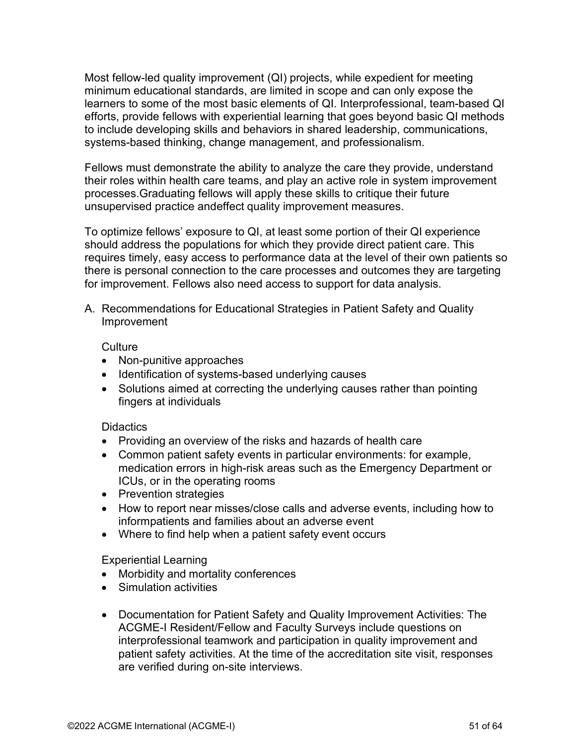Most fellow-led quality improvement (QI) projects, while expedient for meeting minimum educational standards, are limited in scope and can only expose the learners to some of the most basic elements of QI. Interprofessional, team-based QI efforts, provide fellows with experiential learning that goes beyond basic QI methods to include developing skills and behaviors in shared leadership, communications, systems-based thinking, change management, and professionalism.

Fellows must demonstrate the ability to analyze the care they provide, understand their roles within health care teams, and play an active role in system improvement processes.Graduating fellows will apply these skills to critique their future unsupervised practice andeffect quality improvement measures.

To optimize fellows' exposure to QI, at least some portion of their QI experience should address the populations for which they provide direct patient care. This requires timely, easy access to performance data at the level of their own patients so there is personal connection to the care processes and outcomes they are targeting for improvement. Fellows also need access to support for data analysis.

A. Recommendations for Educational Strategies in Patient Safety and Quality Improvement

Culture

- Non-punitive approaches
- Identification of systems-based underlying causes
- Solutions aimed at correcting the underlying causes rather than pointing fingers at individuals

Didactics

- Providing an overview of the risks and hazards of health care
- Common patient safety events in particular environments: for example, medication errors in high-risk areas such as the Emergency Department or ICUs, or in the operating rooms
- Prevention strategies
- How to report near misses/close calls and adverse events, including how to informpatients and families about an adverse event
- Where to find help when a patient safety event occurs

Experiential Learning

- Morbidity and mortality conferences
- Simulation activities

- Documentation for Patient Safety and Quality Improvement Activities: The ACGME-I Resident/Fellow and Faculty Surveys include questions on interprofessional teamwork and participation in quality improvement and patient safety activities. At the time of the accreditation site visit, responses are verified during on-site interviews.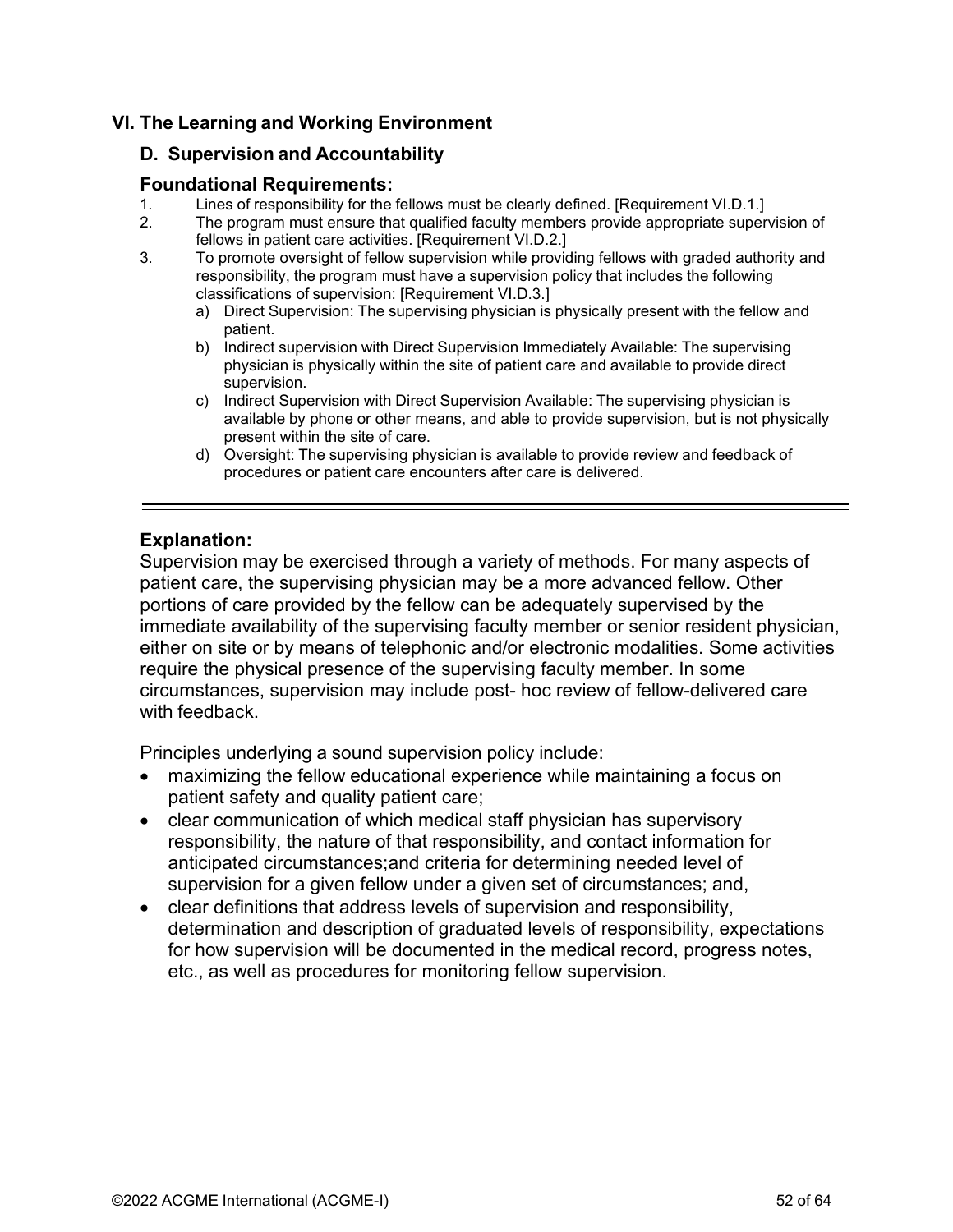## VI. The Learning and Working Environment

### D. Supervision and Accountability

### Foundational Requirements:

1. Lines of responsibility for the fellows must be clearly defined. [Requirement VI.D.1.]
2. The program must ensure that qualified faculty members provide appropriate supervision of fellows in patient care activities. [Requirement VI.D.2.]
3. To promote oversight of fellow supervision while providing fellows with graded authority and responsibility, the program must have a supervision policy that includes the following classifications of supervision: [Requirement VI.D.3.]
   a) Direct Supervision: The supervising physician is physically present with the fellow and patient.
   b) Indirect supervision with Direct Supervision Immediately Available: The supervising physician is physically within the site of patient care and available to provide direct supervision.
   c) Indirect Supervision with Direct Supervision Available: The supervising physician is available by phone or other means, and able to provide supervision, but is not physically present within the site of care.
   d) Oversight: The supervising physician is available to provide review and feedback of procedures or patient care encounters after care is delivered.

---

### Explanation:

Supervision may be exercised through a variety of methods. For many aspects of patient care, the supervising physician may be a more advanced fellow. Other portions of care provided by the fellow can be adequately supervised by the immediate availability of the supervising faculty member or senior resident physician, either on site or by means of telephonic and/or electronic modalities. Some activities require the physical presence of the supervising faculty member. In some circumstances, supervision may include post- hoc review of fellow-delivered care with feedback.

Principles underlying a sound supervision policy include:

- maximizing the fellow educational experience while maintaining a focus on patient safety and quality patient care;
- clear communication of which medical staff physician has supervisory responsibility, the nature of that responsibility, and contact information for anticipated circumstances;and criteria for determining needed level of supervision for a given fellow under a given set of circumstances; and,
- clear definitions that address levels of supervision and responsibility, determination and description of graduated levels of responsibility, expectations for how supervision will be documented in the medical record, progress notes, etc., as well as procedures for monitoring fellow supervision.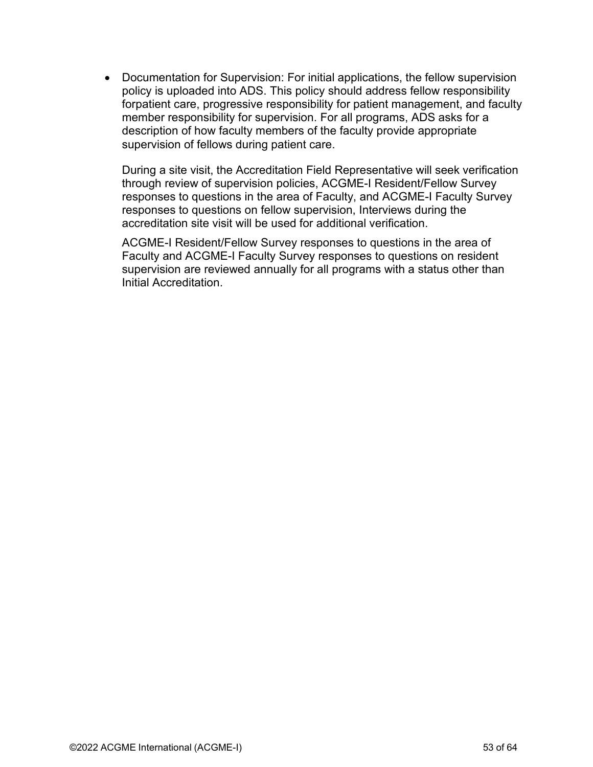- Documentation for Supervision: For initial applications, the fellow supervision policy is uploaded into ADS. This policy should address fellow responsibility forpatient care, progressive responsibility for patient management, and faculty member responsibility for supervision. For all programs, ADS asks for a description of how faculty members of the faculty provide appropriate supervision of fellows during patient care.

  During a site visit, the Accreditation Field Representative will seek verification through review of supervision policies, ACGME-I Resident/Fellow Survey responses to questions in the area of Faculty, and ACGME-I Faculty Survey responses to questions on fellow supervision, Interviews during the accreditation site visit will be used for additional verification.

  ACGME-I Resident/Fellow Survey responses to questions in the area of Faculty and ACGME-I Faculty Survey responses to questions on resident supervision are reviewed annually for all programs with a status other than Initial Accreditation.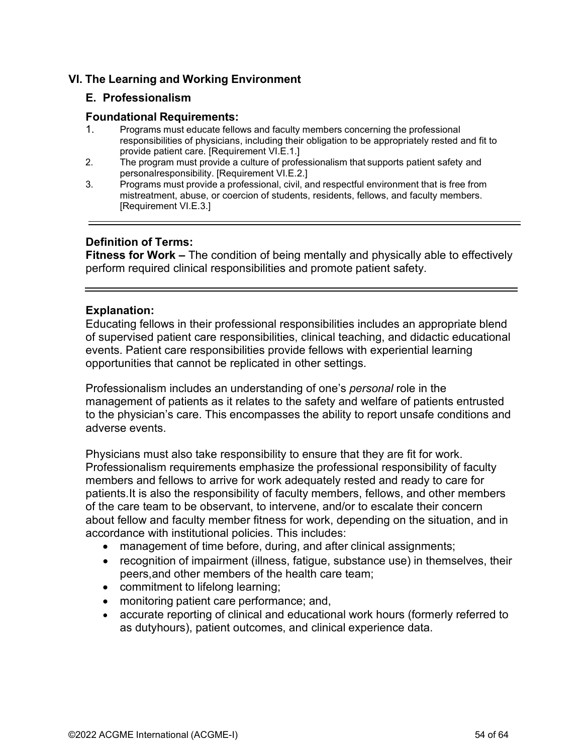## VI. The Learning and Working Environment

### E. Professionalism

#### Foundational Requirements:

1. Programs must educate fellows and faculty members concerning the professional responsibilities of physicians, including their obligation to be appropriately rested and fit to provide patient care. [Requirement VI.E.1.]
2. The program must provide a culture of professionalism that supports patient safety and personalresponsibility. [Requirement VI.E.2.]
3. Programs must provide a professional, civil, and respectful environment that is free from mistreatment, abuse, or coercion of students, residents, fellows, and faculty members. [Requirement VI.E.3.]

---

**Definition of Terms:**

**Fitness for Work –** The condition of being mentally and physically able to effectively perform required clinical responsibilities and promote patient safety.

---

**Explanation:**

Educating fellows in their professional responsibilities includes an appropriate blend of supervised patient care responsibilities, clinical teaching, and didactic educational events. Patient care responsibilities provide fellows with experiential learning opportunities that cannot be replicated in other settings.

Professionalism includes an understanding of one's *personal* role in the management of patients as it relates to the safety and welfare of patients entrusted to the physician's care. This encompasses the ability to report unsafe conditions and adverse events.

Physicians must also take responsibility to ensure that they are fit for work. Professionalism requirements emphasize the professional responsibility of faculty members and fellows to arrive for work adequately rested and ready to care for patients.It is also the responsibility of faculty members, fellows, and other members of the care team to be observant, to intervene, and/or to escalate their concern about fellow and faculty member fitness for work, depending on the situation, and in accordance with institutional policies. This includes:

- management of time before, during, and after clinical assignments;
- recognition of impairment (illness, fatigue, substance use) in themselves, their peers,and other members of the health care team;
- commitment to lifelong learning;
- monitoring patient care performance; and,
- accurate reporting of clinical and educational work hours (formerly referred to as dutyhours), patient outcomes, and clinical experience data.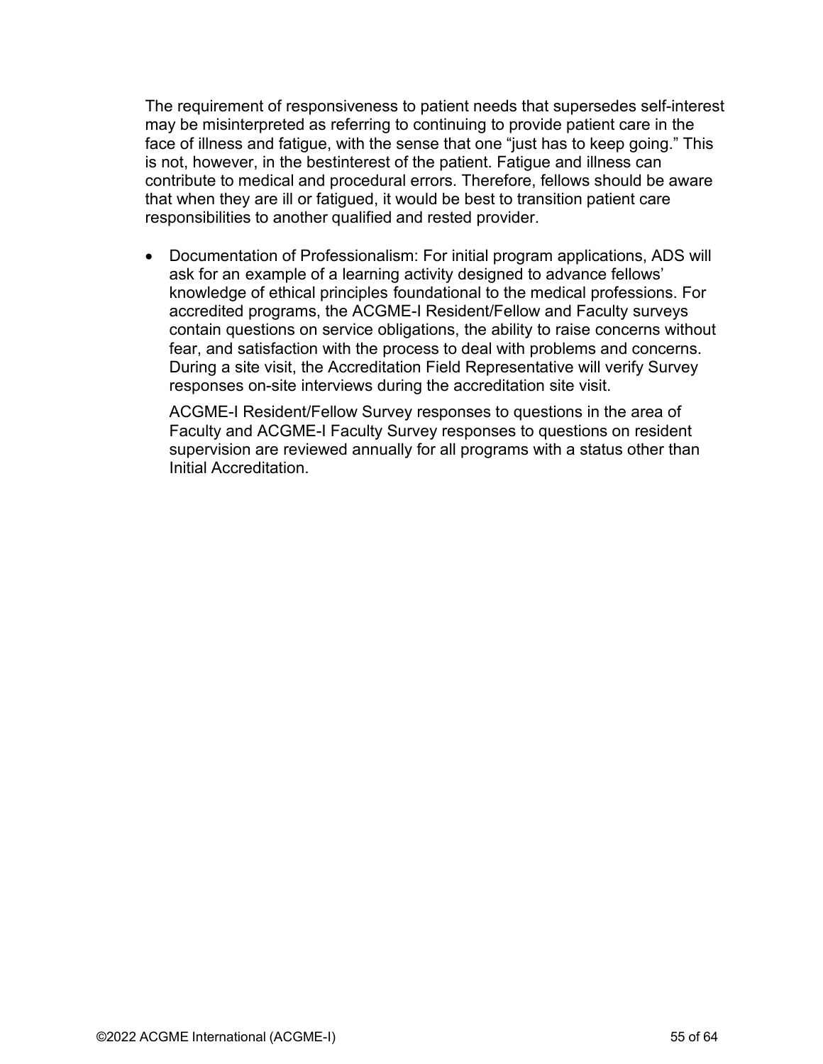The requirement of responsiveness to patient needs that supersedes self-interest may be misinterpreted as referring to continuing to provide patient care in the face of illness and fatigue, with the sense that one “just has to keep going.” This is not, however, in the bestinterest of the patient. Fatigue and illness can contribute to medical and procedural errors. Therefore, fellows should be aware that when they are ill or fatigued, it would be best to transition patient care responsibilities to another qualified and rested provider.

- Documentation of Professionalism: For initial program applications, ADS will ask for an example of a learning activity designed to advance fellows’ knowledge of ethical principles foundational to the medical professions. For accredited programs, the ACGME-I Resident/Fellow and Faculty surveys contain questions on service obligations, the ability to raise concerns without fear, and satisfaction with the process to deal with problems and concerns. During a site visit, the Accreditation Field Representative will verify Survey responses on-site interviews during the accreditation site visit.

  ACGME-I Resident/Fellow Survey responses to questions in the area of Faculty and ACGME-I Faculty Survey responses to questions on resident supervision are reviewed annually for all programs with a status other than Initial Accreditation.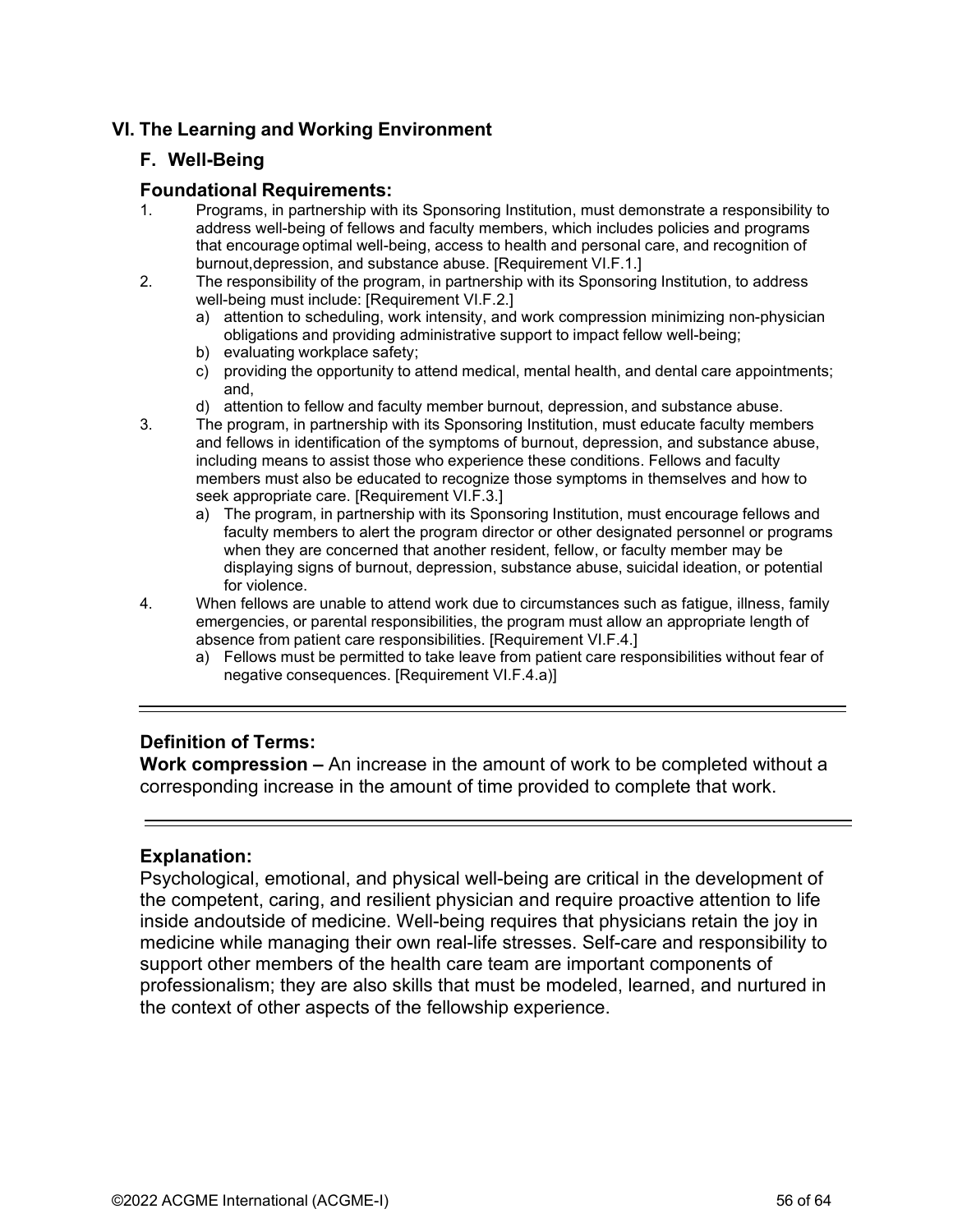## VI. The Learning and Working Environment

### F. Well-Being

### Foundational Requirements:

1. Programs, in partnership with its Sponsoring Institution, must demonstrate a responsibility to address well-being of fellows and faculty members, which includes policies and programs that encourage optimal well-being, access to health and personal care, and recognition of burnout,depression, and substance abuse. [Requirement VI.F.1.]
2. The responsibility of the program, in partnership with its Sponsoring Institution, to address well-being must include: [Requirement VI.F.2.]
   - a) attention to scheduling, work intensity, and work compression minimizing non-physician obligations and providing administrative support to impact fellow well-being;
   - b) evaluating workplace safety;
   - c) providing the opportunity to attend medical, mental health, and dental care appointments; and,
   - d) attention to fellow and faculty member burnout, depression, and substance abuse.
3. The program, in partnership with its Sponsoring Institution, must educate faculty members and fellows in identification of the symptoms of burnout, depression, and substance abuse, including means to assist those who experience these conditions. Fellows and faculty members must also be educated to recognize those symptoms in themselves and how to seek appropriate care. [Requirement VI.F.3.]
   - a) The program, in partnership with its Sponsoring Institution, must encourage fellows and faculty members to alert the program director or other designated personnel or programs when they are concerned that another resident, fellow, or faculty member may be displaying signs of burnout, depression, substance abuse, suicidal ideation, or potential for violence.
4. When fellows are unable to attend work due to circumstances such as fatigue, illness, family emergencies, or parental responsibilities, the program must allow an appropriate length of absence from patient care responsibilities. [Requirement VI.F.4.]
   - a) Fellows must be permitted to take leave from patient care responsibilities without fear of negative consequences. [Requirement VI.F.4.a)]

---

### Definition of Terms:

**Work compression –** An increase in the amount of work to be completed without a corresponding increase in the amount of time provided to complete that work.

---

### Explanation:

Psychological, emotional, and physical well-being are critical in the development of the competent, caring, and resilient physician and require proactive attention to life inside andoutside of medicine. Well-being requires that physicians retain the joy in medicine while managing their own real-life stresses. Self-care and responsibility to support other members of the health care team are important components of professionalism; they are also skills that must be modeled, learned, and nurtured in the context of other aspects of the fellowship experience.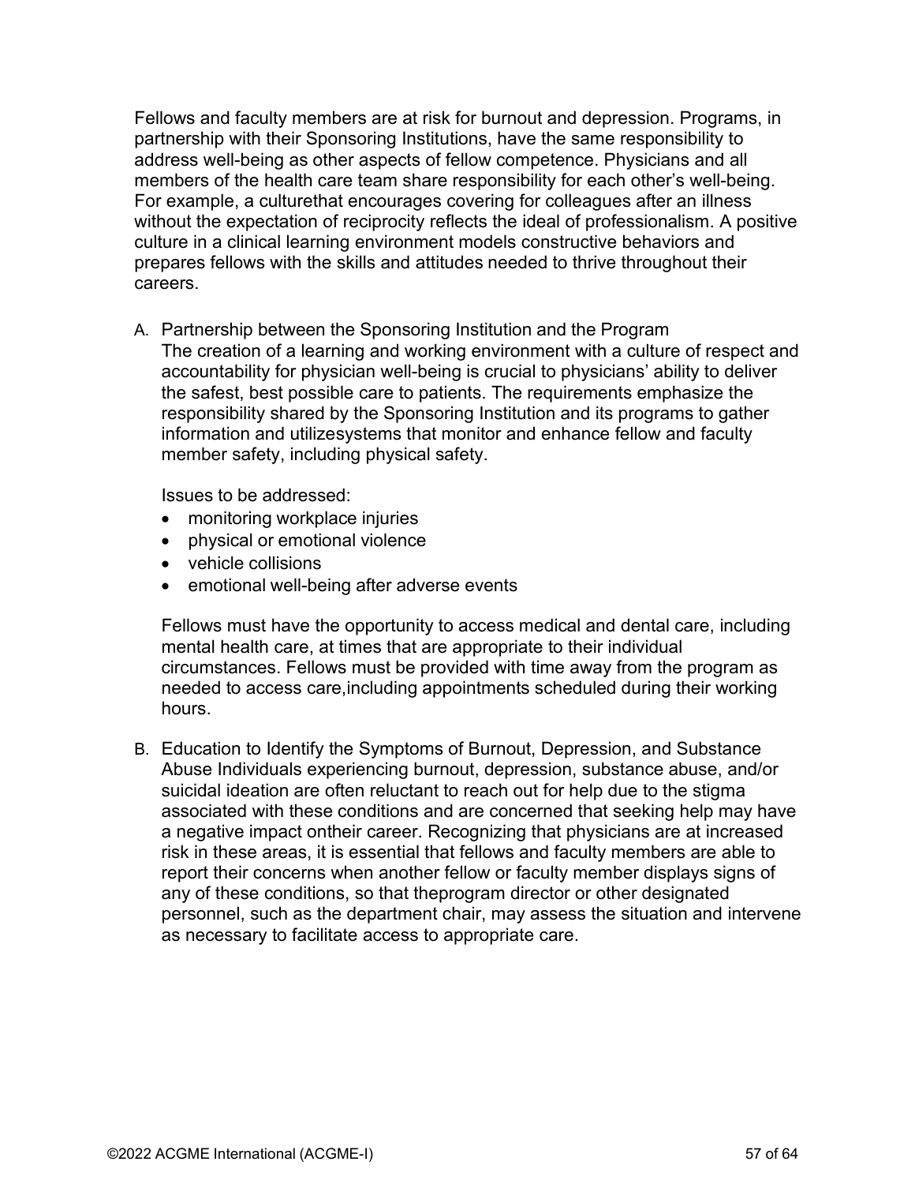Fellows and faculty members are at risk for burnout and depression. Programs, in partnership with their Sponsoring Institutions, have the same responsibility to address well-being as other aspects of fellow competence. Physicians and all members of the health care team share responsibility for each other's well-being. For example, a culturethat encourages covering for colleagues after an illness without the expectation of reciprocity reflects the ideal of professionalism. A positive culture in a clinical learning environment models constructive behaviors and prepares fellows with the skills and attitudes needed to thrive throughout their careers.

A. Partnership between the Sponsoring Institution and the Program
   The creation of a learning and working environment with a culture of respect and accountability for physician well-being is crucial to physicians' ability to deliver the safest, best possible care to patients. The requirements emphasize the responsibility shared by the Sponsoring Institution and its programs to gather information and utilizesystems that monitor and enhance fellow and faculty member safety, including physical safety.

   Issues to be addressed:

   - monitoring workplace injuries
   - physical or emotional violence
   - vehicle collisions
   - emotional well-being after adverse events

   Fellows must have the opportunity to access medical and dental care, including mental health care, at times that are appropriate to their individual circumstances. Fellows must be provided with time away from the program as needed to access care,including appointments scheduled during their working hours.

B. Education to Identify the Symptoms of Burnout, Depression, and Substance Abuse Individuals experiencing burnout, depression, substance abuse, and/or suicidal ideation are often reluctant to reach out for help due to the stigma associated with these conditions and are concerned that seeking help may have a negative impact ontheir career. Recognizing that physicians are at increased risk in these areas, it is essential that fellows and faculty members are able to report their concerns when another fellow or faculty member displays signs of any of these conditions, so that theprogram director or other designated personnel, such as the department chair, may assess the situation and intervene as necessary to facilitate access to appropriate care.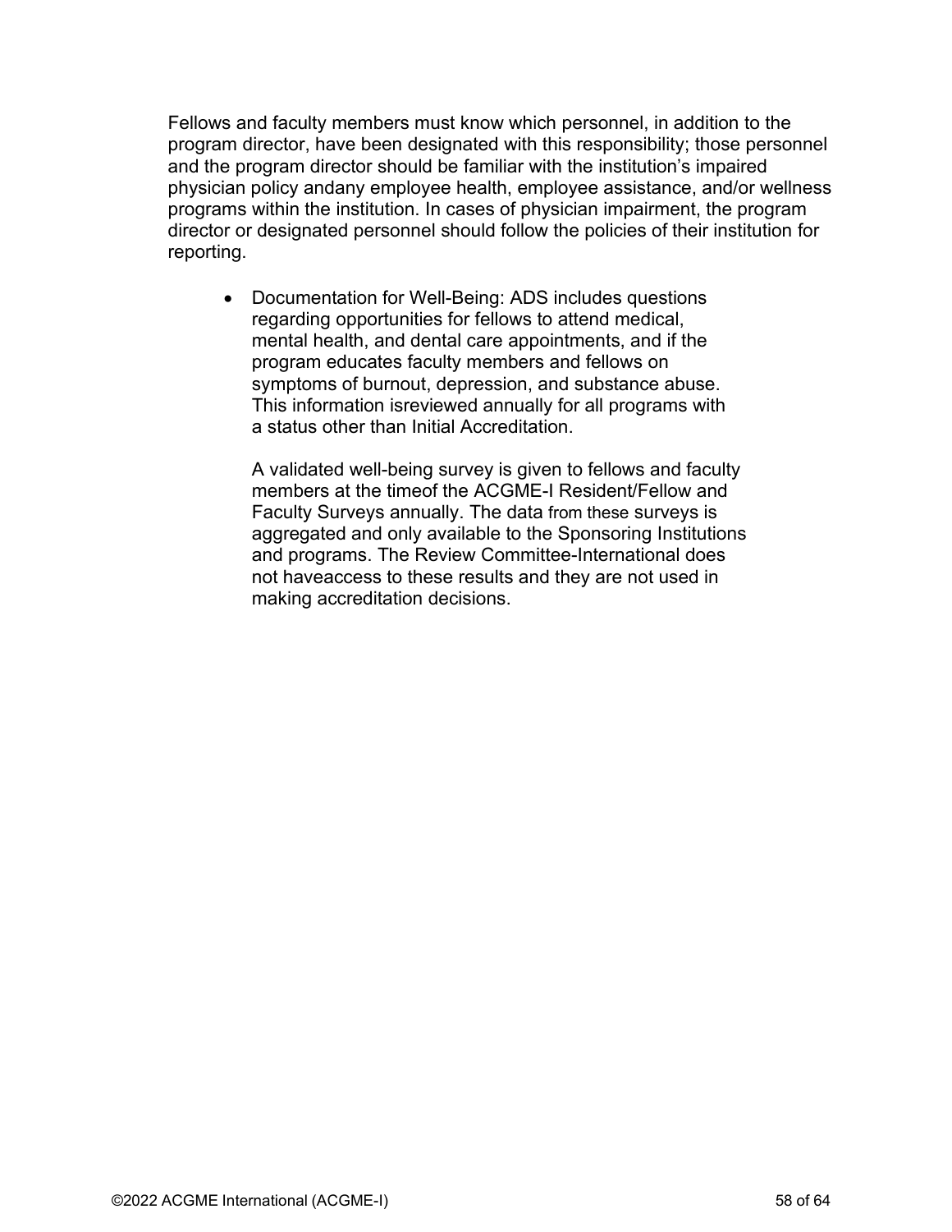Fellows and faculty members must know which personnel, in addition to the program director, have been designated with this responsibility; those personnel and the program director should be familiar with the institution's impaired physician policy andany employee health, employee assistance, and/or wellness programs within the institution. In cases of physician impairment, the program director or designated personnel should follow the policies of their institution for reporting.

- Documentation for Well-Being: ADS includes questions regarding opportunities for fellows to attend medical, mental health, and dental care appointments, and if the program educates faculty members and fellows on symptoms of burnout, depression, and substance abuse. This information isreviewed annually for all programs with a status other than Initial Accreditation.

  A validated well-being survey is given to fellows and faculty members at the timeof the ACGME-I Resident/Fellow and Faculty Surveys annually. The data from these surveys is aggregated and only available to the Sponsoring Institutions and programs. The Review Committee-International does not haveaccess to these results and they are not used in making accreditation decisions.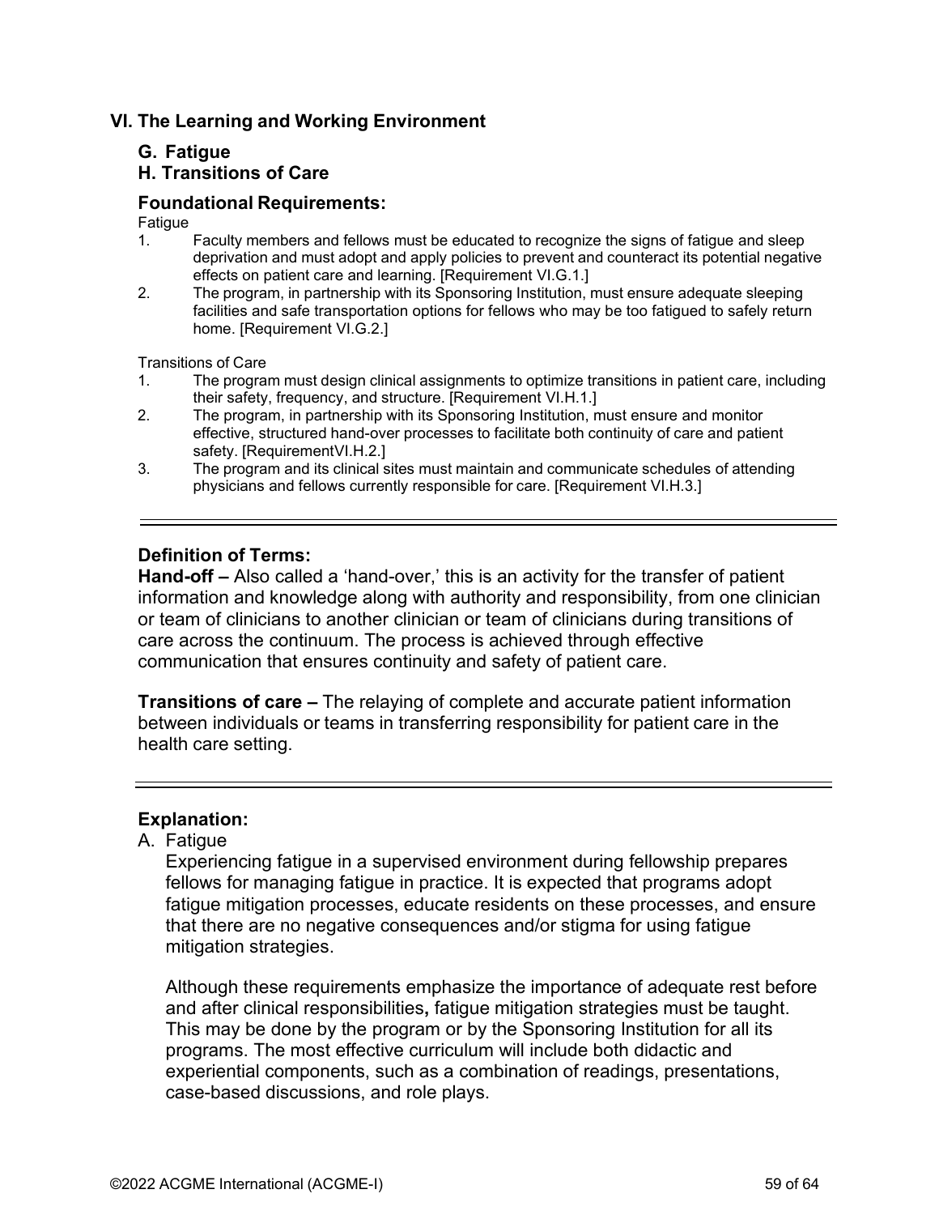## VI. The Learning and Working Environment

### G. Fatigue
### H. Transitions of Care

### Foundational Requirements:

Fatigue

1. Faculty members and fellows must be educated to recognize the signs of fatigue and sleep deprivation and must adopt and apply policies to prevent and counteract its potential negative effects on patient care and learning. [Requirement VI.G.1.]
2. The program, in partnership with its Sponsoring Institution, must ensure adequate sleeping facilities and safe transportation options for fellows who may be too fatigued to safely return home. [Requirement VI.G.2.]

Transitions of Care

1. The program must design clinical assignments to optimize transitions in patient care, including their safety, frequency, and structure. [Requirement VI.H.1.]
2. The program, in partnership with its Sponsoring Institution, must ensure and monitor effective, structured hand-over processes to facilitate both continuity of care and patient safety. [RequirementVI.H.2.]
3. The program and its clinical sites must maintain and communicate schedules of attending physicians and fellows currently responsible for care. [Requirement VI.H.3.]

---

### Definition of Terms:

**Hand-off –** Also called a 'hand-over,' this is an activity for the transfer of patient information and knowledge along with authority and responsibility, from one clinician or team of clinicians to another clinician or team of clinicians during transitions of care across the continuum. The process is achieved through effective communication that ensures continuity and safety of patient care.

**Transitions of care –** The relaying of complete and accurate patient information between individuals or teams in transferring responsibility for patient care in the health care setting.

---

### Explanation:

A. Fatigue

Experiencing fatigue in a supervised environment during fellowship prepares fellows for managing fatigue in practice. It is expected that programs adopt fatigue mitigation processes, educate residents on these processes, and ensure that there are no negative consequences and/or stigma for using fatigue mitigation strategies.

Although these requirements emphasize the importance of adequate rest before and after clinical responsibilities**,** fatigue mitigation strategies must be taught. This may be done by the program or by the Sponsoring Institution for all its programs. The most effective curriculum will include both didactic and experiential components, such as a combination of readings, presentations, case-based discussions, and role plays.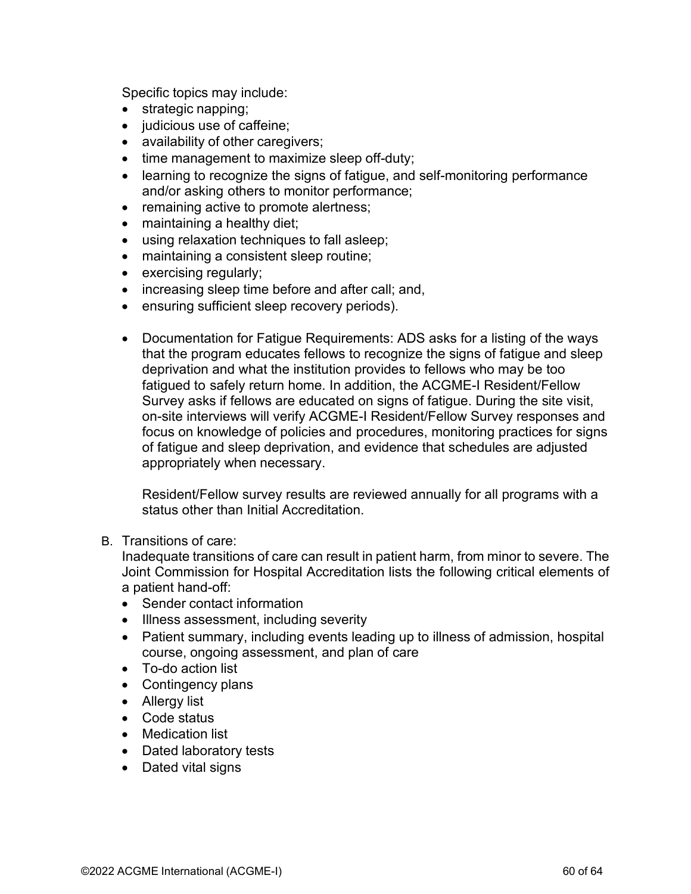Specific topics may include:

- strategic napping;
- judicious use of caffeine;
- availability of other caregivers;
- time management to maximize sleep off-duty;
- learning to recognize the signs of fatigue, and self-monitoring performance and/or asking others to monitor performance;
- remaining active to promote alertness;
- maintaining a healthy diet;
- using relaxation techniques to fall asleep;
- maintaining a consistent sleep routine;
- exercising regularly;
- increasing sleep time before and after call; and,
- ensuring sufficient sleep recovery periods).

- Documentation for Fatigue Requirements: ADS asks for a listing of the ways that the program educates fellows to recognize the signs of fatigue and sleep deprivation and what the institution provides to fellows who may be too fatigued to safely return home. In addition, the ACGME-I Resident/Fellow Survey asks if fellows are educated on signs of fatigue. During the site visit, on-site interviews will verify ACGME-I Resident/Fellow Survey responses and focus on knowledge of policies and procedures, monitoring practices for signs of fatigue and sleep deprivation, and evidence that schedules are adjusted appropriately when necessary.

  Resident/Fellow survey results are reviewed annually for all programs with a status other than Initial Accreditation.

B. Transitions of care:
Inadequate transitions of care can result in patient harm, from minor to severe. The Joint Commission for Hospital Accreditation lists the following critical elements of a patient hand-off:

- Sender contact information
- Illness assessment, including severity
- Patient summary, including events leading up to illness of admission, hospital course, ongoing assessment, and plan of care
- To-do action list
- Contingency plans
- Allergy list
- Code status
- Medication list
- Dated laboratory tests
- Dated vital signs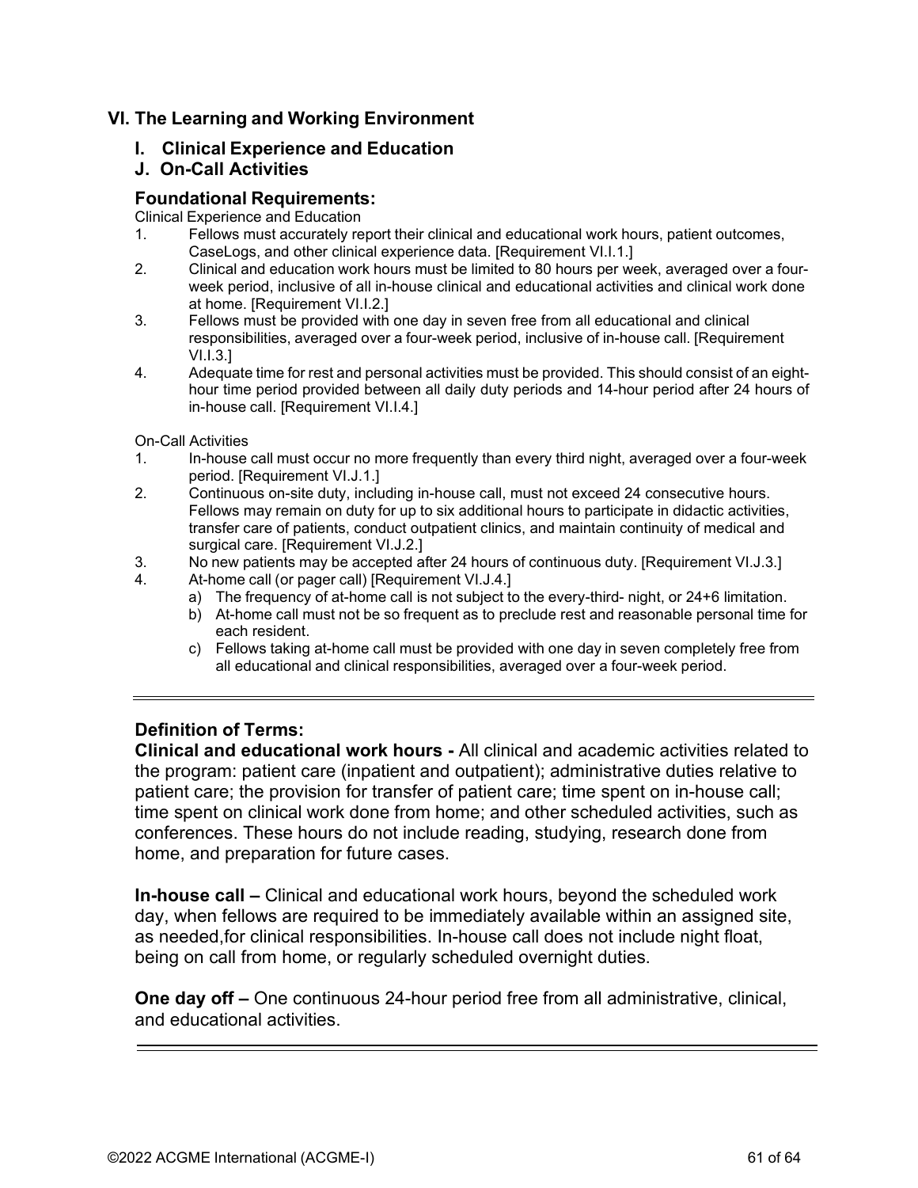## VI. The Learning and Working Environment

### I. Clinical Experience and Education

### J. On-Call Activities

### Foundational Requirements:

Clinical Experience and Education

1. Fellows must accurately report their clinical and educational work hours, patient outcomes, CaseLogs, and other clinical experience data. [Requirement VI.I.1.]
2. Clinical and education work hours must be limited to 80 hours per week, averaged over a four-week period, inclusive of all in-house clinical and educational activities and clinical work done at home. [Requirement VI.I.2.]
3. Fellows must be provided with one day in seven free from all educational and clinical responsibilities, averaged over a four-week period, inclusive of in-house call. [Requirement VI.I.3.]
4. Adequate time for rest and personal activities must be provided. This should consist of an eight-hour time period provided between all daily duty periods and 14-hour period after 24 hours of in-house call. [Requirement VI.I.4.]

On-Call Activities

1. In-house call must occur no more frequently than every third night, averaged over a four-week period. [Requirement VI.J.1.]
2. Continuous on-site duty, including in-house call, must not exceed 24 consecutive hours. Fellows may remain on duty for up to six additional hours to participate in didactic activities, transfer care of patients, conduct outpatient clinics, and maintain continuity of medical and surgical care. [Requirement VI.J.2.]
3. No new patients may be accepted after 24 hours of continuous duty. [Requirement VI.J.3.]
4. At-home call (or pager call) [Requirement VI.J.4.]
   a) The frequency of at-home call is not subject to the every-third- night, or 24+6 limitation.
   b) At-home call must not be so frequent as to preclude rest and reasonable personal time for each resident.
   c) Fellows taking at-home call must be provided with one day in seven completely free from all educational and clinical responsibilities, averaged over a four-week period.

---

### Definition of Terms:

**Clinical and educational work hours -** All clinical and academic activities related to the program: patient care (inpatient and outpatient); administrative duties relative to patient care; the provision for transfer of patient care; time spent on in-house call; time spent on clinical work done from home; and other scheduled activities, such as conferences. These hours do not include reading, studying, research done from home, and preparation for future cases.

**In-house call –** Clinical and educational work hours, beyond the scheduled work day, when fellows are required to be immediately available within an assigned site, as needed,for clinical responsibilities. In-house call does not include night float, being on call from home, or regularly scheduled overnight duties.

**One day off –** One continuous 24-hour period free from all administrative, clinical, and educational activities.

---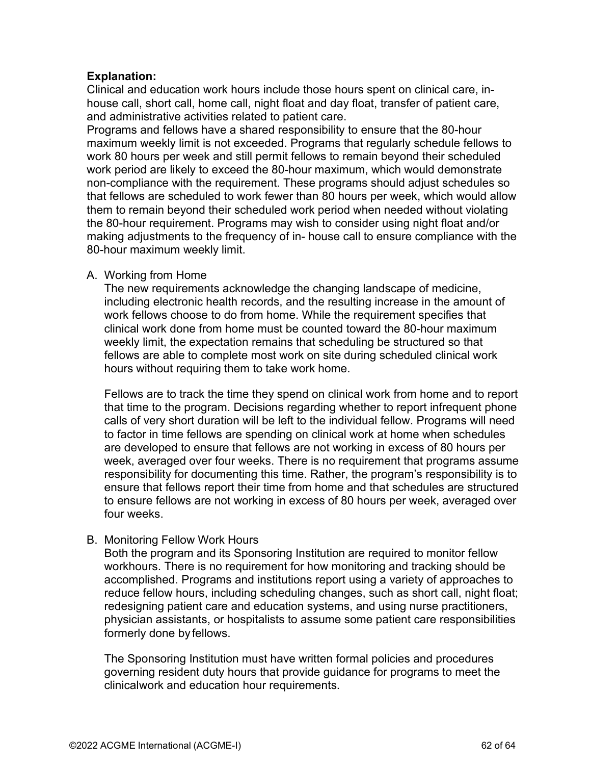**Explanation:**

Clinical and education work hours include those hours spent on clinical care, in-house call, short call, home call, night float and day float, transfer of patient care, and administrative activities related to patient care.

Programs and fellows have a shared responsibility to ensure that the 80-hour maximum weekly limit is not exceeded. Programs that regularly schedule fellows to work 80 hours per week and still permit fellows to remain beyond their scheduled work period are likely to exceed the 80-hour maximum, which would demonstrate non-compliance with the requirement. These programs should adjust schedules so that fellows are scheduled to work fewer than 80 hours per week, which would allow them to remain beyond their scheduled work period when needed without violating the 80-hour requirement. Programs may wish to consider using night float and/or making adjustments to the frequency of in- house call to ensure compliance with the 80-hour maximum weekly limit.

A. Working from Home

   The new requirements acknowledge the changing landscape of medicine, including electronic health records, and the resulting increase in the amount of work fellows choose to do from home. While the requirement specifies that clinical work done from home must be counted toward the 80-hour maximum weekly limit, the expectation remains that scheduling be structured so that fellows are able to complete most work on site during scheduled clinical work hours without requiring them to take work home.

   Fellows are to track the time they spend on clinical work from home and to report that time to the program. Decisions regarding whether to report infrequent phone calls of very short duration will be left to the individual fellow. Programs will need to factor in time fellows are spending on clinical work at home when schedules are developed to ensure that fellows are not working in excess of 80 hours per week, averaged over four weeks. There is no requirement that programs assume responsibility for documenting this time. Rather, the program's responsibility is to ensure that fellows report their time from home and that schedules are structured to ensure fellows are not working in excess of 80 hours per week, averaged over four weeks.

B. Monitoring Fellow Work Hours

   Both the program and its Sponsoring Institution are required to monitor fellow workhours. There is no requirement for how monitoring and tracking should be accomplished. Programs and institutions report using a variety of approaches to reduce fellow hours, including scheduling changes, such as short call, night float; redesigning patient care and education systems, and using nurse practitioners, physician assistants, or hospitalists to assume some patient care responsibilities formerly done by fellows.

   The Sponsoring Institution must have written formal policies and procedures governing resident duty hours that provide guidance for programs to meet the clinicalwork and education hour requirements.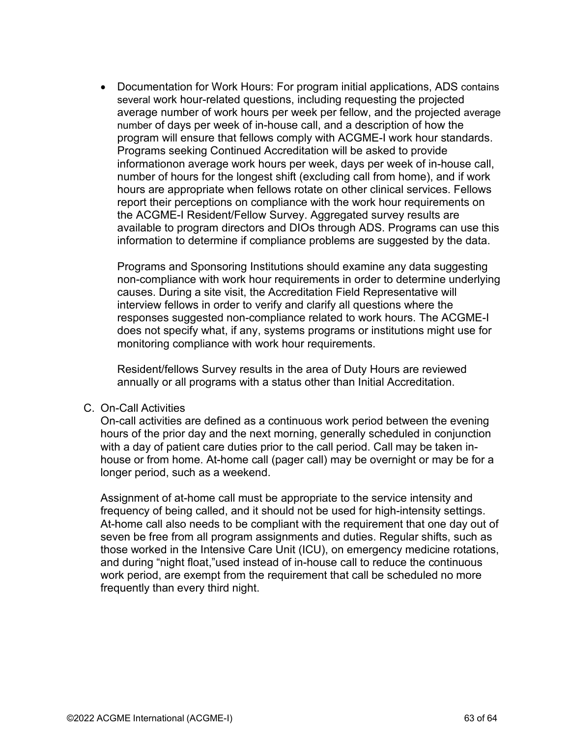- Documentation for Work Hours: For program initial applications, ADS contains several work hour-related questions, including requesting the projected average number of work hours per week per fellow, and the projected average number of days per week of in-house call, and a description of how the program will ensure that fellows comply with ACGME-I work hour standards. Programs seeking Continued Accreditation will be asked to provide informationon average work hours per week, days per week of in-house call, number of hours for the longest shift (excluding call from home), and if work hours are appropriate when fellows rotate on other clinical services. Fellows report their perceptions on compliance with the work hour requirements on the ACGME-I Resident/Fellow Survey. Aggregated survey results are available to program directors and DIOs through ADS. Programs can use this information to determine if compliance problems are suggested by the data.

  Programs and Sponsoring Institutions should examine any data suggesting non-compliance with work hour requirements in order to determine underlying causes. During a site visit, the Accreditation Field Representative will interview fellows in order to verify and clarify all questions where the responses suggested non-compliance related to work hours. The ACGME-I does not specify what, if any, systems programs or institutions might use for monitoring compliance with work hour requirements.

  Resident/fellows Survey results in the area of Duty Hours are reviewed annually or all programs with a status other than Initial Accreditation.

C. On-Call Activities

On-call activities are defined as a continuous work period between the evening hours of the prior day and the next morning, generally scheduled in conjunction with a day of patient care duties prior to the call period. Call may be taken in-house or from home. At-home call (pager call) may be overnight or may be for a longer period, such as a weekend.

Assignment of at-home call must be appropriate to the service intensity and frequency of being called, and it should not be used for high-intensity settings. At-home call also needs to be compliant with the requirement that one day out of seven be free from all program assignments and duties. Regular shifts, such as those worked in the Intensive Care Unit (ICU), on emergency medicine rotations, and during “night float,”used instead of in-house call to reduce the continuous work period, are exempt from the requirement that call be scheduled no more frequently than every third night.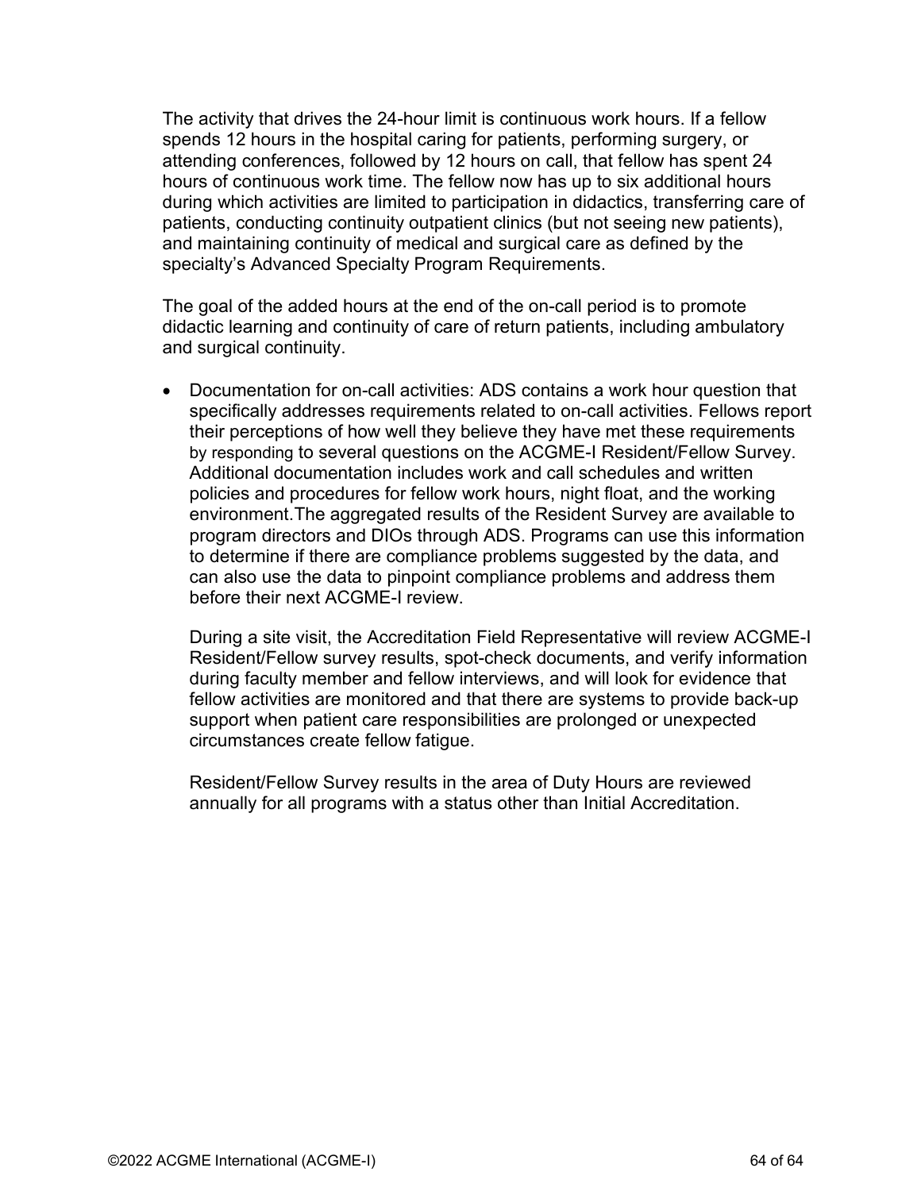The activity that drives the 24-hour limit is continuous work hours. If a fellow spends 12 hours in the hospital caring for patients, performing surgery, or attending conferences, followed by 12 hours on call, that fellow has spent 24 hours of continuous work time. The fellow now has up to six additional hours during which activities are limited to participation in didactics, transferring care of patients, conducting continuity outpatient clinics (but not seeing new patients), and maintaining continuity of medical and surgical care as defined by the specialty's Advanced Specialty Program Requirements.

The goal of the added hours at the end of the on-call period is to promote didactic learning and continuity of care of return patients, including ambulatory and surgical continuity.

- Documentation for on-call activities: ADS contains a work hour question that specifically addresses requirements related to on-call activities. Fellows report their perceptions of how well they believe they have met these requirements by responding to several questions on the ACGME-I Resident/Fellow Survey. Additional documentation includes work and call schedules and written policies and procedures for fellow work hours, night float, and the working environment.The aggregated results of the Resident Survey are available to program directors and DIOs through ADS. Programs can use this information to determine if there are compliance problems suggested by the data, and can also use the data to pinpoint compliance problems and address them before their next ACGME-I review.

  During a site visit, the Accreditation Field Representative will review ACGME-I Resident/Fellow survey results, spot-check documents, and verify information during faculty member and fellow interviews, and will look for evidence that fellow activities are monitored and that there are systems to provide back-up support when patient care responsibilities are prolonged or unexpected circumstances create fellow fatigue.

  Resident/Fellow Survey results in the area of Duty Hours are reviewed annually for all programs with a status other than Initial Accreditation.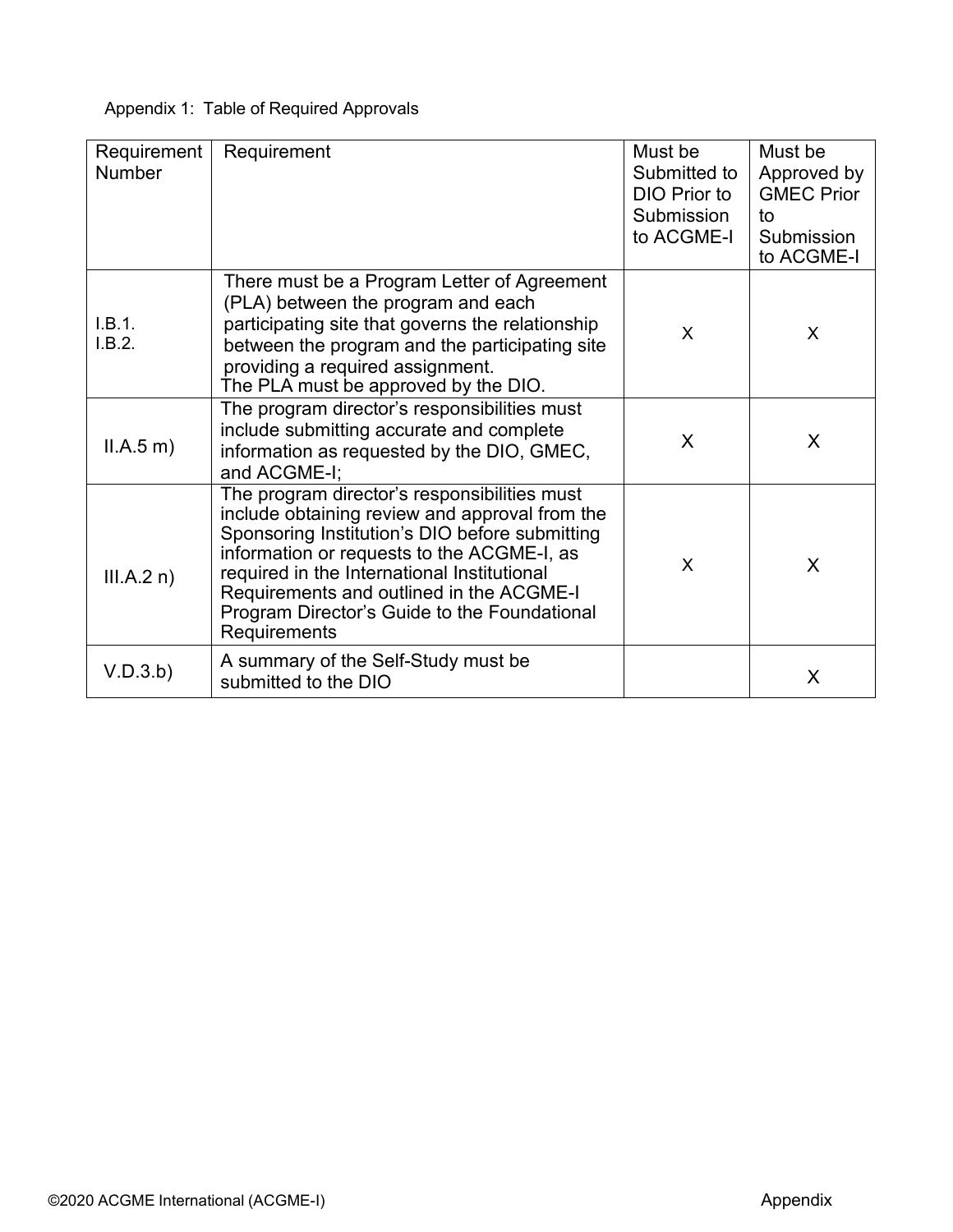Appendix 1: Table of Required Approvals

| Requirement Number | Requirement | Must be Submitted to DIO Prior to Submission to ACGME-I | Must be Approved by GMEC Prior to Submission to ACGME-I |
|---|---|---|---|
| I.B.1.<br>I.B.2. | There must be a Program Letter of Agreement (PLA) between the program and each participating site that governs the relationship between the program and the participating site providing a required assignment.<br>The PLA must be approved by the DIO. | X | X |
| II.A.5 m) | The program director's responsibilities must include submitting accurate and complete information as requested by the DIO, GMEC, and ACGME-I; | X | X |
| III.A.2 n) | The program director's responsibilities must include obtaining review and approval from the Sponsoring Institution's DIO before submitting information or requests to the ACGME-I, as required in the International Institutional Requirements and outlined in the ACGME-I Program Director's Guide to the Foundational Requirements | X | X |
| V.D.3.b) | A summary of the Self-Study must be submitted to the DIO | | X |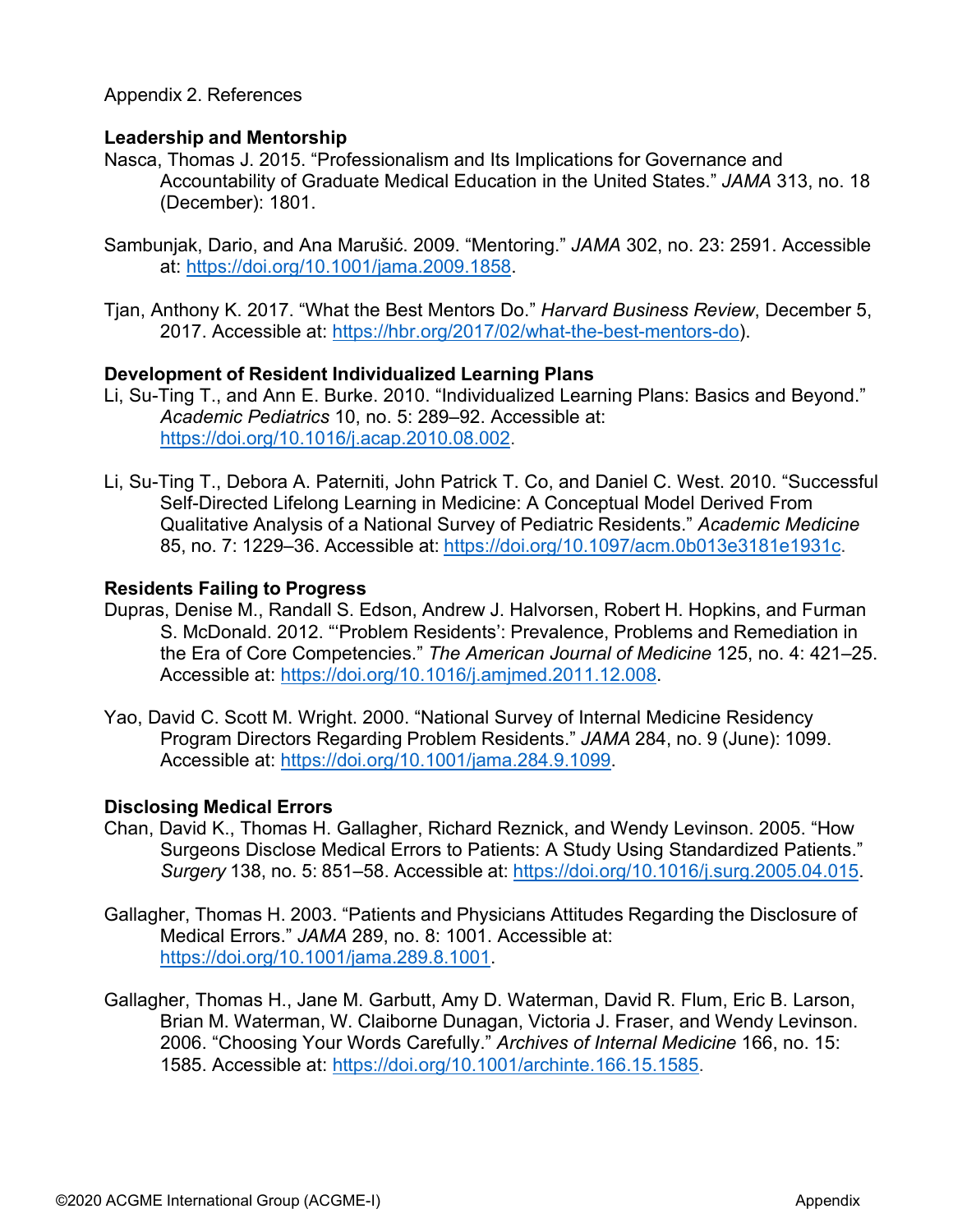Appendix 2. References

**Leadership and Mentorship**

Nasca, Thomas J. 2015. "Professionalism and Its Implications for Governance and Accountability of Graduate Medical Education in the United States." *JAMA* 313, no. 18 (December): 1801.

Sambunjak, Dario, and Ana Marušić. 2009. "Mentoring." *JAMA* 302, no. 23: 2591. Accessible at: https://doi.org/10.1001/jama.2009.1858.

Tjan, Anthony K. 2017. "What the Best Mentors Do." *Harvard Business Review*, December 5, 2017. Accessible at: https://hbr.org/2017/02/what-the-best-mentors-do).

**Development of Resident Individualized Learning Plans**

Li, Su-Ting T., and Ann E. Burke. 2010. "Individualized Learning Plans: Basics and Beyond." *Academic Pediatrics* 10, no. 5: 289–92. Accessible at: https://doi.org/10.1016/j.acap.2010.08.002.

Li, Su-Ting T., Debora A. Paterniti, John Patrick T. Co, and Daniel C. West. 2010. "Successful Self-Directed Lifelong Learning in Medicine: A Conceptual Model Derived From Qualitative Analysis of a National Survey of Pediatric Residents." *Academic Medicine* 85, no. 7: 1229–36. Accessible at: https://doi.org/10.1097/acm.0b013e3181e1931c.

**Residents Failing to Progress**

Dupras, Denise M., Randall S. Edson, Andrew J. Halvorsen, Robert H. Hopkins, and Furman S. McDonald. 2012. "'Problem Residents': Prevalence, Problems and Remediation in the Era of Core Competencies." *The American Journal of Medicine* 125, no. 4: 421–25. Accessible at: https://doi.org/10.1016/j.amjmed.2011.12.008.

Yao, David C. Scott M. Wright. 2000. "National Survey of Internal Medicine Residency Program Directors Regarding Problem Residents." *JAMA* 284, no. 9 (June): 1099. Accessible at: https://doi.org/10.1001/jama.284.9.1099.

**Disclosing Medical Errors**

Chan, David K., Thomas H. Gallagher, Richard Reznick, and Wendy Levinson. 2005. "How Surgeons Disclose Medical Errors to Patients: A Study Using Standardized Patients." *Surgery* 138, no. 5: 851–58. Accessible at: https://doi.org/10.1016/j.surg.2005.04.015.

Gallagher, Thomas H. 2003. "Patients and Physicians Attitudes Regarding the Disclosure of Medical Errors." *JAMA* 289, no. 8: 1001. Accessible at: https://doi.org/10.1001/jama.289.8.1001.

Gallagher, Thomas H., Jane M. Garbutt, Amy D. Waterman, David R. Flum, Eric B. Larson, Brian M. Waterman, W. Claiborne Dunagan, Victoria J. Fraser, and Wendy Levinson. 2006. "Choosing Your Words Carefully." *Archives of Internal Medicine* 166, no. 15: 1585. Accessible at: https://doi.org/10.1001/archinte.166.15.1585.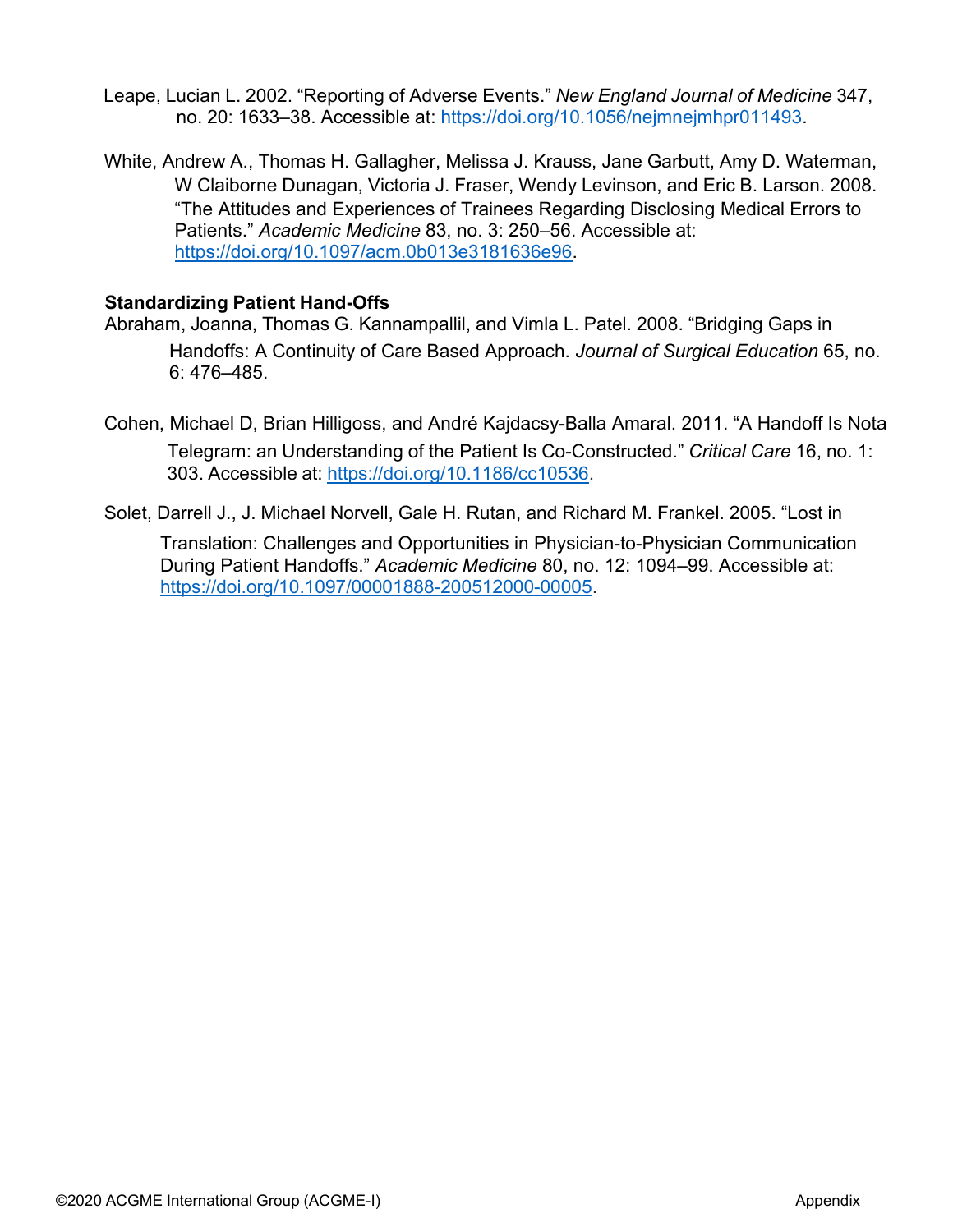Leape, Lucian L. 2002. "Reporting of Adverse Events." *New England Journal of Medicine* 347, no. 20: 1633–38. Accessible at: https://doi.org/10.1056/nejmnejmhpr011493.

White, Andrew A., Thomas H. Gallagher, Melissa J. Krauss, Jane Garbutt, Amy D. Waterman, W Claiborne Dunagan, Victoria J. Fraser, Wendy Levinson, and Eric B. Larson. 2008. "The Attitudes and Experiences of Trainees Regarding Disclosing Medical Errors to Patients." *Academic Medicine* 83, no. 3: 250–56. Accessible at: https://doi.org/10.1097/acm.0b013e3181636e96.

**Standardizing Patient Hand-Offs**

Abraham, Joanna, Thomas G. Kannampallil, and Vimla L. Patel. 2008. "Bridging Gaps in Handoffs: A Continuity of Care Based Approach. *Journal of Surgical Education* 65, no. 6: 476–485.

Cohen, Michael D, Brian Hilligoss, and André Kajdacsy-Balla Amaral. 2011. "A Handoff Is Nota Telegram: an Understanding of the Patient Is Co-Constructed." *Critical Care* 16, no. 1: 303. Accessible at: https://doi.org/10.1186/cc10536.

Solet, Darrell J., J. Michael Norvell, Gale H. Rutan, and Richard M. Frankel. 2005. "Lost in Translation: Challenges and Opportunities in Physician-to-Physician Communication During Patient Handoffs." *Academic Medicine* 80, no. 12: 1094–99. Accessible at: https://doi.org/10.1097/00001888-200512000-00005.